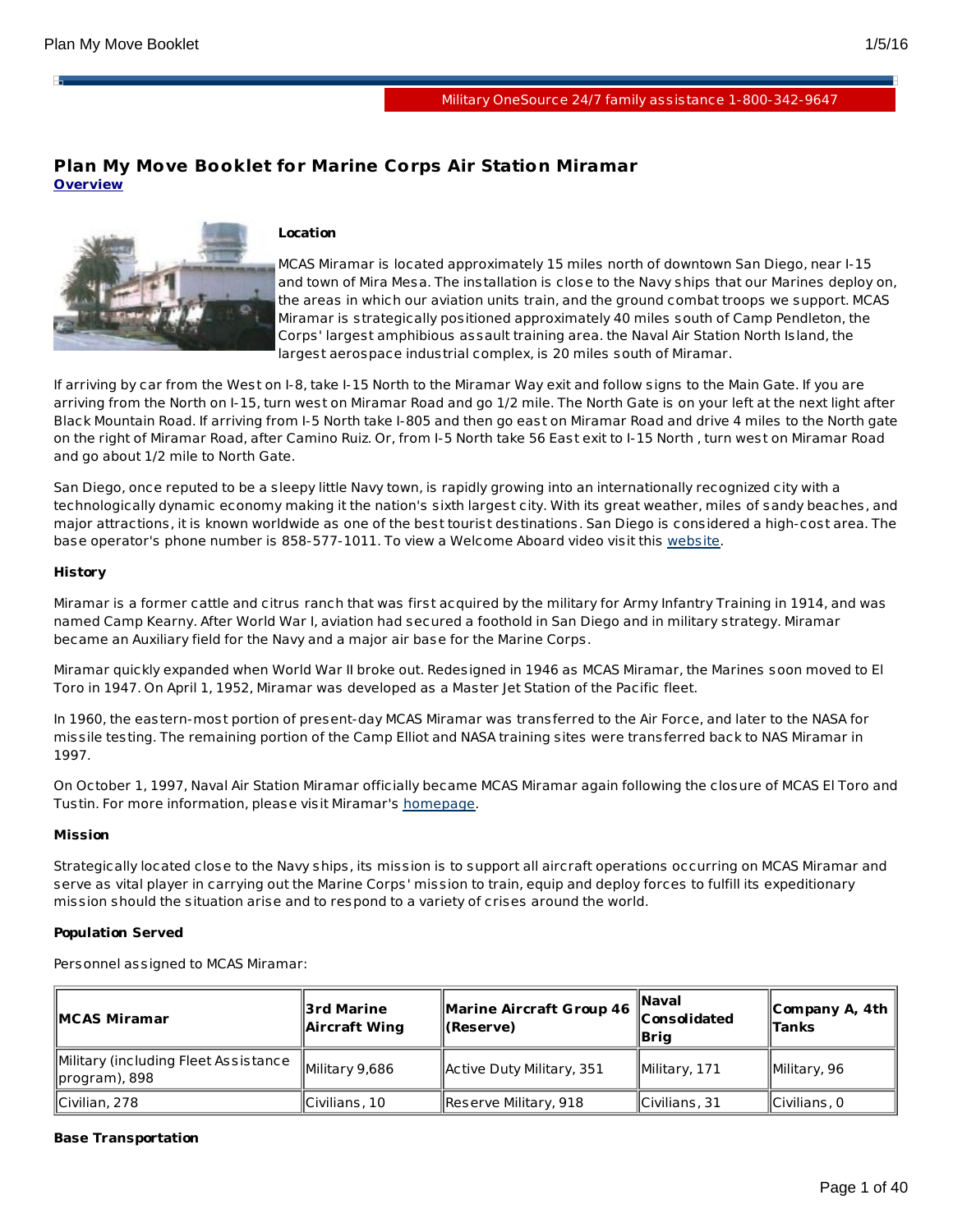Military OneSource 24/7 family assistance 1-800-342-9647

# Plan My Move Booklet for Marine Corps Air Station Miramar

**Overview**

**Location**

MCAS Miramar is located approximately 15 miles north of downtown San Diego, near I-15 and town of Mira Mesa. The installation is close to the Navy ships that our Marines deploy on, the areas in which our aviation units train, and the ground combat troops we support. MCAS Miramar is strategically positioned approximately 40 miles south of Camp Pendleton, the Corps' largest amphibious assault training area. the Naval Air Station North Island, the largest aerospace industrial complex, is 20 miles south of Miramar.

If arriving by car from the West on I-8, take I-15 North to the Miramar Way exit and follow signs to the Main Gate. If you are arriving from the North on I-15, turn west on Miramar Road and go 1/2 mile. The North Gate is on your left at the next light after Black Mountain Road. If arriving from I-5 North take I-805 and then go east on Miramar Road and drive 4 miles to the North gate on the right of Miramar Road, after Camino Ruiz. Or, from I-5 North take 56 East exit to I-15 North , turn west on Miramar Road and go about 1/2 mile to North Gate.

San Diego, once reputed to be a sleepy little Navy town, is rapidly growing into an internationally recognized city with a technologically dynamic economy making it the nation's sixth largest city. With its great weather, miles of sandy beaches, and major attractions, it is known worldwide as one of the best tourist destinations. San Diego is considered a high-cost area. The base operator's phone number is 858-577-1011. To view a Welcome Aboard video visit this website.

**History**

Miramar is a former cattle and citrus ranch that was first acquired by the military for Army Infantry Training in 1914, and was named Camp Kearny. After World War I, aviation had secured a foothold in San Diego and in military strategy. Miramar became an Auxiliary field for the Navy and a major air base for the Marine Corps.

Miramar quickly expanded when World War II broke out. Redesigned in 1946 as MCAS Miramar, the Marines soon moved to El Toro in 1947. On April 1, 1952, Miramar was developed as a Master Jet Station of the Pacific fleet.

In 1960, the eastern-most portion of present-day MCAS Miramar was transferred to the Air Force, and later to the NASA for missile testing. The remaining portion of the Camp Elliot and NASA training sites were transferred back to NAS Miramar in 1997.

On October 1, 1997, Naval Air Station Miramar officially became MCAS Miramar again following the closure of MCAS El Toro and Tustin. For more information, please visit Miramar's homepage.

**Mission**

Strategically located close to the Navy ships, its mission is to support all aircraft operations occurring on MCAS Miramar and serve as vital player in carrying out the Marine Corps' mission to train, equip and deploy forces to fulfill its expeditionary mission should the situation arise and to respond to a variety of crises around the world.

**Population Served**

Personnel assigned to MCAS Miramar:

| MCAS Miramar | 3rd Marine Aircraft Wing | Marine Aircraft Group 46 (Reserve) | Naval Consolidated Brig | Company A, 4th Tanks |
|---|---|---|---|---|
| Military (including Fleet Assistance program), 898 | Military 9,686 | Active Duty Military, 351 | Military, 171 | Military, 96 |
| Civilian, 278 | Civilians, 10 | Reserve Military, 918 | Civilians, 31 | Civilians, 0 |

**Base Transportation**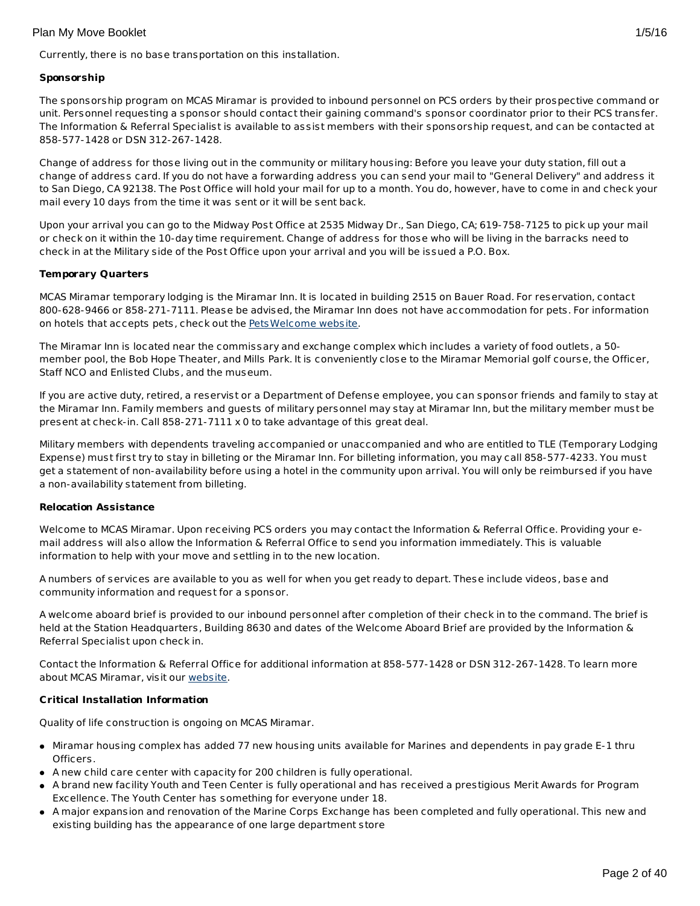Currently, there is no base transportation on this installation.

**Sponsorship**

The sponsorship program on MCAS Miramar is provided to inbound personnel on PCS orders by their prospective command or unit. Personnel requesting a sponsor should contact their gaining command's sponsor coordinator prior to their PCS transfer. The Information & Referral Specialist is available to assist members with their sponsorship request, and can be contacted at 858-577-1428 or DSN 312-267-1428.

Change of address for those living out in the community or military housing: Before you leave your duty station, fill out a change of address card. If you do not have a forwarding address you can send your mail to "General Delivery" and address it to San Diego, CA 92138. The Post Office will hold your mail for up to a month. You do, however, have to come in and check your mail every 10 days from the time it was sent or it will be sent back.

Upon your arrival you can go to the Midway Post Office at 2535 Midway Dr., San Diego, CA; 619-758-7125 to pick up your mail or check on it within the 10-day time requirement. Change of address for those who will be living in the barracks need to check in at the Military side of the Post Office upon your arrival and you will be issued a P.O. Box.

**Temporary Quarters**

MCAS Miramar temporary lodging is the Miramar Inn. It is located in building 2515 on Bauer Road. For reservation, contact 800-628-9466 or 858-271-7111. Please be advised, the Miramar Inn does not have accommodation for pets. For information on hotels that accepts pets, check out the PetsWelcome website.

The Miramar Inn is located near the commissary and exchange complex which includes a variety of food outlets, a 50-member pool, the Bob Hope Theater, and Mills Park. It is conveniently close to the Miramar Memorial golf course, the Officer, Staff NCO and Enlisted Clubs, and the museum.

If you are active duty, retired, a reservist or a Department of Defense employee, you can sponsor friends and family to stay at the Miramar Inn. Family members and guests of military personnel may stay at Miramar Inn, but the military member must be present at check-in. Call 858-271-7111 x 0 to take advantage of this great deal.

Military members with dependents traveling accompanied or unaccompanied and who are entitled to TLE (Temporary Lodging Expense) must first try to stay in billeting or the Miramar Inn. For billeting information, you may call 858-577-4233. You must get a statement of non-availability before using a hotel in the community upon arrival. You will only be reimbursed if you have a non-availability statement from billeting.

**Relocation Assistance**

Welcome to MCAS Miramar. Upon receiving PCS orders you may contact the Information & Referral Office. Providing your e-mail address will also allow the Information & Referral Office to send you information immediately. This is valuable information to help with your move and settling in to the new location.

A numbers of services are available to you as well for when you get ready to depart. These include videos, base and community information and request for a sponsor.

A welcome aboard brief is provided to our inbound personnel after completion of their check in to the command. The brief is held at the Station Headquarters, Building 8630 and dates of the Welcome Aboard Brief are provided by the Information & Referral Specialist upon check in.

Contact the Information & Referral Office for additional information at 858-577-1428 or DSN 312-267-1428. To learn more about MCAS Miramar, visit our website.

**Critical Installation Information**

Quality of life construction is ongoing on MCAS Miramar.

- Miramar housing complex has added 77 new housing units available for Marines and dependents in pay grade E-1 thru Officers.
- A new child care center with capacity for 200 children is fully operational.
- A brand new facility Youth and Teen Center is fully operational and has received a prestigious Merit Awards for Program Excellence. The Youth Center has something for everyone under 18.
- A major expansion and renovation of the Marine Corps Exchange has been completed and fully operational. This new and existing building has the appearance of one large department store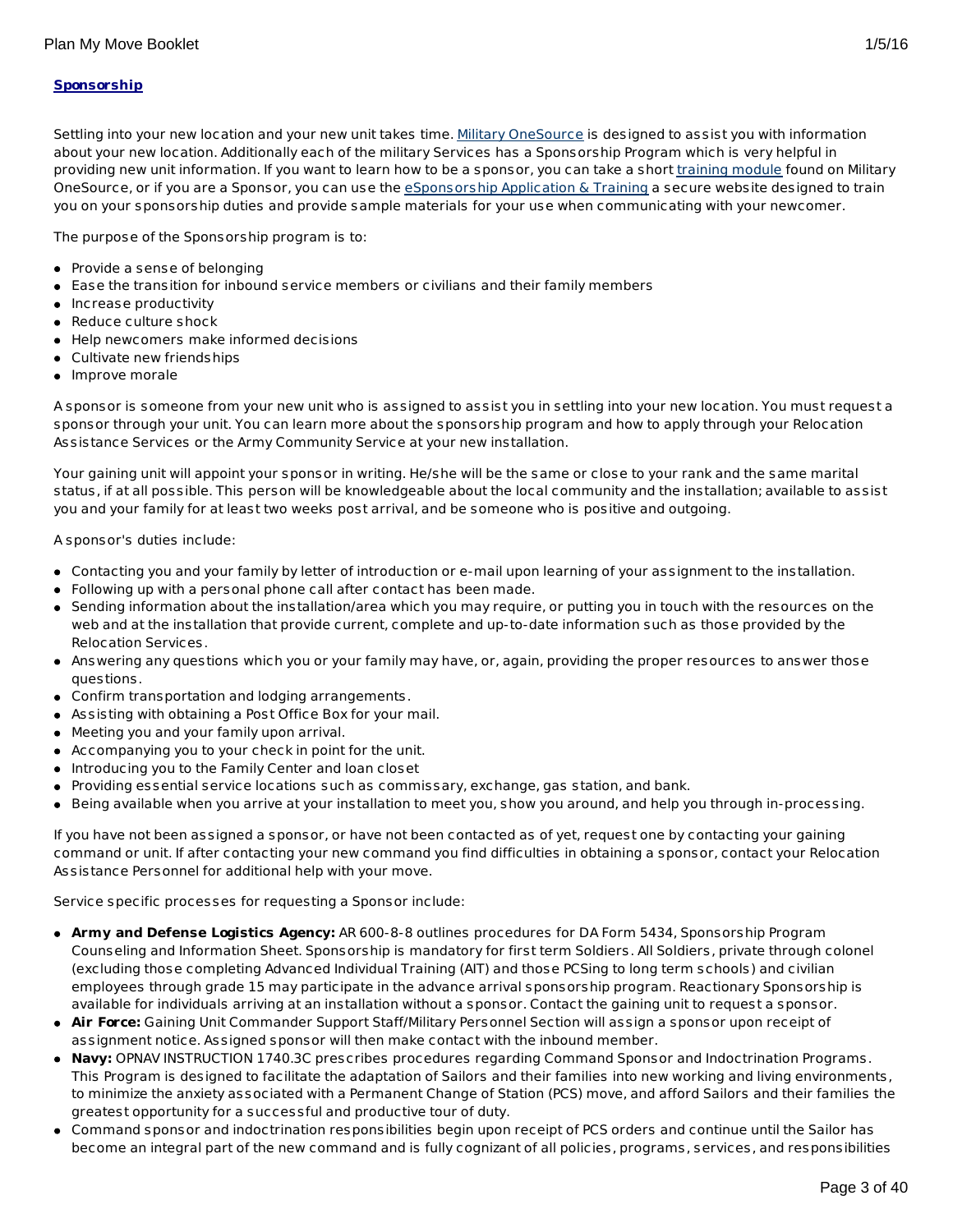## Sponsorship

Settling into your new location and your new unit takes time. Military OneSource is designed to assist you with information about your new location. Additionally each of the military Services has a Sponsorship Program which is very helpful in providing new unit information. If you want to learn how to be a sponsor, you can take a short training module found on Military OneSource, or if you are a Sponsor, you can use the eSponsorship Application & Training a secure website designed to train you on your sponsorship duties and provide sample materials for your use when communicating with your newcomer.

The purpose of the Sponsorship program is to:

- Provide a sense of belonging
- Ease the transition for inbound service members or civilians and their family members
- Increase productivity
- Reduce culture shock
- Help newcomers make informed decisions
- Cultivate new friendships
- Improve morale

A sponsor is someone from your new unit who is assigned to assist you in settling into your new location. You must request a sponsor through your unit. You can learn more about the sponsorship program and how to apply through your Relocation Assistance Services or the Army Community Service at your new installation.

Your gaining unit will appoint your sponsor in writing. He/she will be the same or close to your rank and the same marital status, if at all possible. This person will be knowledgeable about the local community and the installation; available to assist you and your family for at least two weeks post arrival, and be someone who is positive and outgoing.

A sponsor's duties include:

- Contacting you and your family by letter of introduction or e-mail upon learning of your assignment to the installation.
- Following up with a personal phone call after contact has been made.
- Sending information about the installation/area which you may require, or putting you in touch with the resources on the web and at the installation that provide current, complete and up-to-date information such as those provided by the Relocation Services.
- Answering any questions which you or your family may have, or, again, providing the proper resources to answer those questions.
- Confirm transportation and lodging arrangements.
- Assisting with obtaining a Post Office Box for your mail.
- Meeting you and your family upon arrival.
- Accompanying you to your check in point for the unit.
- Introducing you to the Family Center and loan closet
- Providing essential service locations such as commissary, exchange, gas station, and bank.
- Being available when you arrive at your installation to meet you, show you around, and help you through in-processing.

If you have not been assigned a sponsor, or have not been contacted as of yet, request one by contacting your gaining command or unit. If after contacting your new command you find difficulties in obtaining a sponsor, contact your Relocation Assistance Personnel for additional help with your move.

Service specific processes for requesting a Sponsor include:

- **Army and Defense Logistics Agency:** AR 600-8-8 outlines procedures for DA Form 5434, Sponsorship Program Counseling and Information Sheet. Sponsorship is mandatory for first term Soldiers. All Soldiers, private through colonel (excluding those completing Advanced Individual Training (AIT) and those PCSing to long term schools) and civilian employees through grade 15 may participate in the advance arrival sponsorship program. Reactionary Sponsorship is available for individuals arriving at an installation without a sponsor. Contact the gaining unit to request a sponsor.
- **Air Force:** Gaining Unit Commander Support Staff/Military Personnel Section will assign a sponsor upon receipt of assignment notice. Assigned sponsor will then make contact with the inbound member.
- **Navy:** OPNAV INSTRUCTION 1740.3C prescribes procedures regarding Command Sponsor and Indoctrination Programs. This Program is designed to facilitate the adaptation of Sailors and their families into new working and living environments, to minimize the anxiety associated with a Permanent Change of Station (PCS) move, and afford Sailors and their families the greatest opportunity for a successful and productive tour of duty.
- Command sponsor and indoctrination responsibilities begin upon receipt of PCS orders and continue until the Sailor has become an integral part of the new command and is fully cognizant of all policies, programs, services, and responsibilities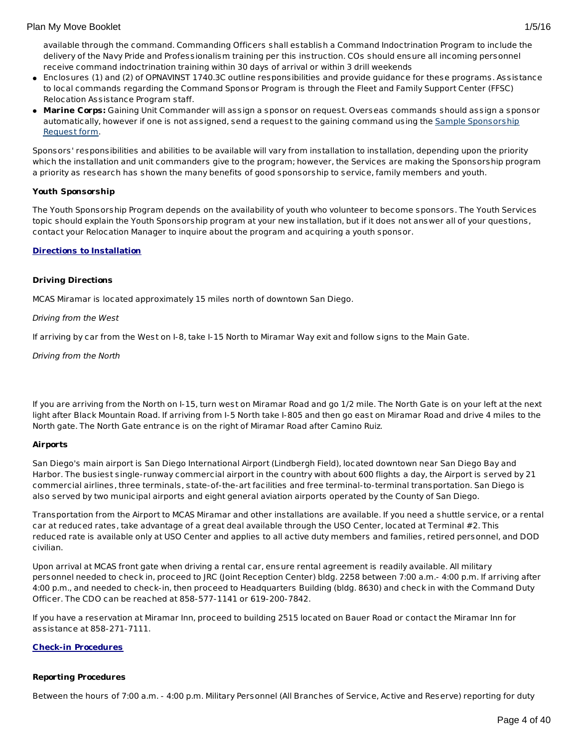available through the command. Commanding Officers shall establish a Command Indoctrination Program to include the delivery of the Navy Pride and Professionalism training per this instruction. COs should ensure all incoming personnel receive command indoctrination training within 30 days of arrival or within 3 drill weekends

- Enclosures (1) and (2) of OPNAVINST 1740.3C outline responsibilities and provide guidance for these programs. Assistance to local commands regarding the Command Sponsor Program is through the Fleet and Family Support Center (FFSC) Relocation Assistance Program staff.
- **Marine Corps:** Gaining Unit Commander will assign a sponsor on request. Overseas commands should assign a sponsor automatically, however if one is not assigned, send a request to the gaining command using the [Sample Sponsorship Request form](#).

Sponsors' responsibilities and abilities to be available will vary from installation to installation, depending upon the priority which the installation and unit commanders give to the program; however, the Services are making the Sponsorship program a priority as research has shown the many benefits of good sponsorship to service, family members and youth.

**Youth Sponsorship**

The Youth Sponsorship Program depends on the availability of youth who volunteer to become sponsors. The Youth Services topic should explain the Youth Sponsorship program at your new installation, but if it does not answer all of your questions, contact your Relocation Manager to inquire about the program and acquiring a youth sponsor.

## Directions to Installation

**Driving Directions**

MCAS Miramar is located approximately 15 miles north of downtown San Diego.

*Driving from the West*

If arriving by car from the West on I-8, take I-15 North to Miramar Way exit and follow signs to the Main Gate.

*Driving from the North*

If you are arriving from the North on I-15, turn west on Miramar Road and go 1/2 mile. The North Gate is on your left at the next light after Black Mountain Road. If arriving from I-5 North take I-805 and then go east on Miramar Road and drive 4 miles to the North gate. The North Gate entrance is on the right of Miramar Road after Camino Ruiz.

**Airports**

San Diego's main airport is San Diego International Airport (Lindbergh Field), located downtown near San Diego Bay and Harbor. The busiest single-runway commercial airport in the country with about 600 flights a day, the Airport is served by 21 commercial airlines, three terminals, state-of-the-art facilities and free terminal-to-terminal transportation. San Diego is also served by two municipal airports and eight general aviation airports operated by the County of San Diego.

Transportation from the Airport to MCAS Miramar and other installations are available. If you need a shuttle service, or a rental car at reduced rates, take advantage of a great deal available through the USO Center, located at Terminal #2. This reduced rate is available only at USO Center and applies to all active duty members and families, retired personnel, and DOD civilian.

Upon arrival at MCAS front gate when driving a rental car, ensure rental agreement is readily available. All military personnel needed to check in, proceed to JRC (Joint Reception Center) bldg. 2258 between 7:00 a.m.- 4:00 p.m. If arriving after 4:00 p.m., and needed to check-in, then proceed to Headquarters Building (bldg. 8630) and check in with the Command Duty Officer. The CDO can be reached at 858-577-1141 or 619-200-7842.

If you have a reservation at Miramar Inn, proceed to building 2515 located on Bauer Road or contact the Miramar Inn for assistance at 858-271-7111.

## Check-in Procedures

**Reporting Procedures**

Between the hours of 7:00 a.m. - 4:00 p.m. Military Personnel (All Branches of Service, Active and Reserve) reporting for duty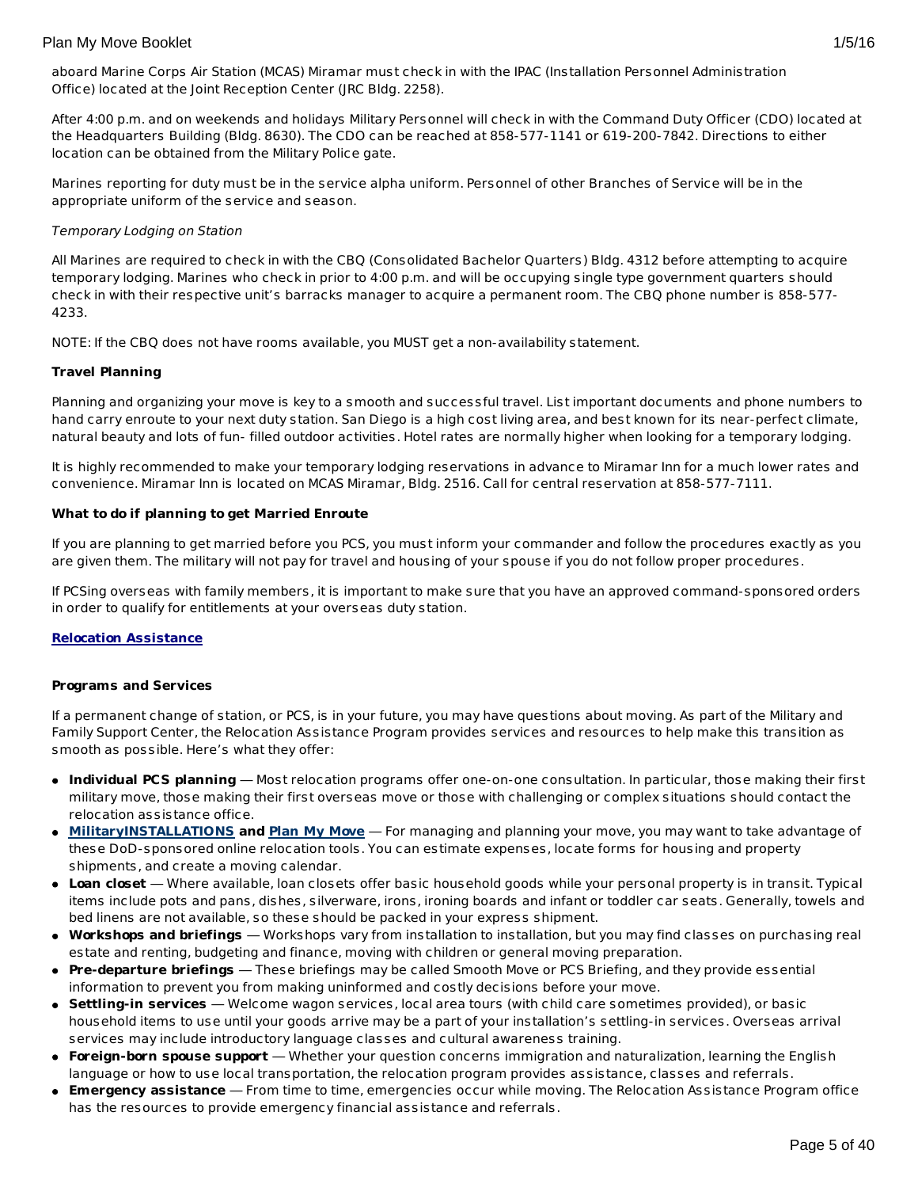aboard Marine Corps Air Station (MCAS) Miramar must check in with the IPAC (Installation Personnel Administration Office) located at the Joint Reception Center (JRC Bldg. 2258).

After 4:00 p.m. and on weekends and holidays Military Personnel will check in with the Command Duty Officer (CDO) located at the Headquarters Building (Bldg. 8630). The CDO can be reached at 858-577-1141 or 619-200-7842. Directions to either location can be obtained from the Military Police gate.

Marines reporting for duty must be in the service alpha uniform. Personnel of other Branches of Service will be in the appropriate uniform of the service and season.

*Temporary Lodging on Station*

All Marines are required to check in with the CBQ (Consolidated Bachelor Quarters) Bldg. 4312 before attempting to acquire temporary lodging. Marines who check in prior to 4:00 p.m. and will be occupying single type government quarters should check in with their respective unit's barracks manager to acquire a permanent room. The CBQ phone number is 858-577-4233.

NOTE: If the CBQ does not have rooms available, you MUST get a non-availability statement.

**Travel Planning**

Planning and organizing your move is key to a smooth and successful travel. List important documents and phone numbers to hand carry enroute to your next duty station. San Diego is a high cost living area, and best known for its near-perfect climate, natural beauty and lots of fun- filled outdoor activities. Hotel rates are normally higher when looking for a temporary lodging.

It is highly recommended to make your temporary lodging reservations in advance to Miramar Inn for a much lower rates and convenience. Miramar Inn is located on MCAS Miramar, Bldg. 2516. Call for central reservation at 858-577-7111.

**What to do if planning to get Married Enroute**

If you are planning to get married before you PCS, you must inform your commander and follow the procedures exactly as you are given them. The military will not pay for travel and housing of your spouse if you do not follow proper procedures.

If PCSing overseas with family members, it is important to make sure that you have an approved command-sponsored orders in order to qualify for entitlements at your overseas duty station.

**Relocation Assistance**

**Programs and Services**

If a permanent change of station, or PCS, is in your future, you may have questions about moving. As part of the Military and Family Support Center, the Relocation Assistance Program provides services and resources to help make this transition as smooth as possible. Here's what they offer:

- **Individual PCS planning** — Most relocation programs offer one-on-one consultation. In particular, those making their first military move, those making their first overseas move or those with challenging or complex situations should contact the relocation assistance office.
- **MilitaryINSTALLATIONS and Plan My Move** — For managing and planning your move, you may want to take advantage of these DoD-sponsored online relocation tools. You can estimate expenses, locate forms for housing and property shipments, and create a moving calendar.
- **Loan closet** — Where available, loan closets offer basic household goods while your personal property is in transit. Typical items include pots and pans, dishes, silverware, irons, ironing boards and infant or toddler car seats. Generally, towels and bed linens are not available, so these should be packed in your express shipment.
- **Workshops and briefings** — Workshops vary from installation to installation, but you may find classes on purchasing real estate and renting, budgeting and finance, moving with children or general moving preparation.
- **Pre-departure briefings** — These briefings may be called Smooth Move or PCS Briefing, and they provide essential information to prevent you from making uninformed and costly decisions before your move.
- **Settling-in services** — Welcome wagon services, local area tours (with child care sometimes provided), or basic household items to use until your goods arrive may be a part of your installation's settling-in services. Overseas arrival services may include introductory language classes and cultural awareness training.
- **Foreign-born spouse support** — Whether your question concerns immigration and naturalization, learning the English language or how to use local transportation, the relocation program provides assistance, classes and referrals.
- **Emergency assistance** — From time to time, emergencies occur while moving. The Relocation Assistance Program office has the resources to provide emergency financial assistance and referrals.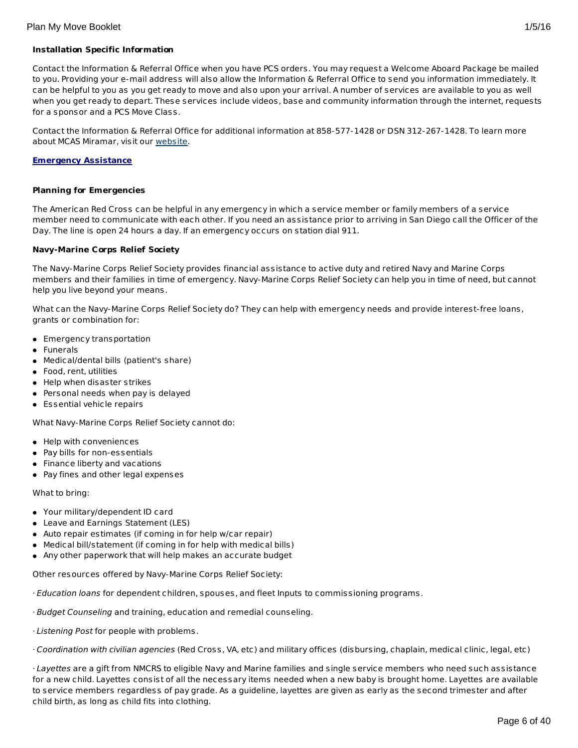**Installation Specific Information**

Contact the Information & Referral Office when you have PCS orders. You may request a Welcome Aboard Package be mailed to you. Providing your e-mail address will also allow the Information & Referral Office to send you information immediately. It can be helpful to you as you get ready to move and also upon your arrival. A number of services are available to you as well when you get ready to depart. These services include videos, base and community information through the internet, requests for a sponsor and a PCS Move Class.

Contact the Information & Referral Office for additional information at 858-577-1428 or DSN 312-267-1428. To learn more about MCAS Miramar, visit our website.

**Emergency Assistance**

**Planning for Emergencies**

The American Red Cross can be helpful in any emergency in which a service member or family members of a service member need to communicate with each other. If you need an assistance prior to arriving in San Diego call the Officer of the Day. The line is open 24 hours a day. If an emergency occurs on station dial 911.

**Navy-Marine Corps Relief Society**

The Navy-Marine Corps Relief Society provides financial assistance to active duty and retired Navy and Marine Corps members and their families in time of emergency. Navy-Marine Corps Relief Society can help you in time of need, but cannot help you live beyond your means.

What can the Navy-Marine Corps Relief Society do? They can help with emergency needs and provide interest-free loans, grants or combination for:

- Emergency transportation
- Funerals
- Medical/dental bills (patient's share)
- Food, rent, utilities
- Help when disaster strikes
- Personal needs when pay is delayed
- Essential vehicle repairs

What Navy-Marine Corps Relief Society cannot do:

- Help with conveniences
- Pay bills for non-essentials
- Finance liberty and vacations
- Pay fines and other legal expenses

What to bring:

- Your military/dependent ID card
- Leave and Earnings Statement (LES)
- Auto repair estimates (if coming in for help w/car repair)
- Medical bill/statement (if coming in for help with medical bills)
- Any other paperwork that will help makes an accurate budget

Other resources offered by Navy-Marine Corps Relief Society:

· *Education loans* for dependent children, spouses, and fleet Inputs to commissioning programs.

· *Budget Counseling* and training, education and remedial counseling.

· *Listening Post* for people with problems.

· *Coordination with civilian agencies* (Red Cross, VA, etc) and military offices (disbursing, chaplain, medical clinic, legal, etc)

· *Layettes* are a gift from NMCRS to eligible Navy and Marine families and single service members who need such assistance for a new child. Layettes consist of all the necessary items needed when a new baby is brought home. Layettes are available to service members regardless of pay grade. As a guideline, layettes are given as early as the second trimester and after child birth, as long as child fits into clothing.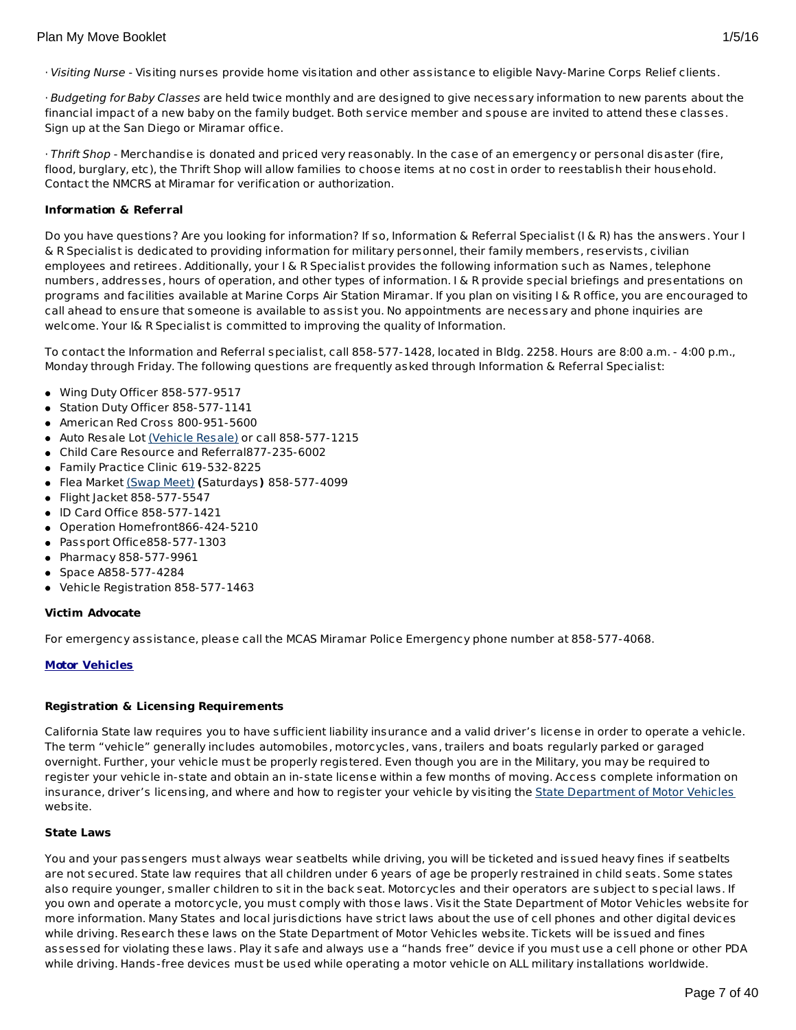· *Visiting Nurse* - Visiting nurses provide home visitation and other assistance to eligible Navy-Marine Corps Relief clients.

· *Budgeting for Baby Classes* are held twice monthly and are designed to give necessary information to new parents about the financial impact of a new baby on the family budget. Both service member and spouse are invited to attend these classes. Sign up at the San Diego or Miramar office.

· *Thrift Shop* - Merchandise is donated and priced very reasonably. In the case of an emergency or personal disaster (fire, flood, burglary, etc), the Thrift Shop will allow families to choose items at no cost in order to reestablish their household. Contact the NMCRS at Miramar for verification or authorization.

**Information & Referral**

Do you have questions? Are you looking for information? If so, Information & Referral Specialist (I & R) has the answers. Your I & R Specialist is dedicated to providing information for military personnel, their family members, reservists, civilian employees and retirees. Additionally, your I & R Specialist provides the following information such as Names, telephone numbers, addresses, hours of operation, and other types of information. I & R provide special briefings and presentations on programs and facilities available at Marine Corps Air Station Miramar. If you plan on visiting I & R office, you are encouraged to call ahead to ensure that someone is available to assist you. No appointments are necessary and phone inquiries are welcome. Your I& R Specialist is committed to improving the quality of Information.

To contact the Information and Referral specialist, call 858-577-1428, located in Bldg. 2258. Hours are 8:00 a.m. - 4:00 p.m., Monday through Friday. The following questions are frequently asked through Information & Referral Specialist:

- Wing Duty Officer 858-577-9517
- Station Duty Officer 858-577-1141
- American Red Cross 800-951-5600
- Auto Resale Lot (Vehicle Resale) or call 858-577-1215
- Child Care Resource and Referral877-235-6002
- Family Practice Clinic 619-532-8225
- Flea Market (Swap Meet) **(**Saturdays**)** 858-577-4099
- Flight Jacket 858-577-5547
- ID Card Office 858-577-1421
- Operation Homefront866-424-5210
- Passport Office858-577-1303
- Pharmacy 858-577-9961
- Space A858-577-4284
- Vehicle Registration 858-577-1463

**Victim Advocate**

For emergency assistance, please call the MCAS Miramar Police Emergency phone number at 858-577-4068.

**Motor Vehicles**

**Registration & Licensing Requirements**

California State law requires you to have sufficient liability insurance and a valid driver's license in order to operate a vehicle. The term "vehicle" generally includes automobiles, motorcycles, vans, trailers and boats regularly parked or garaged overnight. Further, your vehicle must be properly registered. Even though you are in the Military, you may be required to register your vehicle in-state and obtain an in-state license within a few months of moving. Access complete information on insurance, driver's licensing, and where and how to register your vehicle by visiting the State Department of Motor Vehicles website.

**State Laws**

You and your passengers must always wear seatbelts while driving, you will be ticketed and issued heavy fines if seatbelts are not secured. State law requires that all children under 6 years of age be properly restrained in child seats. Some states also require younger, smaller children to sit in the back seat. Motorcycles and their operators are subject to special laws. If you own and operate a motorcycle, you must comply with those laws. Visit the State Department of Motor Vehicles website for more information. Many States and local jurisdictions have strict laws about the use of cell phones and other digital devices while driving. Research these laws on the State Department of Motor Vehicles website. Tickets will be issued and fines assessed for violating these laws. Play it safe and always use a "hands free" device if you must use a cell phone or other PDA while driving. Hands-free devices must be used while operating a motor vehicle on ALL military installations worldwide.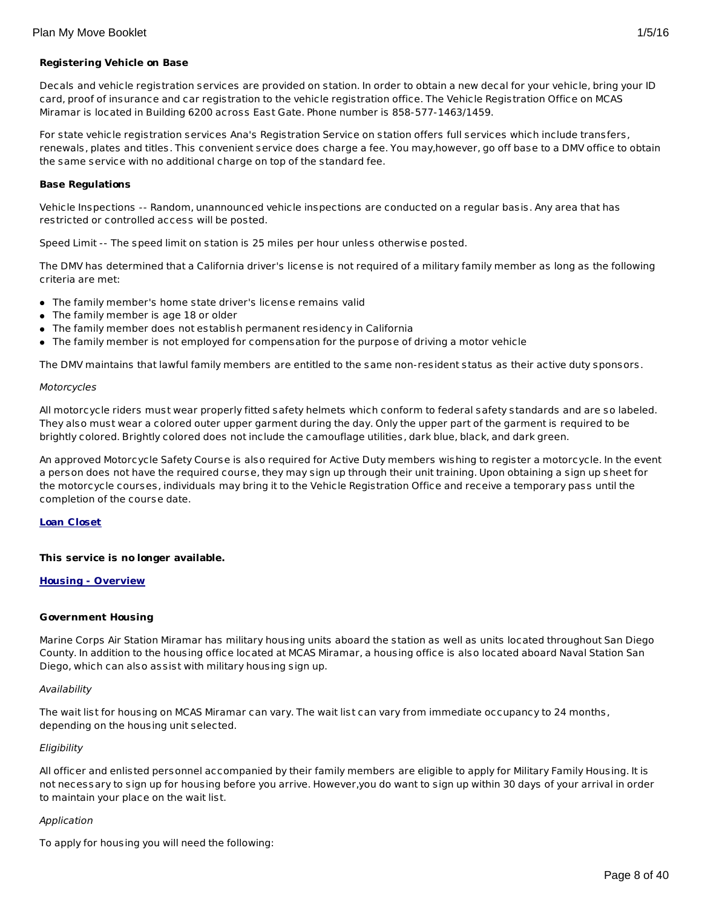**Registering Vehicle on Base**

Decals and vehicle registration services are provided on station. In order to obtain a new decal for your vehicle, bring your ID card, proof of insurance and car registration to the vehicle registration office. The Vehicle Registration Office on MCAS Miramar is located in Building 6200 across East Gate. Phone number is 858-577-1463/1459.

For state vehicle registration services Ana's Registration Service on station offers full services which include transfers, renewals, plates and titles. This convenient service does charge a fee. You may,however, go off base to a DMV office to obtain the same service with no additional charge on top of the standard fee.

**Base Regulations**

Vehicle Inspections -- Random, unannounced vehicle inspections are conducted on a regular basis. Any area that has restricted or controlled access will be posted.

Speed Limit -- The speed limit on station is 25 miles per hour unless otherwise posted.

The DMV has determined that a California driver's license is not required of a military family member as long as the following criteria are met:

- The family member's home state driver's license remains valid
- The family member is age 18 or older
- The family member does not establish permanent residency in California
- The family member is not employed for compensation for the purpose of driving a motor vehicle

The DMV maintains that lawful family members are entitled to the same non-resident status as their active duty sponsors.

*Motorcycles*

All motorcycle riders must wear properly fitted safety helmets which conform to federal safety standards and are so labeled. They also must wear a colored outer upper garment during the day. Only the upper part of the garment is required to be brightly colored. Brightly colored does not include the camouflage utilities, dark blue, black, and dark green.

An approved Motorcycle Safety Course is also required for Active Duty members wishing to register a motorcycle. In the event a person does not have the required course, they may sign up through their unit training. Upon obtaining a sign up sheet for the motorcycle courses, individuals may bring it to the Vehicle Registration Office and receive a temporary pass until the completion of the course date.

**Loan Closet**

**This service is no longer available.**

**Housing - Overview**

**Government Housing**

Marine Corps Air Station Miramar has military housing units aboard the station as well as units located throughout San Diego County. In addition to the housing office located at MCAS Miramar, a housing office is also located aboard Naval Station San Diego, which can also assist with military housing sign up.

*Availability*

The wait list for housing on MCAS Miramar can vary. The wait list can vary from immediate occupancy to 24 months, depending on the housing unit selected.

*Eligibility*

All officer and enlisted personnel accompanied by their family members are eligible to apply for Military Family Housing. It is not necessary to sign up for housing before you arrive. However,you do want to sign up within 30 days of your arrival in order to maintain your place on the wait list.

*Application*

To apply for housing you will need the following: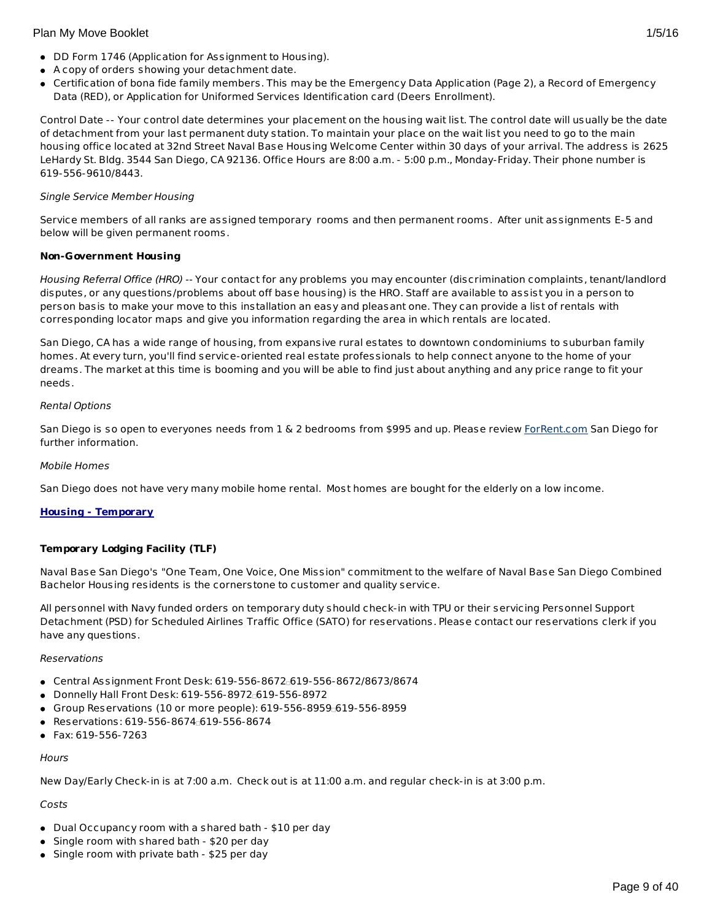- DD Form 1746 (Application for Assignment to Housing).
- A copy of orders showing your detachment date.
- Certification of bona fide family members. This may be the Emergency Data Application (Page 2), a Record of Emergency Data (RED), or Application for Uniformed Services Identification card (Deers Enrollment).

Control Date -- Your control date determines your placement on the housing wait list. The control date will usually be the date of detachment from your last permanent duty station. To maintain your place on the wait list you need to go to the main housing office located at 32nd Street Naval Base Housing Welcome Center within 30 days of your arrival. The address is 2625 LeHardy St. Bldg. 3544 San Diego, CA 92136. Office Hours are 8:00 a.m. - 5:00 p.m., Monday-Friday. Their phone number is 619-556-9610/8443.

*Single Service Member Housing*

Service members of all ranks are assigned temporary rooms and then permanent rooms. After unit assignments E-5 and below will be given permanent rooms.

**Non-Government Housing**

*Housing Referral Office (HRO)* -- Your contact for any problems you may encounter (discrimination complaints, tenant/landlord disputes, or any questions/problems about off base housing) is the HRO. Staff are available to assist you in a person to person basis to make your move to this installation an easy and pleasant one. They can provide a list of rentals with corresponding locator maps and give you information regarding the area in which rentals are located.

San Diego, CA has a wide range of housing, from expansive rural estates to downtown condominiums to suburban family homes. At every turn, you'll find service-oriented real estate professionals to help connect anyone to the home of your dreams. The market at this time is booming and you will be able to find just about anything and any price range to fit your needs.

*Rental Options*

San Diego is so open to everyones needs from 1 & 2 bedrooms from $995 and up. Please review ForRent.com San Diego for further information.

*Mobile Homes*

San Diego does not have very many mobile home rental. Most homes are bought for the elderly on a low income.

## Housing - Temporary

**Temporary Lodging Facility (TLF)**

Naval Base San Diego's "One Team, One Voice, One Mission" commitment to the welfare of Naval Base San Diego Combined Bachelor Housing residents is the cornerstone to customer and quality service.

All personnel with Navy funded orders on temporary duty should check-in with TPU or their servicing Personnel Support Detachment (PSD) for Scheduled Airlines Traffic Office (SATO) for reservations. Please contact our reservations clerk if you have any questions.

*Reservations*

- Central Assignment Front Desk: 619-556-8672 619-556-8672/8673/8674
- Donnelly Hall Front Desk: 619-556-8972 619-556-8972
- Group Reservations (10 or more people): 619-556-8959 619-556-8959
- Reservations: 619-556-8674 619-556-8674
- Fax: 619-556-7263

*Hours*

New Day/Early Check-in is at 7:00 a.m. Check out is at 11:00 a.m. and regular check-in is at 3:00 p.m.

*Costs*

- Dual Occupancy room with a shared bath - $10 per day
- Single room with shared bath - $20 per day
- Single room with private bath - $25 per day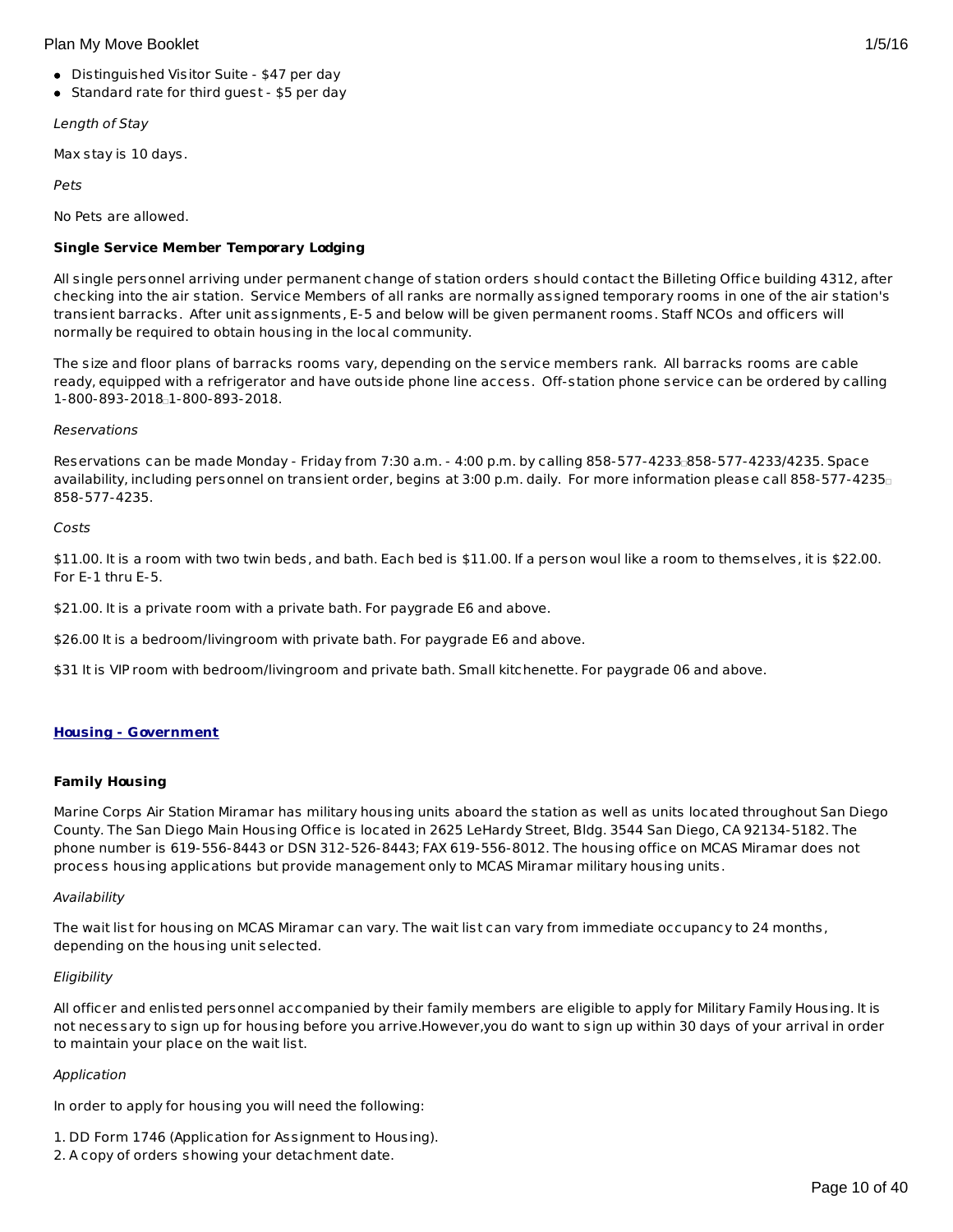- Distinguished Visitor Suite - $47 per day
- Standard rate for third guest - $5 per day

*Length of Stay*

Max stay is 10 days.

*Pets*

No Pets are allowed.

**Single Service Member Temporary Lodging**

All single personnel arriving under permanent change of station orders should contact the Billeting Office building 4312, after checking into the air station. Service Members of all ranks are normally assigned temporary rooms in one of the air station's transient barracks. After unit assignments, E-5 and below will be given permanent rooms. Staff NCOs and officers will normally be required to obtain housing in the local community.

The size and floor plans of barracks rooms vary, depending on the service members rank. All barracks rooms are cable ready, equipped with a refrigerator and have outside phone line access. Off-station phone service can be ordered by calling 1-800-893-2018 1-800-893-2018.

*Reservations*

Reservations can be made Monday - Friday from 7:30 a.m. - 4:00 p.m. by calling 858-577-4233 858-577-4233/4235. Space availability, including personnel on transient order, begins at 3:00 p.m. daily. For more information please call 858-577-4235 858-577-4235.

*Costs*

$11.00. It is a room with two twin beds, and bath. Each bed is $11.00. If a person woul like a room to themselves, it is $22.00. For E-1 thru E-5.

$21.00. It is a private room with a private bath. For paygrade E6 and above.

$26.00 It is a bedroom/livingroom with private bath. For paygrade E6 and above.

$31 It is VIP room with bedroom/livingroom and private bath. Small kitchenette. For paygrade 06 and above.

## Housing - Government

**Family Housing**

Marine Corps Air Station Miramar has military housing units aboard the station as well as units located throughout San Diego County. The San Diego Main Housing Office is located in 2625 LeHardy Street, Bldg. 3544 San Diego, CA 92134-5182. The phone number is 619-556-8443 or DSN 312-526-8443; FAX 619-556-8012. The housing office on MCAS Miramar does not process housing applications but provide management only to MCAS Miramar military housing units.

*Availability*

The wait list for housing on MCAS Miramar can vary. The wait list can vary from immediate occupancy to 24 months, depending on the housing unit selected.

*Eligibility*

All officer and enlisted personnel accompanied by their family members are eligible to apply for Military Family Housing. It is not necessary to sign up for housing before you arrive.However,you do want to sign up within 30 days of your arrival in order to maintain your place on the wait list.

*Application*

In order to apply for housing you will need the following:

1. DD Form 1746 (Application for Assignment to Housing).
2. A copy of orders showing your detachment date.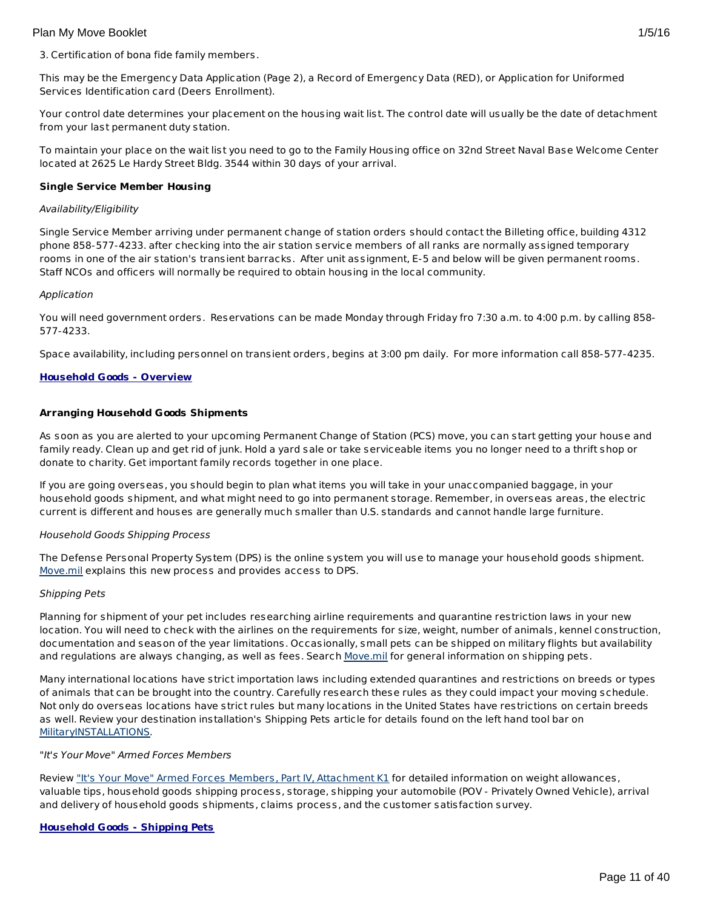3. Certification of bona fide family members.

This may be the Emergency Data Application (Page 2), a Record of Emergency Data (RED), or Application for Uniformed Services Identification card (Deers Enrollment).

Your control date determines your placement on the housing wait list. The control date will usually be the date of detachment from your last permanent duty station.

To maintain your place on the wait list you need to go to the Family Housing office on 32nd Street Naval Base Welcome Center located at 2625 Le Hardy Street Bldg. 3544 within 30 days of your arrival.

**Single Service Member Housing**

*Availability/Eligibility*

Single Service Member arriving under permanent change of station orders should contact the Billeting office, building 4312 phone 858-577-4233. after checking into the air station service members of all ranks are normally assigned temporary rooms in one of the air station's transient barracks. After unit assignment, E-5 and below will be given permanent rooms. Staff NCOs and officers will normally be required to obtain housing in the local community.

*Application*

You will need government orders. Reservations can be made Monday through Friday fro 7:30 a.m. to 4:00 p.m. by calling 858-577-4233.

Space availability, including personnel on transient orders, begins at 3:00 pm daily. For more information call 858-577-4235.

## Household Goods - Overview

**Arranging Household Goods Shipments**

As soon as you are alerted to your upcoming Permanent Change of Station (PCS) move, you can start getting your house and family ready. Clean up and get rid of junk. Hold a yard sale or take serviceable items you no longer need to a thrift shop or donate to charity. Get important family records together in one place.

If you are going overseas, you should begin to plan what items you will take in your unaccompanied baggage, in your household goods shipment, and what might need to go into permanent storage. Remember, in overseas areas, the electric current is different and houses are generally much smaller than U.S. standards and cannot handle large furniture.

*Household Goods Shipping Process*

The Defense Personal Property System (DPS) is the online system you will use to manage your household goods shipment. Move.mil explains this new process and provides access to DPS.

*Shipping Pets*

Planning for shipment of your pet includes researching airline requirements and quarantine restriction laws in your new location. You will need to check with the airlines on the requirements for size, weight, number of animals, kennel construction, documentation and season of the year limitations. Occasionally, small pets can be shipped on military flights but availability and regulations are always changing, as well as fees. Search Move.mil for general information on shipping pets.

Many international locations have strict importation laws including extended quarantines and restrictions on breeds or types of animals that can be brought into the country. Carefully research these rules as they could impact your moving schedule. Not only do overseas locations have strict rules but many locations in the United States have restrictions on certain breeds as well. Review your destination installation's Shipping Pets article for details found on the left hand tool bar on MilitaryINSTALLATIONS.

*"It's Your Move" Armed Forces Members*

Review "It's Your Move" Armed Forces Members, Part IV, Attachment K1 for detailed information on weight allowances, valuable tips, household goods shipping process, storage, shipping your automobile (POV - Privately Owned Vehicle), arrival and delivery of household goods shipments, claims process, and the customer satisfaction survey.

## Household Goods - Shipping Pets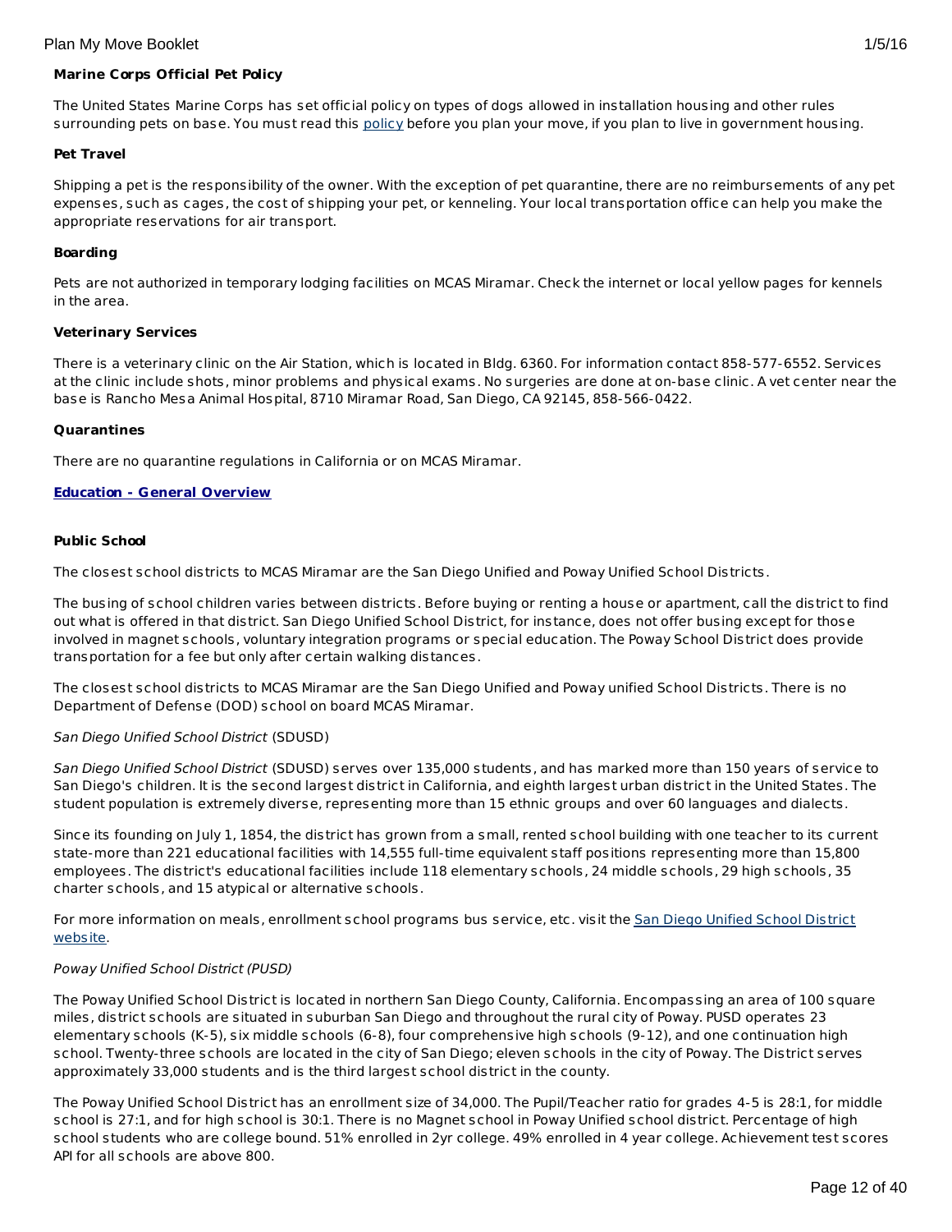**Marine Corps Official Pet Policy**

The United States Marine Corps has set official policy on types of dogs allowed in installation housing and other rules surrounding pets on base. You must read this policy before you plan your move, if you plan to live in government housing.

**Pet Travel**

Shipping a pet is the responsibility of the owner. With the exception of pet quarantine, there are no reimbursements of any pet expenses, such as cages, the cost of shipping your pet, or kenneling. Your local transportation office can help you make the appropriate reservations for air transport.

**Boarding**

Pets are not authorized in temporary lodging facilities on MCAS Miramar. Check the internet or local yellow pages for kennels in the area.

**Veterinary Services**

There is a veterinary clinic on the Air Station, which is located in Bldg. 6360. For information contact 858-577-6552. Services at the clinic include shots, minor problems and physical exams. No surgeries are done at on-base clinic. A vet center near the base is Rancho Mesa Animal Hospital, 8710 Miramar Road, San Diego, CA 92145, 858-566-0422.

**Quarantines**

There are no quarantine regulations in California or on MCAS Miramar.

**Education - General Overview**

**Public School**

The closest school districts to MCAS Miramar are the San Diego Unified and Poway Unified School Districts.

The busing of school children varies between districts. Before buying or renting a house or apartment, call the district to find out what is offered in that district. San Diego Unified School District, for instance, does not offer busing except for those involved in magnet schools, voluntary integration programs or special education. The Poway School District does provide transportation for a fee but only after certain walking distances.

The closest school districts to MCAS Miramar are the San Diego Unified and Poway unified School Districts. There is no Department of Defense (DOD) school on board MCAS Miramar.

*San Diego Unified School District* (SDUSD)

*San Diego Unified School District* (SDUSD) serves over 135,000 students, and has marked more than 150 years of service to San Diego's children. It is the second largest district in California, and eighth largest urban district in the United States. The student population is extremely diverse, representing more than 15 ethnic groups and over 60 languages and dialects.

Since its founding on July 1, 1854, the district has grown from a small, rented school building with one teacher to its current state-more than 221 educational facilities with 14,555 full-time equivalent staff positions representing more than 15,800 employees. The district's educational facilities include 118 elementary schools, 24 middle schools, 29 high schools, 35 charter schools, and 15 atypical or alternative schools.

For more information on meals, enrollment school programs bus service, etc. visit the San Diego Unified School District website.

*Poway Unified School District (PUSD)*

The Poway Unified School District is located in northern San Diego County, California. Encompassing an area of 100 square miles, district schools are situated in suburban San Diego and throughout the rural city of Poway. PUSD operates 23 elementary schools (K-5), six middle schools (6-8), four comprehensive high schools (9-12), and one continuation high school. Twenty-three schools are located in the city of San Diego; eleven schools in the city of Poway. The District serves approximately 33,000 students and is the third largest school district in the county.

The Poway Unified School District has an enrollment size of 34,000. The Pupil/Teacher ratio for grades 4-5 is 28:1, for middle school is 27:1, and for high school is 30:1. There is no Magnet school in Poway Unified school district. Percentage of high school students who are college bound. 51% enrolled in 2yr college. 49% enrolled in 4 year college. Achievement test scores API for all schools are above 800.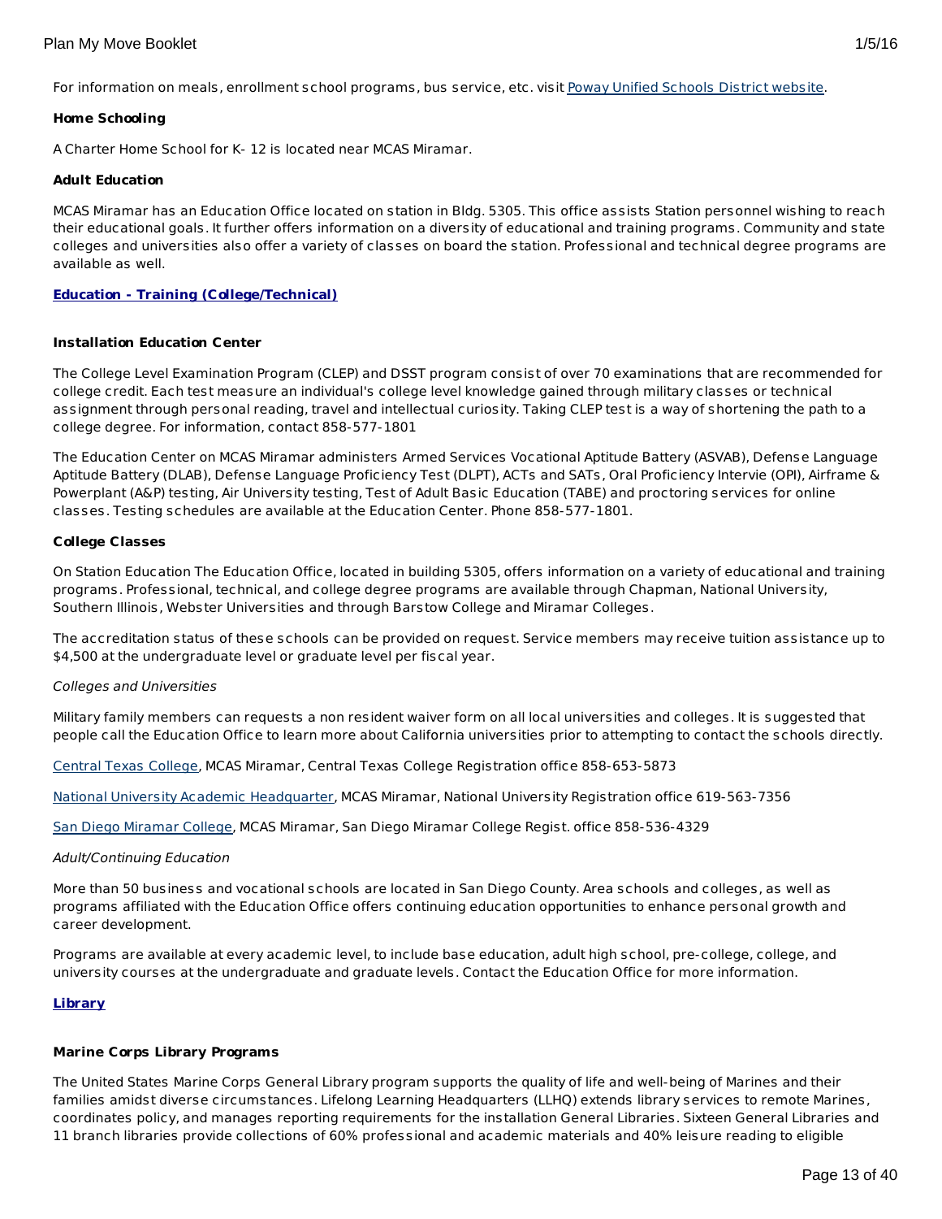For information on meals, enrollment school programs, bus service, etc. visit [Poway Unified Schools District website](#).

**Home Schooling**

A Charter Home School for K- 12 is located near MCAS Miramar.

**Adult Education**

MCAS Miramar has an Education Office located on station in Bldg. 5305. This office assists Station personnel wishing to reach their educational goals. It further offers information on a diversity of educational and training programs. Community and state colleges and universities also offer a variety of classes on board the station. Professional and technical degree programs are available as well.

**[Education - Training (College/Technical)](#)**

**Installation Education Center**

The College Level Examination Program (CLEP) and DSST program consist of over 70 examinations that are recommended for college credit. Each test measure an individual's college level knowledge gained through military classes or technical assignment through personal reading, travel and intellectual curiosity. Taking CLEP test is a way of shortening the path to a college degree. For information, contact 858-577-1801

The Education Center on MCAS Miramar administers Armed Services Vocational Aptitude Battery (ASVAB), Defense Language Aptitude Battery (DLAB), Defense Language Proficiency Test (DLPT), ACTs and SATs, Oral Proficiency Intervie (OPI), Airframe & Powerplant (A&P) testing, Air University testing, Test of Adult Basic Education (TABE) and proctoring services for online classes. Testing schedules are available at the Education Center. Phone 858-577-1801.

**College Classes**

On Station Education The Education Office, located in building 5305, offers information on a variety of educational and training programs. Professional, technical, and college degree programs are available through Chapman, National University, Southern Illinois, Webster Universities and through Barstow College and Miramar Colleges.

The accreditation status of these schools can be provided on request. Service members may receive tuition assistance up to $4,500 at the undergraduate level or graduate level per fiscal year.

*Colleges and Universities*

Military family members can requests a non resident waiver form on all local universities and colleges. It is suggested that people call the Education Office to learn more about California universities prior to attempting to contact the schools directly.

[Central Texas College](#), MCAS Miramar, Central Texas College Registration office 858-653-5873

[National University Academic Headquarter](#), MCAS Miramar, National University Registration office 619-563-7356

[San Diego Miramar College](#), MCAS Miramar, San Diego Miramar College Regist. office 858-536-4329

*Adult/Continuing Education*

More than 50 business and vocational schools are located in San Diego County. Area schools and colleges, as well as programs affiliated with the Education Office offers continuing education opportunities to enhance personal growth and career development.

Programs are available at every academic level, to include base education, adult high school, pre-college, college, and university courses at the undergraduate and graduate levels. Contact the Education Office for more information.

**[Library](#)**

**Marine Corps Library Programs**

The United States Marine Corps General Library program supports the quality of life and well-being of Marines and their families amidst diverse circumstances. Lifelong Learning Headquarters (LLHQ) extends library services to remote Marines, coordinates policy, and manages reporting requirements for the installation General Libraries. Sixteen General Libraries and 11 branch libraries provide collections of 60% professional and academic materials and 40% leisure reading to eligible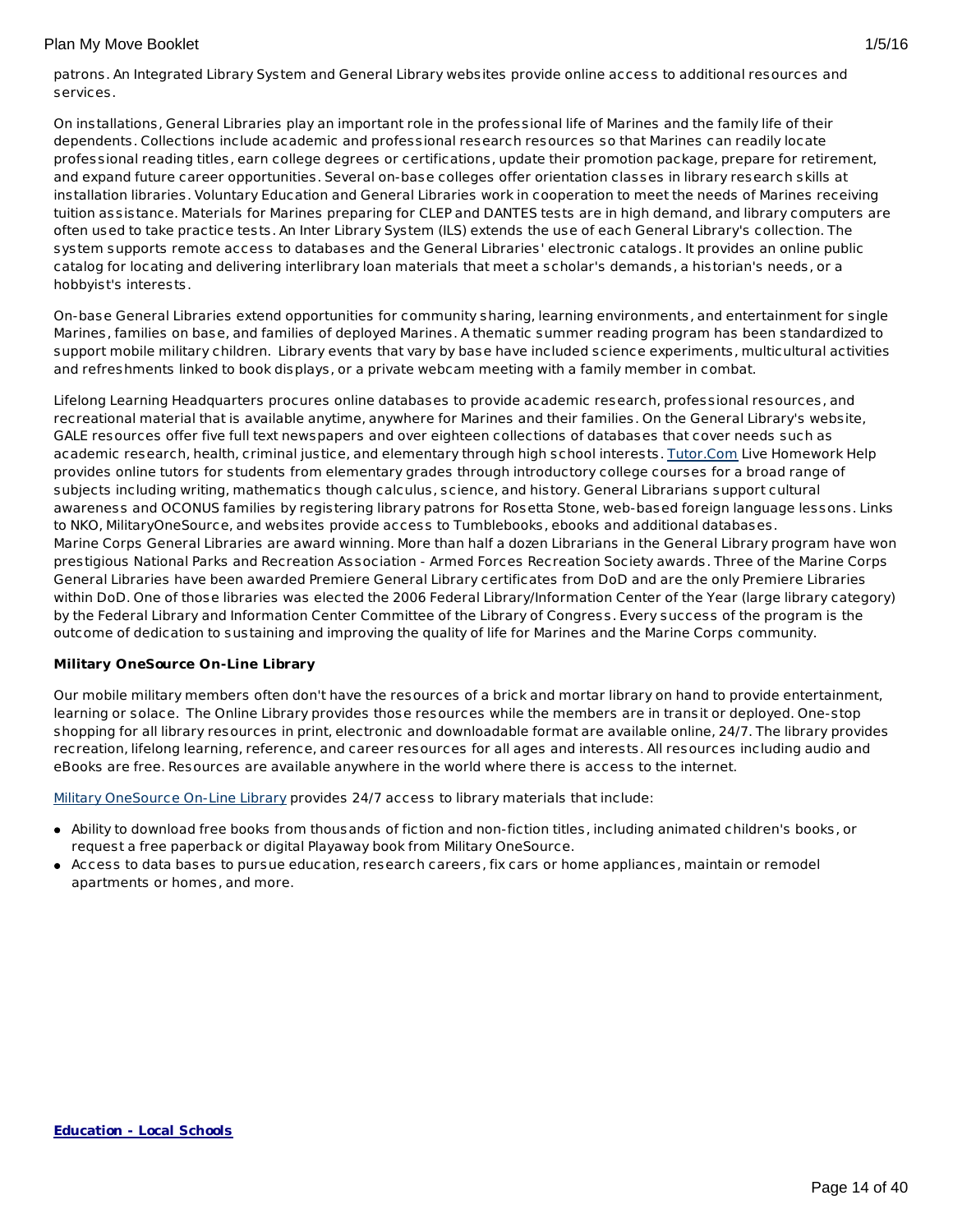patrons. An Integrated Library System and General Library websites provide online access to additional resources and services.

On installations, General Libraries play an important role in the professional life of Marines and the family life of their dependents. Collections include academic and professional research resources so that Marines can readily locate professional reading titles, earn college degrees or certifications, update their promotion package, prepare for retirement, and expand future career opportunities. Several on-base colleges offer orientation classes in library research skills at installation libraries. Voluntary Education and General Libraries work in cooperation to meet the needs of Marines receiving tuition assistance. Materials for Marines preparing for CLEP and DANTES tests are in high demand, and library computers are often used to take practice tests. An Inter Library System (ILS) extends the use of each General Library's collection. The system supports remote access to databases and the General Libraries' electronic catalogs. It provides an online public catalog for locating and delivering interlibrary loan materials that meet a scholar's demands, a historian's needs, or a hobbyist's interests.

On-base General Libraries extend opportunities for community sharing, learning environments, and entertainment for single Marines, families on base, and families of deployed Marines. A thematic summer reading program has been standardized to support mobile military children. Library events that vary by base have included science experiments, multicultural activities and refreshments linked to book displays, or a private webcam meeting with a family member in combat.

Lifelong Learning Headquarters procures online databases to provide academic research, professional resources, and recreational material that is available anytime, anywhere for Marines and their families. On the General Library's website, GALE resources offer five full text newspapers and over eighteen collections of databases that cover needs such as academic research, health, criminal justice, and elementary through high school interests. Tutor.Com Live Homework Help provides online tutors for students from elementary grades through introductory college courses for a broad range of subjects including writing, mathematics though calculus, science, and history. General Librarians support cultural awareness and OCONUS families by registering library patrons for Rosetta Stone, web-based foreign language lessons. Links to NKO, MilitaryOneSource, and websites provide access to Tumblebooks, ebooks and additional databases.
Marine Corps General Libraries are award winning. More than half a dozen Librarians in the General Library program have won prestigious National Parks and Recreation Association - Armed Forces Recreation Society awards. Three of the Marine Corps General Libraries have been awarded Premiere General Library certificates from DoD and are the only Premiere Libraries within DoD. One of those libraries was elected the 2006 Federal Library/Information Center of the Year (large library category) by the Federal Library and Information Center Committee of the Library of Congress. Every success of the program is the outcome of dedication to sustaining and improving the quality of life for Marines and the Marine Corps community.

**Military OneSource On-Line Library**

Our mobile military members often don't have the resources of a brick and mortar library on hand to provide entertainment, learning or solace. The Online Library provides those resources while the members are in transit or deployed. One-stop shopping for all library resources in print, electronic and downloadable format are available online, 24/7. The library provides recreation, lifelong learning, reference, and career resources for all ages and interests. All resources including audio and eBooks are free. Resources are available anywhere in the world where there is access to the internet.

Military OneSource On-Line Library provides 24/7 access to library materials that include:

- Ability to download free books from thousands of fiction and non-fiction titles, including animated children's books, or request a free paperback or digital Playaway book from Military OneSource.
- Access to data bases to pursue education, research careers, fix cars or home appliances, maintain or remodel apartments or homes, and more.

**Education - Local Schools**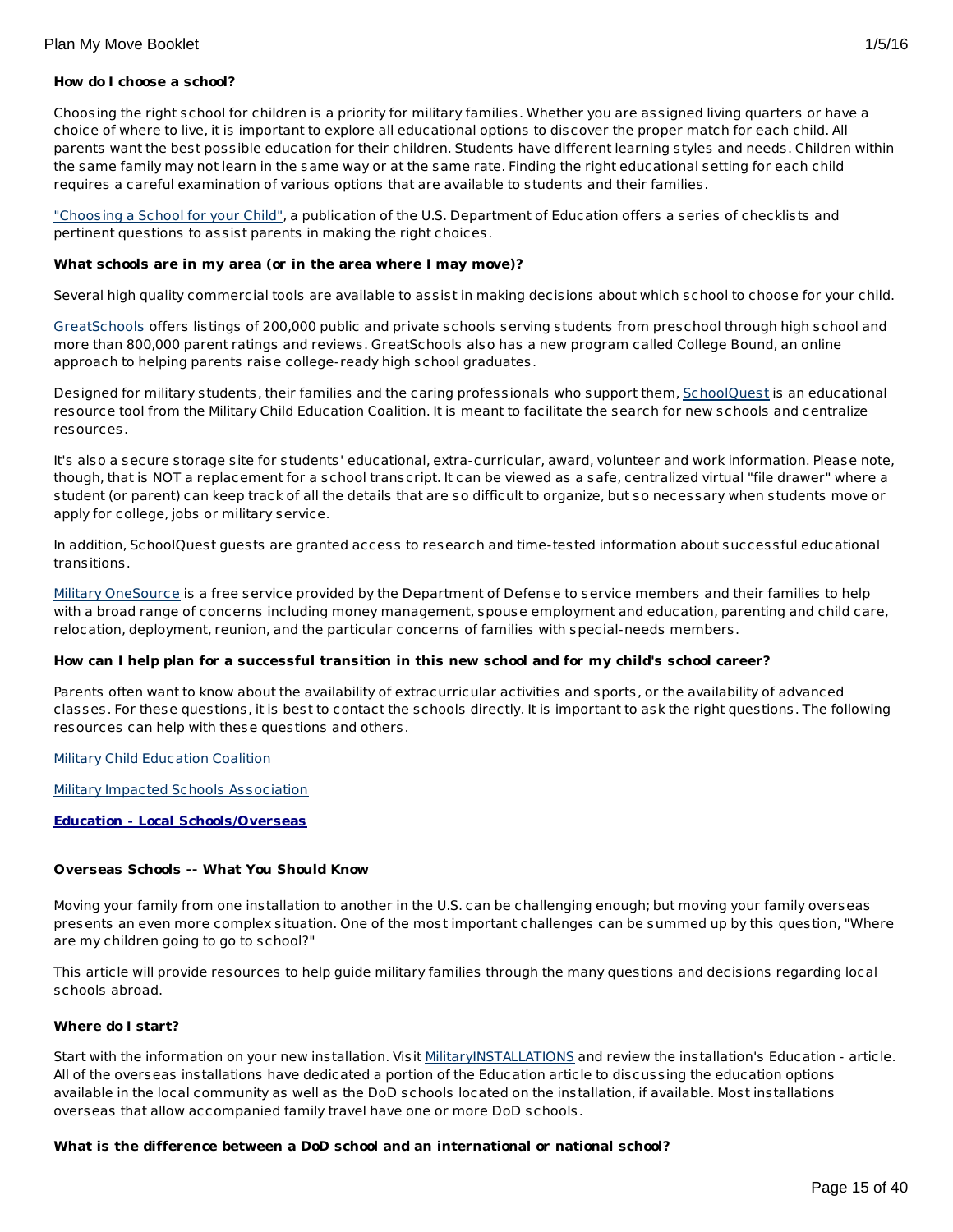**How do I choose a school?**

Choosing the right school for children is a priority for military families. Whether you are assigned living quarters or have a choice of where to live, it is important to explore all educational options to discover the proper match for each child. All parents want the best possible education for their children. Students have different learning styles and needs. Children within the same family may not learn in the same way or at the same rate. Finding the right educational setting for each child requires a careful examination of various options that are available to students and their families.

"Choosing a School for your Child", a publication of the U.S. Department of Education offers a series of checklists and pertinent questions to assist parents in making the right choices.

**What schools are in my area (or in the area where I may move)?**

Several high quality commercial tools are available to assist in making decisions about which school to choose for your child.

GreatSchools offers listings of 200,000 public and private schools serving students from preschool through high school and more than 800,000 parent ratings and reviews. GreatSchools also has a new program called College Bound, an online approach to helping parents raise college-ready high school graduates.

Designed for military students, their families and the caring professionals who support them, SchoolQuest is an educational resource tool from the Military Child Education Coalition. It is meant to facilitate the search for new schools and centralize resources.

It's also a secure storage site for students' educational, extra-curricular, award, volunteer and work information. Please note, though, that is NOT a replacement for a school transcript. It can be viewed as a safe, centralized virtual "file drawer" where a student (or parent) can keep track of all the details that are so difficult to organize, but so necessary when students move or apply for college, jobs or military service.

In addition, SchoolQuest guests are granted access to research and time-tested information about successful educational transitions.

Military OneSource is a free service provided by the Department of Defense to service members and their families to help with a broad range of concerns including money management, spouse employment and education, parenting and child care, relocation, deployment, reunion, and the particular concerns of families with special-needs members.

**How can I help plan for a successful transition in this new school and for my child's school career?**

Parents often want to know about the availability of extracurricular activities and sports, or the availability of advanced classes. For these questions, it is best to contact the schools directly. It is important to ask the right questions. The following resources can help with these questions and others.

Military Child Education Coalition

Military Impacted Schools Association

**Education - Local Schools/Overseas**

**Overseas Schools -- What You Should Know**

Moving your family from one installation to another in the U.S. can be challenging enough; but moving your family overseas presents an even more complex situation. One of the most important challenges can be summed up by this question, "Where are my children going to go to school?"

This article will provide resources to help guide military families through the many questions and decisions regarding local schools abroad.

**Where do I start?**

Start with the information on your new installation. Visit MilitaryINSTALLATIONS and review the installation's Education - article. All of the overseas installations have dedicated a portion of the Education article to discussing the education options available in the local community as well as the DoD schools located on the installation, if available. Most installations overseas that allow accompanied family travel have one or more DoD schools.

**What is the difference between a DoD school and an international or national school?**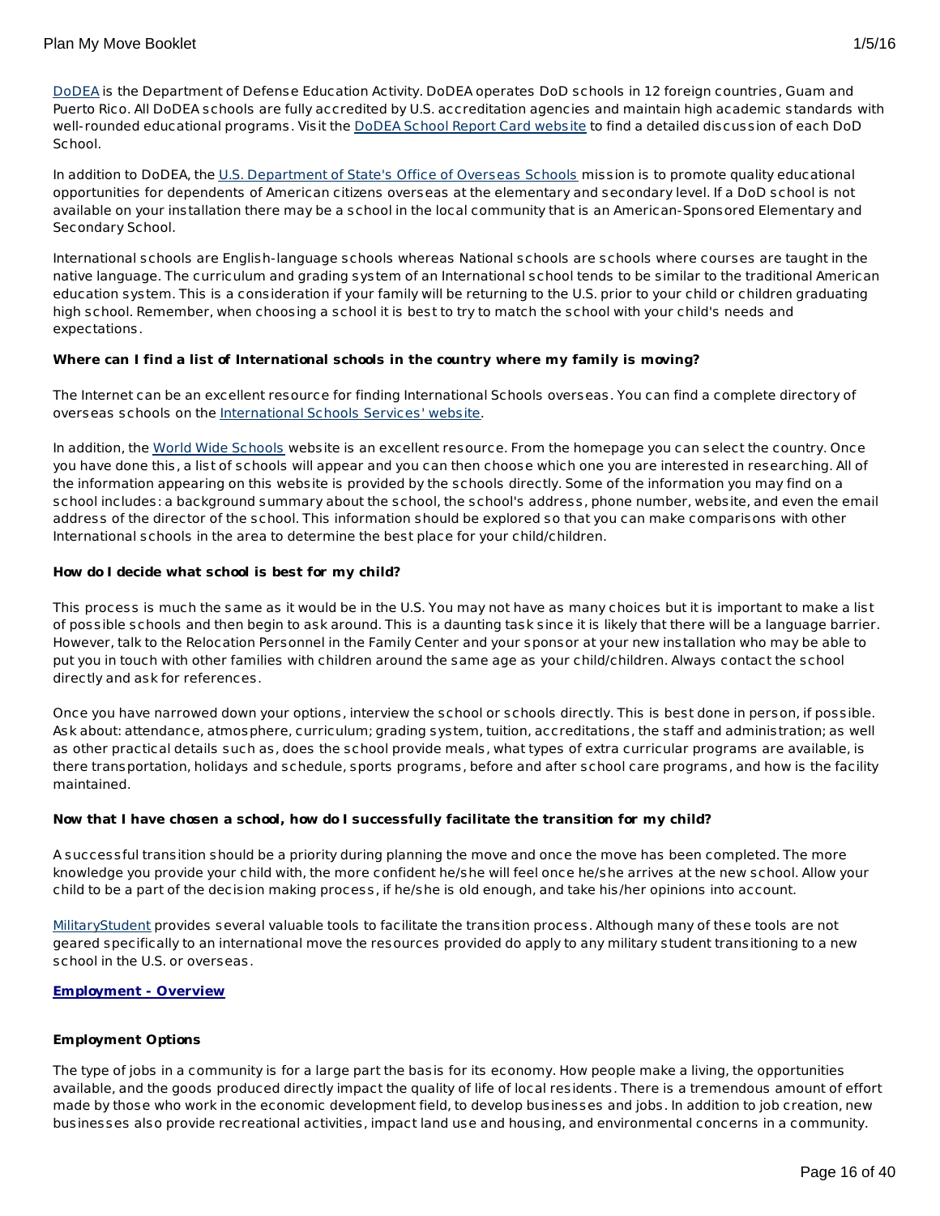DoDEA is the Department of Defense Education Activity. DoDEA operates DoD schools in 12 foreign countries, Guam and Puerto Rico. All DoDEA schools are fully accredited by U.S. accreditation agencies and maintain high academic standards with well-rounded educational programs. Visit the DoDEA School Report Card website to find a detailed discussion of each DoD School.

In addition to DoDEA, the U.S. Department of State's Office of Overseas Schools mission is to promote quality educational opportunities for dependents of American citizens overseas at the elementary and secondary level. If a DoD school is not available on your installation there may be a school in the local community that is an American-Sponsored Elementary and Secondary School.

International schools are English-language schools whereas National schools are schools where courses are taught in the native language. The curriculum and grading system of an International school tends to be similar to the traditional American education system. This is a consideration if your family will be returning to the U.S. prior to your child or children graduating high school. Remember, when choosing a school it is best to try to match the school with your child's needs and expectations.

**Where can I find a list of International schools in the country where my family is moving?**

The Internet can be an excellent resource for finding International Schools overseas. You can find a complete directory of overseas schools on the International Schools Services' website.

In addition, the World Wide Schools website is an excellent resource. From the homepage you can select the country. Once you have done this, a list of schools will appear and you can then choose which one you are interested in researching. All of the information appearing on this website is provided by the schools directly. Some of the information you may find on a school includes: a background summary about the school, the school's address, phone number, website, and even the email address of the director of the school. This information should be explored so that you can make comparisons with other International schools in the area to determine the best place for your child/children.

**How do I decide what school is best for my child?**

This process is much the same as it would be in the U.S. You may not have as many choices but it is important to make a list of possible schools and then begin to ask around. This is a daunting task since it is likely that there will be a language barrier. However, talk to the Relocation Personnel in the Family Center and your sponsor at your new installation who may be able to put you in touch with other families with children around the same age as your child/children. Always contact the school directly and ask for references.

Once you have narrowed down your options, interview the school or schools directly. This is best done in person, if possible. Ask about: attendance, atmosphere, curriculum; grading system, tuition, accreditations, the staff and administration; as well as other practical details such as, does the school provide meals, what types of extra curricular programs are available, is there transportation, holidays and schedule, sports programs, before and after school care programs, and how is the facility maintained.

**Now that I have chosen a school, how do I successfully facilitate the transition for my child?**

A successful transition should be a priority during planning the move and once the move has been completed. The more knowledge you provide your child with, the more confident he/she will feel once he/she arrives at the new school. Allow your child to be a part of the decision making process, if he/she is old enough, and take his/her opinions into account.

MilitaryStudent provides several valuable tools to facilitate the transition process. Although many of these tools are not geared specifically to an international move the resources provided do apply to any military student transitioning to a new school in the U.S. or overseas.

## Employment - Overview

### Employment Options

The type of jobs in a community is for a large part the basis for its economy. How people make a living, the opportunities available, and the goods produced directly impact the quality of life of local residents. There is a tremendous amount of effort made by those who work in the economic development field, to develop businesses and jobs. In addition to job creation, new businesses also provide recreational activities, impact land use and housing, and environmental concerns in a community.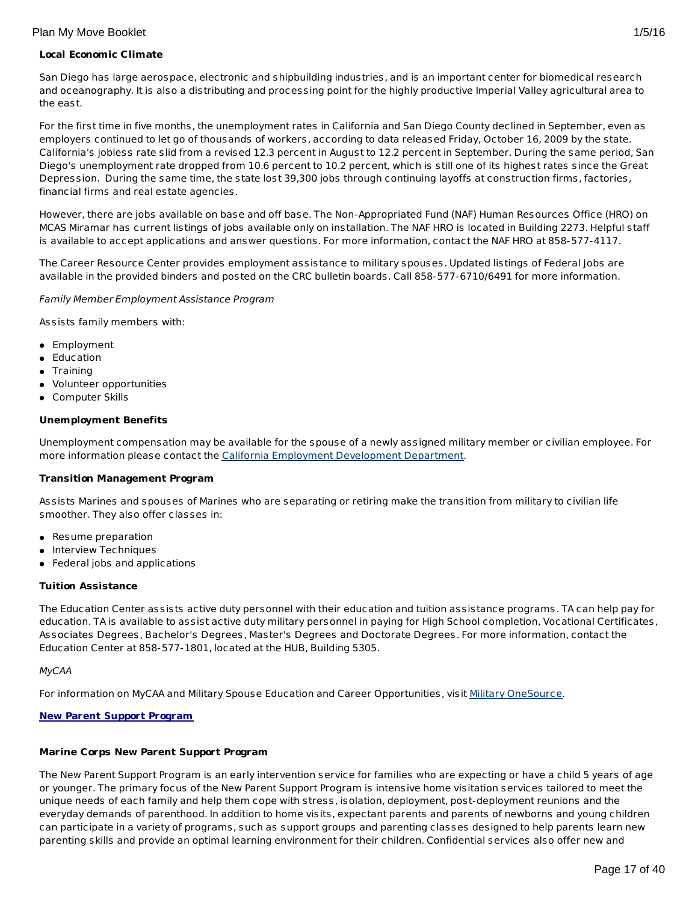**Local Economic Climate**

San Diego has large aerospace, electronic and shipbuilding industries, and is an important center for biomedical research and oceanography. It is also a distributing and processing point for the highly productive Imperial Valley agricultural area to the east.

For the first time in five months, the unemployment rates in California and San Diego County declined in September, even as employers continued to let go of thousands of workers, according to data released Friday, October 16, 2009 by the state. California's jobless rate slid from a revised 12.3 percent in August to 12.2 percent in September. During the same period, San Diego's unemployment rate dropped from 10.6 percent to 10.2 percent, which is still one of its highest rates since the Great Depression. During the same time, the state lost 39,300 jobs through continuing layoffs at construction firms, factories, financial firms and real estate agencies.

However, there are jobs available on base and off base. The Non-Appropriated Fund (NAF) Human Resources Office (HRO) on MCAS Miramar has current listings of jobs available only on installation. The NAF HRO is located in Building 2273. Helpful staff is available to accept applications and answer questions. For more information, contact the NAF HRO at 858-577-4117.

The Career Resource Center provides employment assistance to military spouses. Updated listings of Federal Jobs are available in the provided binders and posted on the CRC bulletin boards. Call 858-577-6710/6491 for more information.

*Family Member Employment Assistance Program*

Assists family members with:

- Employment
- Education
- Training
- Volunteer opportunities
- Computer Skills

**Unemployment Benefits**

Unemployment compensation may be available for the spouse of a newly assigned military member or civilian employee. For more information please contact the California Employment Development Department.

**Transition Management Program**

Assists Marines and spouses of Marines who are separating or retiring make the transition from military to civilian life smoother. They also offer classes in:

- Resume preparation
- Interview Techniques
- Federal jobs and applications

**Tuition Assistance**

The Education Center assists active duty personnel with their education and tuition assistance programs. TA can help pay for education. TA is available to assist active duty military personnel in paying for High School completion, Vocational Certificates, Associates Degrees, Bachelor's Degrees, Master's Degrees and Doctorate Degrees. For more information, contact the Education Center at 858-577-1801, located at the HUB, Building 5305.

*MyCAA*

For information on MyCAA and Military Spouse Education and Career Opportunities, visit Military OneSource.

**New Parent Support Program**

**Marine Corps New Parent Support Program**

The New Parent Support Program is an early intervention service for families who are expecting or have a child 5 years of age or younger. The primary focus of the New Parent Support Program is intensive home visitation services tailored to meet the unique needs of each family and help them cope with stress, isolation, deployment, post-deployment reunions and the everyday demands of parenthood. In addition to home visits, expectant parents and parents of newborns and young children can participate in a variety of programs, such as support groups and parenting classes designed to help parents learn new parenting skills and provide an optimal learning environment for their children. Confidential services also offer new and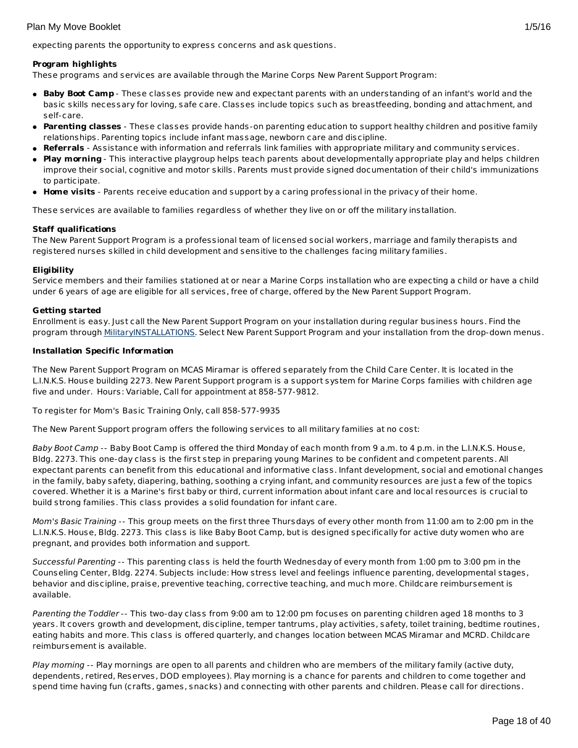expecting parents the opportunity to express concerns and ask questions.

**Program highlights**
These programs and services are available through the Marine Corps New Parent Support Program:

- **Baby Boot Camp** - These classes provide new and expectant parents with an understanding of an infant's world and the basic skills necessary for loving, safe care. Classes include topics such as breastfeeding, bonding and attachment, and self-care.
- **Parenting classes** - These classes provide hands-on parenting education to support healthy children and positive family relationships. Parenting topics include infant massage, newborn care and discipline.
- **Referrals** - Assistance with information and referrals link families with appropriate military and community services.
- **Play morning** - This interactive playgroup helps teach parents about developmentally appropriate play and helps children improve their social, cognitive and motor skills. Parents must provide signed documentation of their child's immunizations to participate.
- **Home visits** - Parents receive education and support by a caring professional in the privacy of their home.

These services are available to families regardless of whether they live on or off the military installation.

**Staff qualifications**
The New Parent Support Program is a professional team of licensed social workers, marriage and family therapists and registered nurses skilled in child development and sensitive to the challenges facing military families.

**Eligibility**
Service members and their families stationed at or near a Marine Corps installation who are expecting a child or have a child under 6 years of age are eligible for all services, free of charge, offered by the New Parent Support Program.

**Getting started**
Enrollment is easy. Just call the New Parent Support Program on your installation during regular business hours. Find the program through MilitaryINSTALLATIONS. Select New Parent Support Program and your installation from the drop-down menus.

**Installation Specific Information**

The New Parent Support Program on MCAS Miramar is offered separately from the Child Care Center. It is located in the L.I.N.K.S. House building 2273. New Parent Support program is a support system for Marine Corps families with children age five and under. Hours: Variable, Call for appointment at 858-577-9812.

To register for Mom's Basic Training Only, call 858-577-9935

The New Parent Support program offers the following services to all military families at no cost:

*Baby Boot Camp* -- Baby Boot Camp is offered the third Monday of each month from 9 a.m. to 4 p.m. in the L.I.N.K.S. House, Bldg. 2273. This one-day class is the first step in preparing young Marines to be confident and competent parents. All expectant parents can benefit from this educational and informative class. Infant development, social and emotional changes in the family, baby safety, diapering, bathing, soothing a crying infant, and community resources are just a few of the topics covered. Whether it is a Marine's first baby or third, current information about infant care and local resources is crucial to build strong families. This class provides a solid foundation for infant care.

*Mom's Basic Training* -- This group meets on the first three Thursdays of every other month from 11:00 am to 2:00 pm in the L.I.N.K.S. House, Bldg. 2273. This class is like Baby Boot Camp, but is designed specifically for active duty women who are pregnant, and provides both information and support.

*Successful Parenting* -- This parenting class is held the fourth Wednesday of every month from 1:00 pm to 3:00 pm in the Counseling Center, Bldg. 2274. Subjects include: How stress level and feelings influence parenting, developmental stages, behavior and discipline, praise, preventive teaching, corrective teaching, and much more. Childcare reimbursement is available.

*Parenting the Toddler* -- This two-day class from 9:00 am to 12:00 pm focuses on parenting children aged 18 months to 3 years. It covers growth and development, discipline, temper tantrums, play activities, safety, toilet training, bedtime routines, eating habits and more. This class is offered quarterly, and changes location between MCAS Miramar and MCRD. Childcare reimbursement is available.

*Play morning* -- Play mornings are open to all parents and children who are members of the military family (active duty, dependents, retired, Reserves, DOD employees). Play morning is a chance for parents and children to come together and spend time having fun (crafts, games, snacks) and connecting with other parents and children. Please call for directions.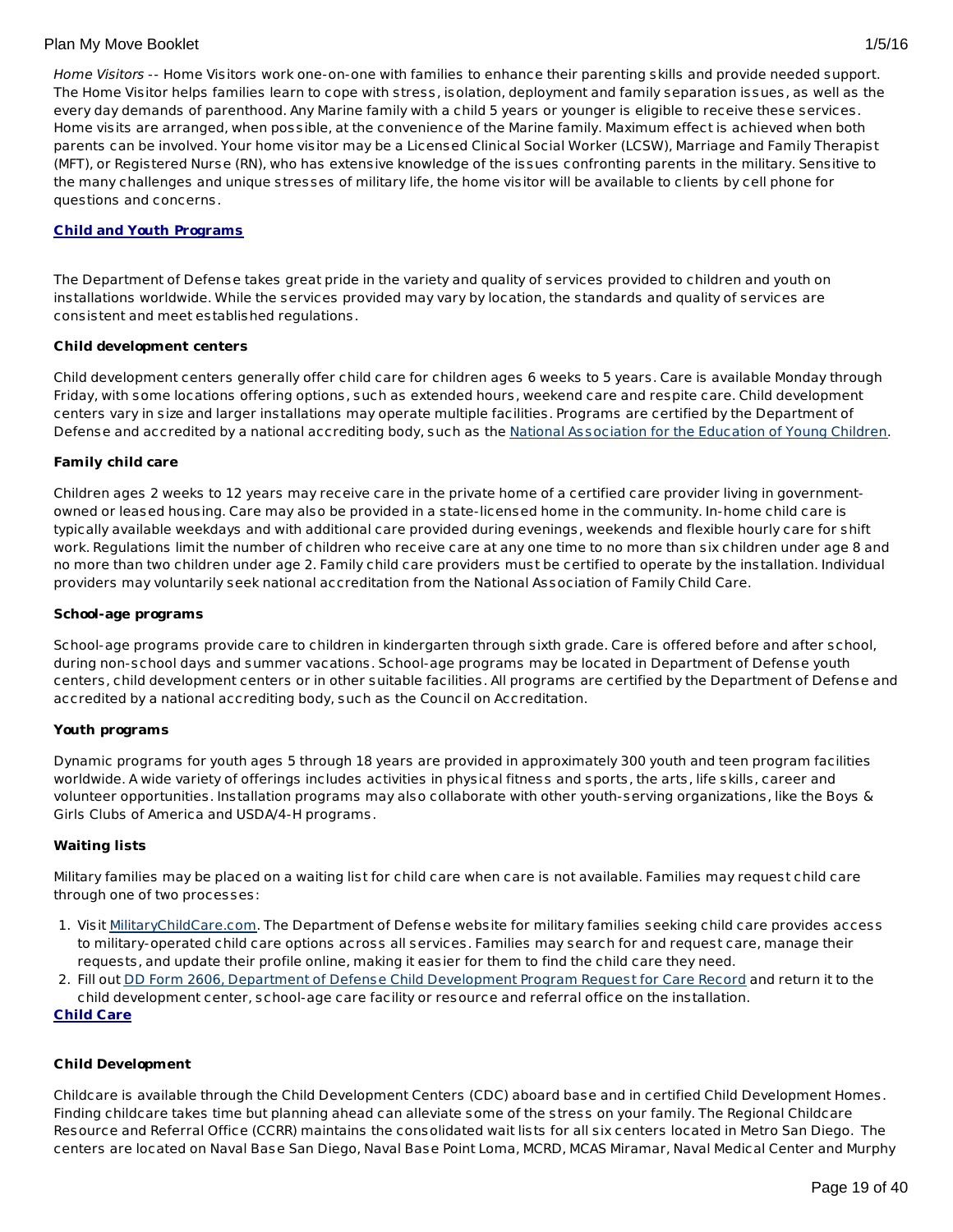*Home Visitors* -- Home Visitors work one-on-one with families to enhance their parenting skills and provide needed support. The Home Visitor helps families learn to cope with stress, isolation, deployment and family separation issues, as well as the every day demands of parenthood. Any Marine family with a child 5 years or younger is eligible to receive these services. Home visits are arranged, when possible, at the convenience of the Marine family. Maximum effect is achieved when both parents can be involved. Your home visitor may be a Licensed Clinical Social Worker (LCSW), Marriage and Family Therapist (MFT), or Registered Nurse (RN), who has extensive knowledge of the issues confronting parents in the military. Sensitive to the many challenges and unique stresses of military life, the home visitor will be available to clients by cell phone for questions and concerns.

## Child and Youth Programs

The Department of Defense takes great pride in the variety and quality of services provided to children and youth on installations worldwide. While the services provided may vary by location, the standards and quality of services are consistent and meet established regulations.

**Child development centers**

Child development centers generally offer child care for children ages 6 weeks to 5 years. Care is available Monday through Friday, with some locations offering options, such as extended hours, weekend care and respite care. Child development centers vary in size and larger installations may operate multiple facilities. Programs are certified by the Department of Defense and accredited by a national accrediting body, such as the National Association for the Education of Young Children.

**Family child care**

Children ages 2 weeks to 12 years may receive care in the private home of a certified care provider living in government-owned or leased housing. Care may also be provided in a state-licensed home in the community. In-home child care is typically available weekdays and with additional care provided during evenings, weekends and flexible hourly care for shift work. Regulations limit the number of children who receive care at any one time to no more than six children under age 8 and no more than two children under age 2. Family child care providers must be certified to operate by the installation. Individual providers may voluntarily seek national accreditation from the National Association of Family Child Care.

**School-age programs**

School-age programs provide care to children in kindergarten through sixth grade. Care is offered before and after school, during non-school days and summer vacations. School-age programs may be located in Department of Defense youth centers, child development centers or in other suitable facilities. All programs are certified by the Department of Defense and accredited by a national accrediting body, such as the Council on Accreditation.

**Youth programs**

Dynamic programs for youth ages 5 through 18 years are provided in approximately 300 youth and teen program facilities worldwide. A wide variety of offerings includes activities in physical fitness and sports, the arts, life skills, career and volunteer opportunities. Installation programs may also collaborate with other youth-serving organizations, like the Boys & Girls Clubs of America and USDA/4-H programs.

**Waiting lists**

Military families may be placed on a waiting list for child care when care is not available. Families may request child care through one of two processes:

1. Visit MilitaryChildCare.com. The Department of Defense website for military families seeking child care provides access to military-operated child care options across all services. Families may search for and request care, manage their requests, and update their profile online, making it easier for them to find the child care they need.
2. Fill out DD Form 2606, Department of Defense Child Development Program Request for Care Record and return it to the child development center, school-age care facility or resource and referral office on the installation.

## Child Care

**Child Development**

Childcare is available through the Child Development Centers (CDC) aboard base and in certified Child Development Homes. Finding childcare takes time but planning ahead can alleviate some of the stress on your family. The Regional Childcare Resource and Referral Office (CCRR) maintains the consolidated wait lists for all six centers located in Metro San Diego. The centers are located on Naval Base San Diego, Naval Base Point Loma, MCRD, MCAS Miramar, Naval Medical Center and Murphy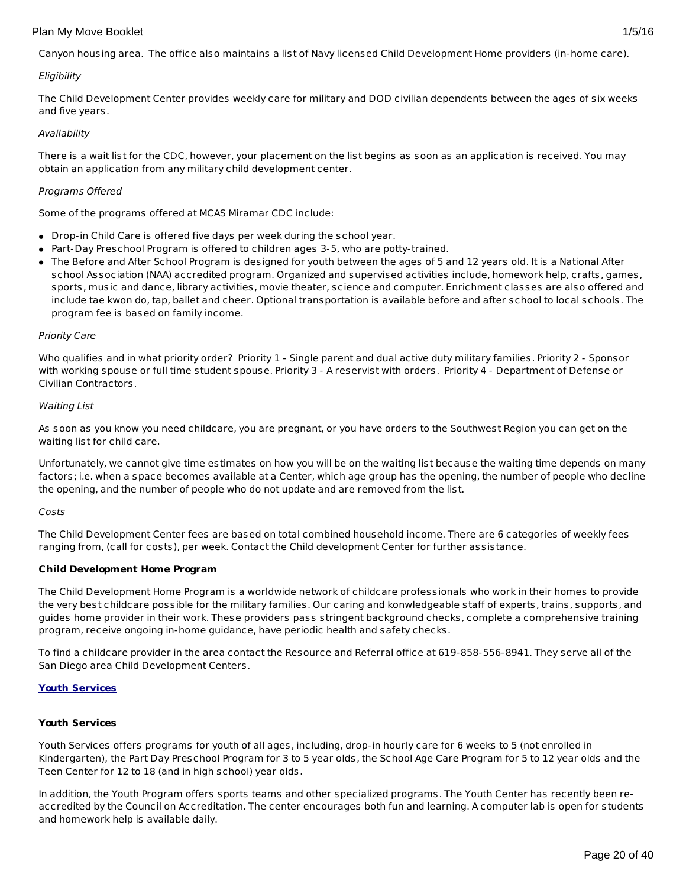Canyon housing area. The office also maintains a list of Navy licensed Child Development Home providers (in-home care).

*Eligibility*

The Child Development Center provides weekly care for military and DOD civilian dependents between the ages of six weeks and five years.

*Availability*

There is a wait list for the CDC, however, your placement on the list begins as soon as an application is received. You may obtain an application from any military child development center.

*Programs Offered*

Some of the programs offered at MCAS Miramar CDC include:

- Drop-in Child Care is offered five days per week during the school year.
- Part-Day Preschool Program is offered to children ages 3-5, who are potty-trained.
- The Before and After School Program is designed for youth between the ages of 5 and 12 years old. It is a National After school Association (NAA) accredited program. Organized and supervised activities include, homework help, crafts, games, sports, music and dance, library activities, movie theater, science and computer. Enrichment classes are also offered and include tae kwon do, tap, ballet and cheer. Optional transportation is available before and after school to local schools. The program fee is based on family income.

*Priority Care*

Who qualifies and in what priority order? Priority 1 - Single parent and dual active duty military families. Priority 2 - Sponsor with working spouse or full time student spouse. Priority 3 - A reservist with orders. Priority 4 - Department of Defense or Civilian Contractors.

*Waiting List*

As soon as you know you need childcare, you are pregnant, or you have orders to the Southwest Region you can get on the waiting list for child care.

Unfortunately, we cannot give time estimates on how you will be on the waiting list because the waiting time depends on many factors; i.e. when a space becomes available at a Center, which age group has the opening, the number of people who decline the opening, and the number of people who do not update and are removed from the list.

*Costs*

The Child Development Center fees are based on total combined household income. There are 6 categories of weekly fees ranging from, (call for costs), per week. Contact the Child development Center for further assistance.

**Child Development Home Program**

The Child Development Home Program is a worldwide network of childcare professionals who work in their homes to provide the very best childcare possible for the military families. Our caring and konwledgeable staff of experts, trains, supports, and guides home provider in their work. These providers pass stringent background checks, complete a comprehensive training program, receive ongoing in-home guidance, have periodic health and safety checks.

To find a childcare provider in the area contact the Resource and Referral office at 619-858-556-8941. They serve all of the San Diego area Child Development Centers.

**Youth Services**

**Youth Services**

Youth Services offers programs for youth of all ages, including, drop-in hourly care for 6 weeks to 5 (not enrolled in Kindergarten), the Part Day Preschool Program for 3 to 5 year olds, the School Age Care Program for 5 to 12 year olds and the Teen Center for 12 to 18 (and in high school) year olds.

In addition, the Youth Program offers sports teams and other specialized programs. The Youth Center has recently been re-accredited by the Council on Accreditation. The center encourages both fun and learning. A computer lab is open for students and homework help is available daily.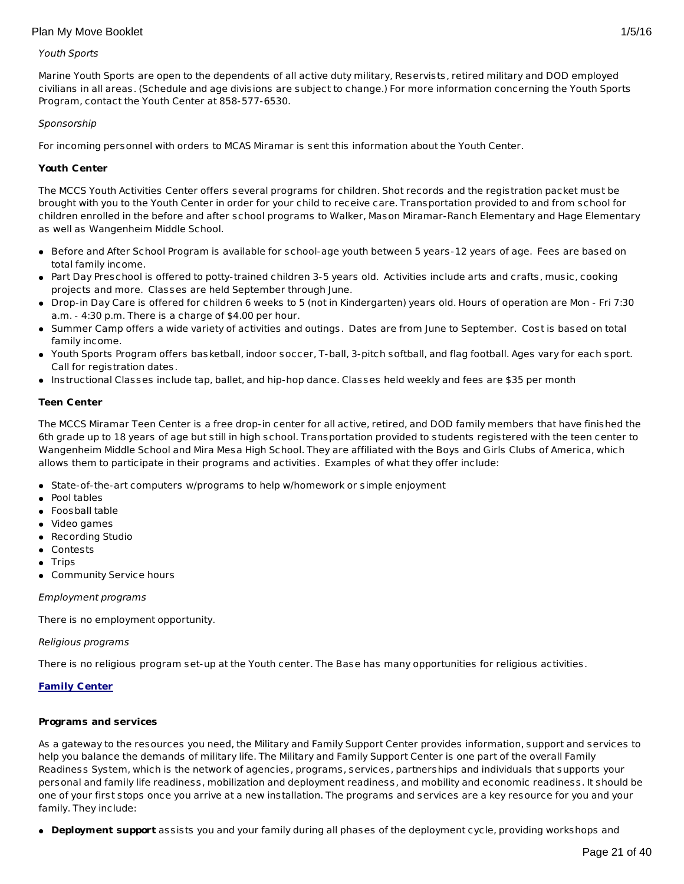*Youth Sports*

Marine Youth Sports are open to the dependents of all active duty military, Reservists, retired military and DOD employed civilians in all areas. (Schedule and age divisions are subject to change.) For more information concerning the Youth Sports Program, contact the Youth Center at 858-577-6530.

*Sponsorship*

For incoming personnel with orders to MCAS Miramar is sent this information about the Youth Center.

**Youth Center**

The MCCS Youth Activities Center offers several programs for children. Shot records and the registration packet must be brought with you to the Youth Center in order for your child to receive care. Transportation provided to and from school for children enrolled in the before and after school programs to Walker, Mason Miramar-Ranch Elementary and Hage Elementary as well as Wangenheim Middle School.

- Before and After School Program is available for school-age youth between 5 years-12 years of age. Fees are based on total family income.
- Part Day Preschool is offered to potty-trained children 3-5 years old. Activities include arts and crafts, music, cooking projects and more. Classes are held September through June.
- Drop-in Day Care is offered for children 6 weeks to 5 (not in Kindergarten) years old. Hours of operation are Mon - Fri 7:30 a.m. - 4:30 p.m. There is a charge of $4.00 per hour.
- Summer Camp offers a wide variety of activities and outings. Dates are from June to September. Cost is based on total family income.
- Youth Sports Program offers basketball, indoor soccer, T-ball, 3-pitch softball, and flag football. Ages vary for each sport. Call for registration dates.
- Instructional Classes include tap, ballet, and hip-hop dance. Classes held weekly and fees are $35 per month

**Teen Center**

The MCCS Miramar Teen Center is a free drop-in center for all active, retired, and DOD family members that have finished the 6th grade up to 18 years of age but still in high school. Transportation provided to students registered with the teen center to Wangenheim Middle School and Mira Mesa High School. They are affiliated with the Boys and Girls Clubs of America, which allows them to participate in their programs and activities. Examples of what they offer include:

- State-of-the-art computers w/programs to help w/homework or simple enjoyment
- Pool tables
- Foosball table
- Video games
- Recording Studio
- Contests
- Trips
- Community Service hours

*Employment programs*

There is no employment opportunity.

*Religious programs*

There is no religious program set-up at the Youth center. The Base has many opportunities for religious activities.

**Family Center**

**Programs and services**

As a gateway to the resources you need, the Military and Family Support Center provides information, support and services to help you balance the demands of military life. The Military and Family Support Center is one part of the overall Family Readiness System, which is the network of agencies, programs, services, partnerships and individuals that supports your personal and family life readiness, mobilization and deployment readiness, and mobility and economic readiness. It should be one of your first stops once you arrive at a new installation. The programs and services are a key resource for you and your family. They include:

- **Deployment support** assists you and your family during all phases of the deployment cycle, providing workshops and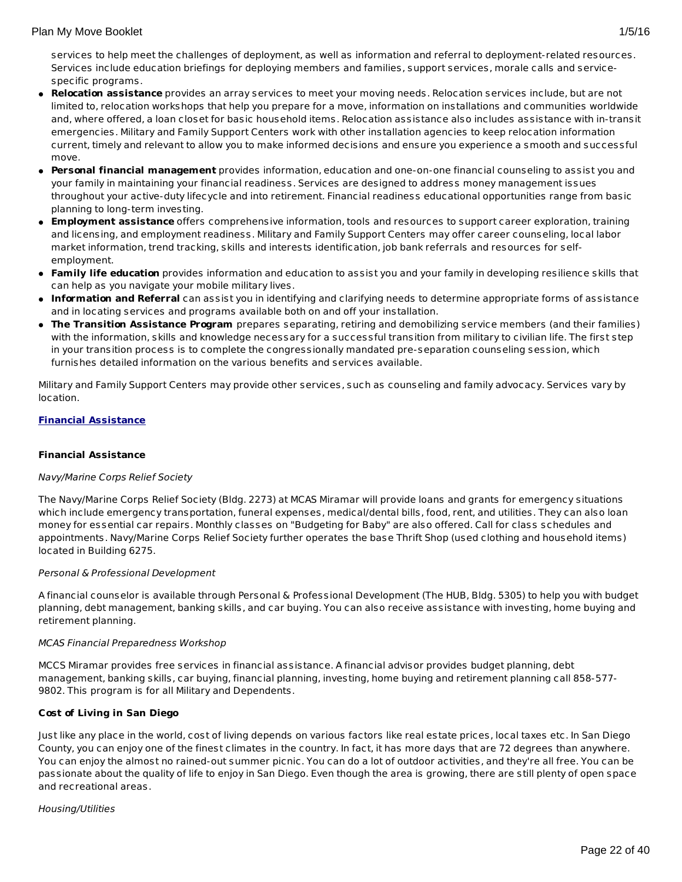services to help meet the challenges of deployment, as well as information and referral to deployment-related resources. Services include education briefings for deploying members and families, support services, morale calls and service-specific programs.

- **Relocation assistance** provides an array services to meet your moving needs. Relocation services include, but are not limited to, relocation workshops that help you prepare for a move, information on installations and communities worldwide and, where offered, a loan closet for basic household items. Relocation assistance also includes assistance with in-transit emergencies. Military and Family Support Centers work with other installation agencies to keep relocation information current, timely and relevant to allow you to make informed decisions and ensure you experience a smooth and successful move.
- **Personal financial management** provides information, education and one-on-one financial counseling to assist you and your family in maintaining your financial readiness. Services are designed to address money management issues throughout your active-duty lifecycle and into retirement. Financial readiness educational opportunities range from basic planning to long-term investing.
- **Employment assistance** offers comprehensive information, tools and resources to support career exploration, training and licensing, and employment readiness. Military and Family Support Centers may offer career counseling, local labor market information, trend tracking, skills and interests identification, job bank referrals and resources for self-employment.
- **Family life education** provides information and education to assist you and your family in developing resilience skills that can help as you navigate your mobile military lives.
- **Information and Referral** can assist you in identifying and clarifying needs to determine appropriate forms of assistance and in locating services and programs available both on and off your installation.
- **The Transition Assistance Program** prepares separating, retiring and demobilizing service members (and their families) with the information, skills and knowledge necessary for a successful transition from military to civilian life. The first step in your transition process is to complete the congressionally mandated pre-separation counseling session, which furnishes detailed information on the various benefits and services available.

Military and Family Support Centers may provide other services, such as counseling and family advocacy. Services vary by location.

**Financial Assistance**

**Financial Assistance**

*Navy/Marine Corps Relief Society*

The Navy/Marine Corps Relief Society (Bldg. 2273) at MCAS Miramar will provide loans and grants for emergency situations which include emergency transportation, funeral expenses, medical/dental bills, food, rent, and utilities. They can also loan money for essential car repairs. Monthly classes on "Budgeting for Baby" are also offered. Call for class schedules and appointments. Navy/Marine Corps Relief Society further operates the base Thrift Shop (used clothing and household items) located in Building 6275.

*Personal & Professional Development*

A financial counselor is available through Personal & Professional Development (The HUB, Bldg. 5305) to help you with budget planning, debt management, banking skills, and car buying. You can also receive assistance with investing, home buying and retirement planning.

*MCAS Financial Preparedness Workshop*

MCCS Miramar provides free services in financial assistance. A financial advisor provides budget planning, debt management, banking skills, car buying, financial planning, investing, home buying and retirement planning call 858-577-9802. This program is for all Military and Dependents.

**Cost of Living in San Diego**

Just like any place in the world, cost of living depends on various factors like real estate prices, local taxes etc. In San Diego County, you can enjoy one of the finest climates in the country. In fact, it has more days that are 72 degrees than anywhere. You can enjoy the almost no rained-out summer picnic. You can do a lot of outdoor activities, and they're all free. You can be passionate about the quality of life to enjoy in San Diego. Even though the area is growing, there are still plenty of open space and recreational areas.

*Housing/Utilities*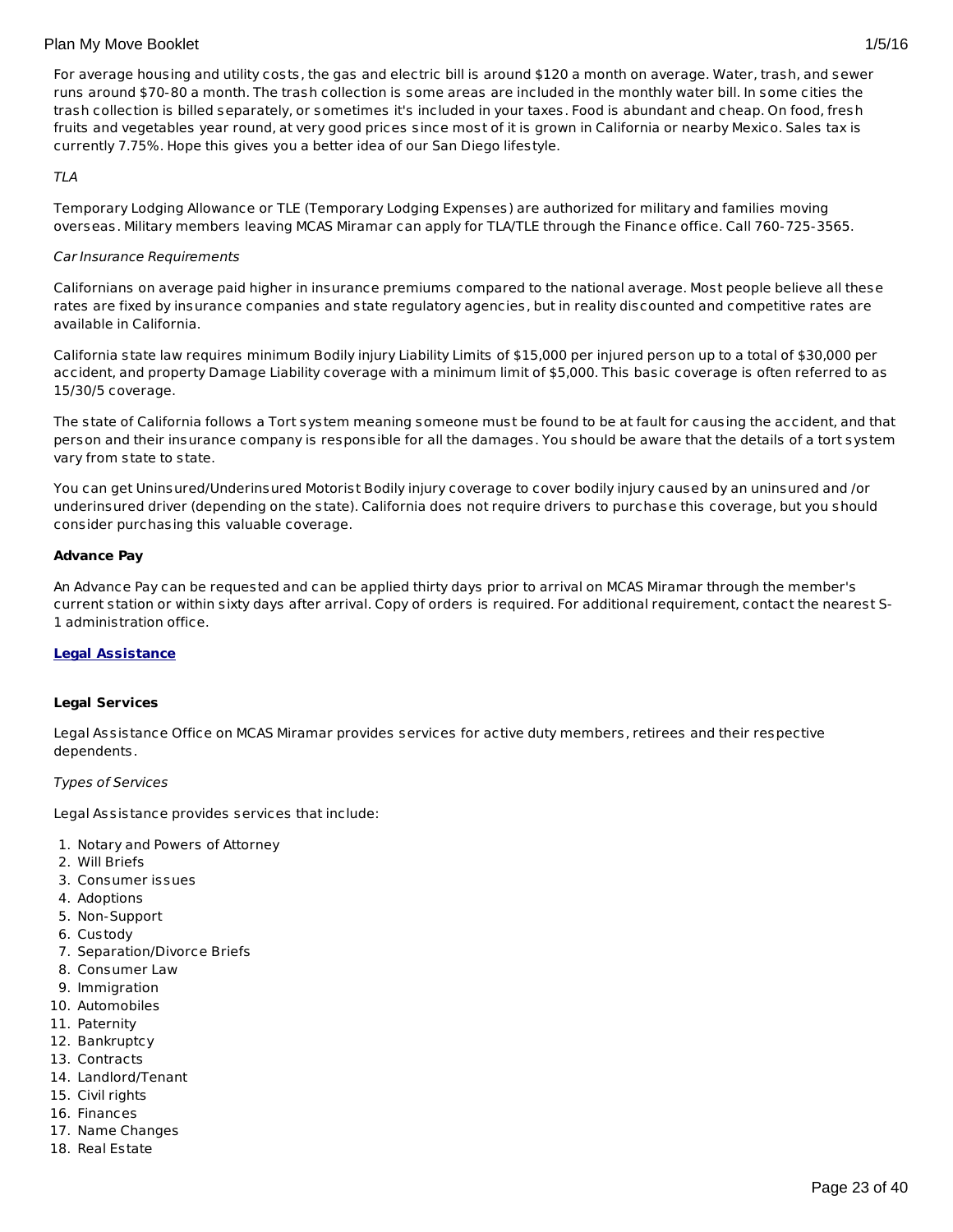For average housing and utility costs, the gas and electric bill is around $120 a month on average. Water, trash, and sewer runs around $70-80 a month. The trash collection is some areas are included in the monthly water bill. In some cities the trash collection is billed separately, or sometimes it's included in your taxes. Food is abundant and cheap. On food, fresh fruits and vegetables year round, at very good prices since most of it is grown in California or nearby Mexico. Sales tax is currently 7.75%. Hope this gives you a better idea of our San Diego lifestyle.

*TLA*

Temporary Lodging Allowance or TLE (Temporary Lodging Expenses) are authorized for military and families moving overseas. Military members leaving MCAS Miramar can apply for TLA/TLE through the Finance office. Call 760-725-3565.

*Car Insurance Requirements*

Californians on average paid higher in insurance premiums compared to the national average. Most people believe all these rates are fixed by insurance companies and state regulatory agencies, but in reality discounted and competitive rates are available in California.

California state law requires minimum Bodily injury Liability Limits of $15,000 per injured person up to a total of $30,000 per accident, and property Damage Liability coverage with a minimum limit of $5,000. This basic coverage is often referred to as 15/30/5 coverage.

The state of California follows a Tort system meaning someone must be found to be at fault for causing the accident, and that person and their insurance company is responsible for all the damages. You should be aware that the details of a tort system vary from state to state.

You can get Uninsured/Underinsured Motorist Bodily injury coverage to cover bodily injury caused by an uninsured and /or underinsured driver (depending on the state). California does not require drivers to purchase this coverage, but you should consider purchasing this valuable coverage.

**Advance Pay**

An Advance Pay can be requested and can be applied thirty days prior to arrival on MCAS Miramar through the member's current station or within sixty days after arrival. Copy of orders is required. For additional requirement, contact the nearest S-1 administration office.

## Legal Assistance

**Legal Services**

Legal Assistance Office on MCAS Miramar provides services for active duty members, retirees and their respective dependents.

*Types of Services*

Legal Assistance provides services that include:

1. Notary and Powers of Attorney
2. Will Briefs
3. Consumer issues
4. Adoptions
5. Non-Support
6. Custody
7. Separation/Divorce Briefs
8. Consumer Law
9. Immigration
10. Automobiles
11. Paternity
12. Bankruptcy
13. Contracts
14. Landlord/Tenant
15. Civil rights
16. Finances
17. Name Changes
18. Real Estate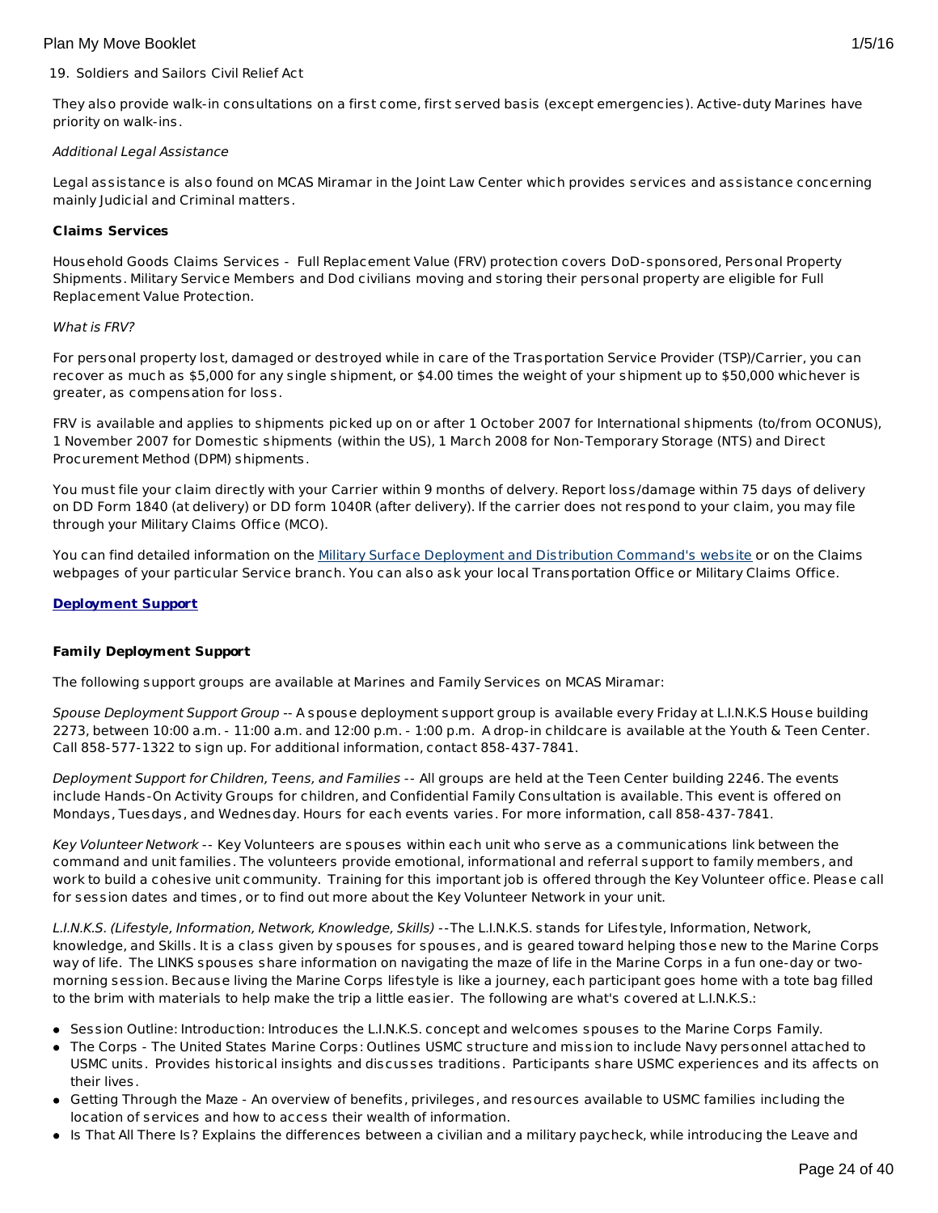19. Soldiers and Sailors Civil Relief Act

They also provide walk-in consultations on a first come, first served basis (except emergencies). Active-duty Marines have priority on walk-ins.

*Additional Legal Assistance*

Legal assistance is also found on MCAS Miramar in the Joint Law Center which provides services and assistance concerning mainly Judicial and Criminal matters.

**Claims Services**

Household Goods Claims Services - Full Replacement Value (FRV) protection covers DoD-sponsored, Personal Property Shipments. Military Service Members and Dod civilians moving and storing their personal property are eligible for Full Replacement Value Protection.

*What is FRV?*

For personal property lost, damaged or destroyed while in care of the Trasportation Service Provider (TSP)/Carrier, you can recover as much as $5,000 for any single shipment, or $4.00 times the weight of your shipment up to $50,000 whichever is greater, as compensation for loss.

FRV is available and applies to shipments picked up on or after 1 October 2007 for International shipments (to/from OCONUS), 1 November 2007 for Domestic shipments (within the US), 1 March 2008 for Non-Temporary Storage (NTS) and Direct Procurement Method (DPM) shipments.

You must file your claim directly with your Carrier within 9 months of delvery. Report loss/damage within 75 days of delivery on DD Form 1840 (at delivery) or DD form 1040R (after delivery). If the carrier does not respond to your claim, you may file through your Military Claims Office (MCO).

You can find detailed information on the Military Surface Deployment and Distribution Command's website or on the Claims webpages of your particular Service branch. You can also ask your local Transportation Office or Military Claims Office.

**Deployment Support**

**Family Deployment Support**

The following support groups are available at Marines and Family Services on MCAS Miramar:

*Spouse Deployment Support Group* -- A spouse deployment support group is available every Friday at L.I.N.K.S House building 2273, between 10:00 a.m. - 11:00 a.m. and 12:00 p.m. - 1:00 p.m. A drop-in childcare is available at the Youth & Teen Center. Call 858-577-1322 to sign up. For additional information, contact 858-437-7841.

*Deployment Support for Children, Teens, and Families* -- All groups are held at the Teen Center building 2246. The events include Hands-On Activity Groups for children, and Confidential Family Consultation is available. This event is offered on Mondays, Tuesdays, and Wednesday. Hours for each events varies. For more information, call 858-437-7841.

*Key Volunteer Network* -- Key Volunteers are spouses within each unit who serve as a communications link between the command and unit families. The volunteers provide emotional, informational and referral support to family members, and work to build a cohesive unit community. Training for this important job is offered through the Key Volunteer office. Please call for session dates and times, or to find out more about the Key Volunteer Network in your unit.

*L.I.N.K.S. (Lifestyle, Information, Network, Knowledge, Skills)* --The L.I.N.K.S. stands for Lifestyle, Information, Network, knowledge, and Skills. It is a class given by spouses for spouses, and is geared toward helping those new to the Marine Corps way of life. The LINKS spouses share information on navigating the maze of life in the Marine Corps in a fun one-day or two-morning session. Because living the Marine Corps lifestyle is like a journey, each participant goes home with a tote bag filled to the brim with materials to help make the trip a little easier. The following are what's covered at L.I.N.K.S.:

- Session Outline: Introduction: Introduces the L.I.N.K.S. concept and welcomes spouses to the Marine Corps Family.
- The Corps - The United States Marine Corps: Outlines USMC structure and mission to include Navy personnel attached to USMC units. Provides historical insights and discusses traditions. Participants share USMC experiences and its affects on their lives.
- Getting Through the Maze - An overview of benefits, privileges, and resources available to USMC families including the location of services and how to access their wealth of information.
- Is That All There Is? Explains the differences between a civilian and a military paycheck, while introducing the Leave and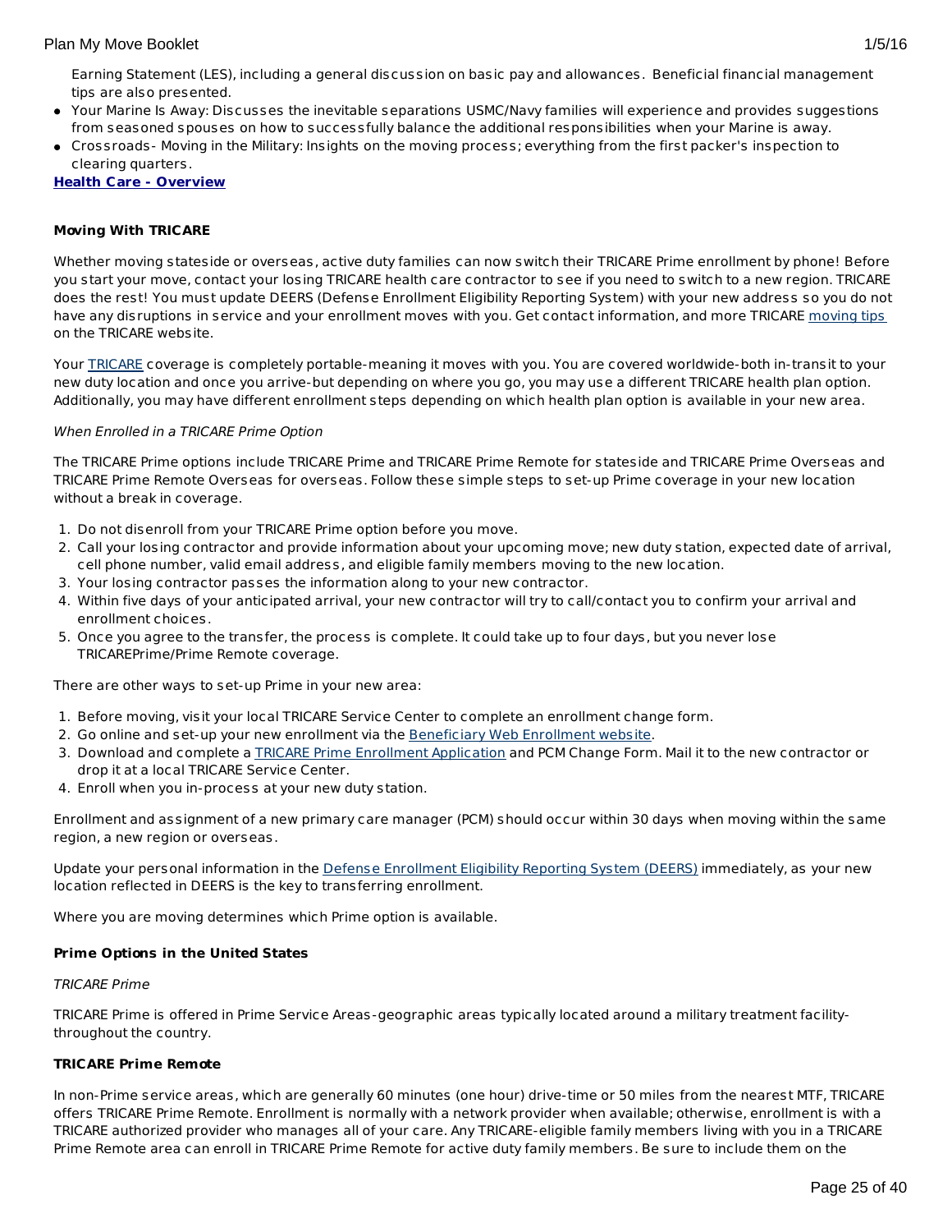Earning Statement (LES), including a general discussion on basic pay and allowances. Beneficial financial management tips are also presented.

- Your Marine Is Away: Discusses the inevitable separations USMC/Navy families will experience and provides suggestions from seasoned spouses on how to successfully balance the additional responsibilities when your Marine is away.
- Crossroads- Moving in the Military: Insights on the moving process; everything from the first packer's inspection to clearing quarters.

**Health Care - Overview**

**Moving With TRICARE**

Whether moving stateside or overseas, active duty families can now switch their TRICARE Prime enrollment by phone! Before you start your move, contact your losing TRICARE health care contractor to see if you need to switch to a new region. TRICARE does the rest! You must update DEERS (Defense Enrollment Eligibility Reporting System) with your new address so you do not have any disruptions in service and your enrollment moves with you. Get contact information, and more TRICARE moving tips on the TRICARE website.

Your TRICARE coverage is completely portable-meaning it moves with you. You are covered worldwide-both in-transit to your new duty location and once you arrive-but depending on where you go, you may use a different TRICARE health plan option. Additionally, you may have different enrollment steps depending on which health plan option is available in your new area.

*When Enrolled in a TRICARE Prime Option*

The TRICARE Prime options include TRICARE Prime and TRICARE Prime Remote for stateside and TRICARE Prime Overseas and TRICARE Prime Remote Overseas for overseas. Follow these simple steps to set-up Prime coverage in your new location without a break in coverage.

1. Do not disenroll from your TRICARE Prime option before you move.
2. Call your losing contractor and provide information about your upcoming move; new duty station, expected date of arrival, cell phone number, valid email address, and eligible family members moving to the new location.
3. Your losing contractor passes the information along to your new contractor.
4. Within five days of your anticipated arrival, your new contractor will try to call/contact you to confirm your arrival and enrollment choices.
5. Once you agree to the transfer, the process is complete. It could take up to four days, but you never lose TRICAREPrime/Prime Remote coverage.

There are other ways to set-up Prime in your new area:

1. Before moving, visit your local TRICARE Service Center to complete an enrollment change form.
2. Go online and set-up your new enrollment via the Beneficiary Web Enrollment website.
3. Download and complete a TRICARE Prime Enrollment Application and PCM Change Form. Mail it to the new contractor or drop it at a local TRICARE Service Center.
4. Enroll when you in-process at your new duty station.

Enrollment and assignment of a new primary care manager (PCM) should occur within 30 days when moving within the same region, a new region or overseas.

Update your personal information in the Defense Enrollment Eligibility Reporting System (DEERS) immediately, as your new location reflected in DEERS is the key to transferring enrollment.

Where you are moving determines which Prime option is available.

**Prime Options in the United States**

*TRICARE Prime*

TRICARE Prime is offered in Prime Service Areas-geographic areas typically located around a military treatment facility-throughout the country.

**TRICARE Prime Remote**

In non-Prime service areas, which are generally 60 minutes (one hour) drive-time or 50 miles from the nearest MTF, TRICARE offers TRICARE Prime Remote. Enrollment is normally with a network provider when available; otherwise, enrollment is with a TRICARE authorized provider who manages all of your care. Any TRICARE-eligible family members living with you in a TRICARE Prime Remote area can enroll in TRICARE Prime Remote for active duty family members. Be sure to include them on the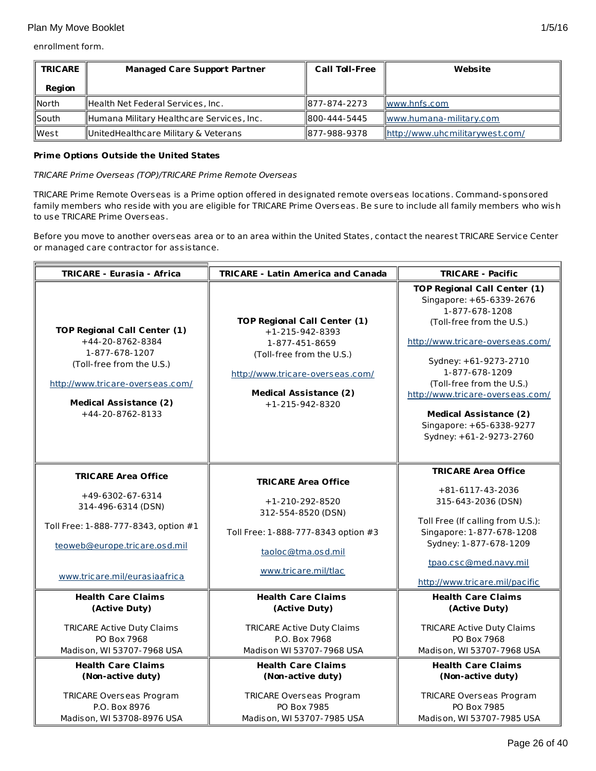enrollment form.

| TRICARE Region | Managed Care Support Partner | Call Toll-Free | Website |
|---|---|---|---|
| North | Health Net Federal Services, Inc. | 877-874-2273 | www.hnfs.com |
| South | Humana Military Healthcare Services, Inc. | 800-444-5445 | www.humana-military.com |
| West | UnitedHealthcare Military & Veterans | 877-988-9378 | http://www.uhcmilitarywest.com/ |

**Prime Options Outside the United States**

*TRICARE Prime Overseas (TOP)/TRICARE Prime Remote Overseas*

TRICARE Prime Remote Overseas is a Prime option offered in designated remote overseas locations. Command-sponsored family members who reside with you are eligible for TRICARE Prime Overseas. Be sure to include all family members who wish to use TRICARE Prime Overseas.

Before you move to another overseas area or to an area within the United States, contact the nearest TRICARE Service Center or managed care contractor for assistance.

| TRICARE - Eurasia - Africa | TRICARE - Latin America and Canada | TRICARE - Pacific |
|---|---|---|
| **TOP Regional Call Center (1)**<br>+44-20-8762-8384<br>1-877-678-1207<br>(Toll-free from the U.S.)<br>http://www.tricare-overseas.com/<br>**Medical Assistance (2)**<br>+44-20-8762-8133 | **TOP Regional Call Center (1)**<br>+1-215-942-8393<br>1-877-451-8659<br>(Toll-free from the U.S.)<br>http://www.tricare-overseas.com/<br>**Medical Assistance (2)**<br>+1-215-942-8320 | **TOP Regional Call Center (1)**<br>Singapore: +65-6339-2676<br>1-877-678-1208<br>(Toll-free from the U.S.)<br>http://www.tricare-overseas.com/<br>Sydney: +61-9273-2710<br>1-877-678-1209<br>(Toll-free from the U.S.)<br>http://www.tricare-overseas.com/<br>**Medical Assistance (2)**<br>Singapore: +65-6338-9277<br>Sydney: +61-2-9273-2760 |
| **TRICARE Area Office**<br>+49-6302-67-6314<br>314-496-6314 (DSN)<br>Toll Free: 1-888-777-8343, option #1<br>teoweb@europe.tricare.osd.mil<br>www.tricare.mil/eurasiaafrica | **TRICARE Area Office**<br>+1-210-292-8520<br>312-554-8520 (DSN)<br>Toll Free: 1-888-777-8343 option #3<br>taoloc@tma.osd.mil<br>www.tricare.mil/tlac | **TRICARE Area Office**<br>+81-6117-43-2036<br>315-643-2036 (DSN)<br>Toll Free (If calling from U.S.):<br>Singapore: 1-877-678-1208<br>Sydney: 1-877-678-1209<br>tpao.csc@med.navy.mil<br>http://www.tricare.mil/pacific |
| **Health Care Claims (Active Duty)**<br>TRICARE Active Duty Claims<br>PO Box 7968<br>Madison, WI 53707-7968 USA | **Health Care Claims (Active Duty)**<br>TRICARE Active Duty Claims<br>P.O. Box 7968<br>Madison WI 53707-7968 USA | **Health Care Claims (Active Duty)**<br>TRICARE Active Duty Claims<br>PO Box 7968<br>Madison, WI 53707-7968 USA |
| **Health Care Claims (Non-active duty)**<br>TRICARE Overseas Program<br>P.O. Box 8976<br>Madison, WI 53708-8976 USA | **Health Care Claims (Non-active duty)**<br>TRICARE Overseas Program<br>PO Box 7985<br>Madison, WI 53707-7985 USA | **Health Care Claims (Non-active duty)**<br>TRICARE Overseas Program<br>PO Box 7985<br>Madison, WI 53707-7985 USA |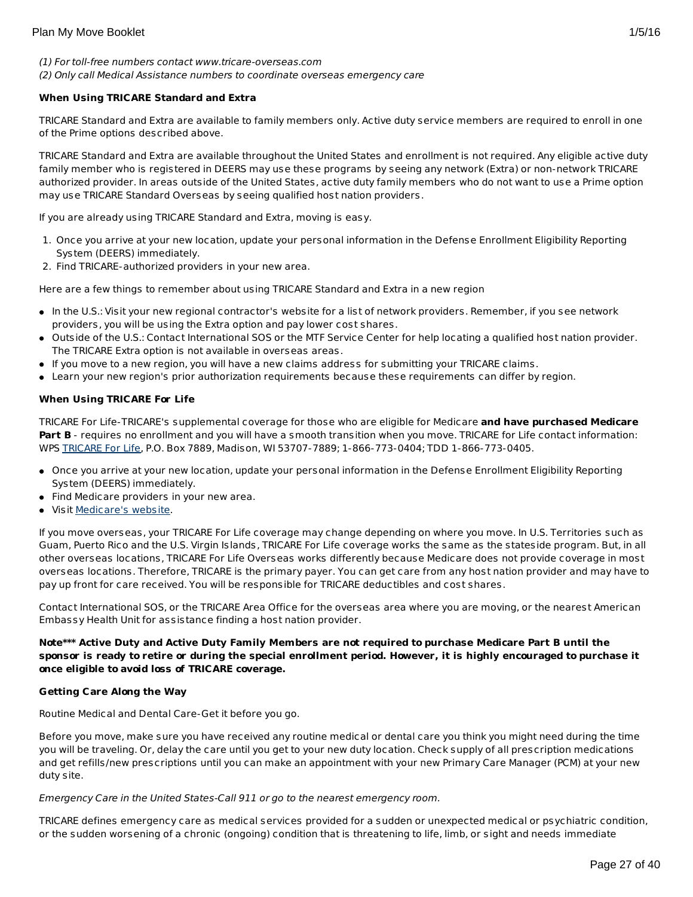*(1) For toll-free numbers contact www.tricare-overseas.com*
*(2) Only call Medical Assistance numbers to coordinate overseas emergency care*

**When Using TRICARE Standard and Extra**

TRICARE Standard and Extra are available to family members only. Active duty service members are required to enroll in one of the Prime options described above.

TRICARE Standard and Extra are available throughout the United States and enrollment is not required. Any eligible active duty family member who is registered in DEERS may use these programs by seeing any network (Extra) or non-network TRICARE authorized provider. In areas outside of the United States, active duty family members who do not want to use a Prime option may use TRICARE Standard Overseas by seeing qualified host nation providers.

If you are already using TRICARE Standard and Extra, moving is easy.

1. Once you arrive at your new location, update your personal information in the Defense Enrollment Eligibility Reporting System (DEERS) immediately.
2. Find TRICARE-authorized providers in your new area.

Here are a few things to remember about using TRICARE Standard and Extra in a new region

- In the U.S.: Visit your new regional contractor's website for a list of network providers. Remember, if you see network providers, you will be using the Extra option and pay lower cost shares.
- Outside of the U.S.: Contact International SOS or the MTF Service Center for help locating a qualified host nation provider. The TRICARE Extra option is not available in overseas areas.
- If you move to a new region, you will have a new claims address for submitting your TRICARE claims.
- Learn your new region's prior authorization requirements because these requirements can differ by region.

**When Using TRICARE For Life**

TRICARE For Life-TRICARE's supplemental coverage for those who are eligible for Medicare **and have purchased Medicare Part B** - requires no enrollment and you will have a smooth transition when you move. TRICARE for Life contact information: WPS TRICARE For Life, P.O. Box 7889, Madison, WI 53707-7889; 1-866-773-0404; TDD 1-866-773-0405.

- Once you arrive at your new location, update your personal information in the Defense Enrollment Eligibility Reporting System (DEERS) immediately.
- Find Medicare providers in your new area.
- Visit Medicare's website.

If you move overseas, your TRICARE For Life coverage may change depending on where you move. In U.S. Territories such as Guam, Puerto Rico and the U.S. Virgin Islands, TRICARE For Life coverage works the same as the stateside program. But, in all other overseas locations, TRICARE For Life Overseas works differently because Medicare does not provide coverage in most overseas locations. Therefore, TRICARE is the primary payer. You can get care from any host nation provider and may have to pay up front for care received. You will be responsible for TRICARE deductibles and cost shares.

Contact International SOS, or the TRICARE Area Office for the overseas area where you are moving, or the nearest American Embassy Health Unit for assistance finding a host nation provider.

**Note*** Active Duty and Active Duty Family Members are not required to purchase Medicare Part B until the sponsor is ready to retire or during the special enrollment period. However, it is highly encouraged to purchase it once eligible to avoid loss of TRICARE coverage.**

**Getting Care Along the Way**

Routine Medical and Dental Care-Get it before you go.

Before you move, make sure you have received any routine medical or dental care you think you might need during the time you will be traveling. Or, delay the care until you get to your new duty location. Check supply of all prescription medications and get refills/new prescriptions until you can make an appointment with your new Primary Care Manager (PCM) at your new duty site.

*Emergency Care in the United States-Call 911 or go to the nearest emergency room.*

TRICARE defines emergency care as medical services provided for a sudden or unexpected medical or psychiatric condition, or the sudden worsening of a chronic (ongoing) condition that is threatening to life, limb, or sight and needs immediate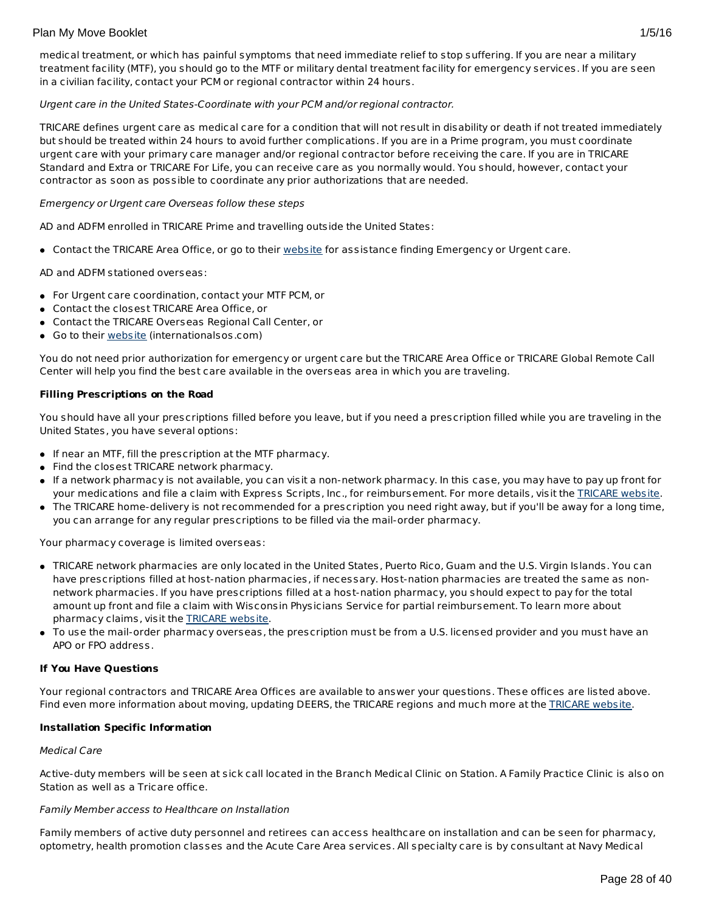medical treatment, or which has painful symptoms that need immediate relief to stop suffering. If you are near a military treatment facility (MTF), you should go to the MTF or military dental treatment facility for emergency services. If you are seen in a civilian facility, contact your PCM or regional contractor within 24 hours.

*Urgent care in the United States-Coordinate with your PCM and/or regional contractor.*

TRICARE defines urgent care as medical care for a condition that will not result in disability or death if not treated immediately but should be treated within 24 hours to avoid further complications. If you are in a Prime program, you must coordinate urgent care with your primary care manager and/or regional contractor before receiving the care. If you are in TRICARE Standard and Extra or TRICARE For Life, you can receive care as you normally would. You should, however, contact your contractor as soon as possible to coordinate any prior authorizations that are needed.

*Emergency or Urgent care Overseas follow these steps*

AD and ADFM enrolled in TRICARE Prime and travelling outside the United States:

- Contact the TRICARE Area Office, or go to their website for assistance finding Emergency or Urgent care.

AD and ADFM stationed overseas:

- For Urgent care coordination, contact your MTF PCM, or
- Contact the closest TRICARE Area Office, or
- Contact the TRICARE Overseas Regional Call Center, or
- Go to their website (internationalsos.com)

You do not need prior authorization for emergency or urgent care but the TRICARE Area Office or TRICARE Global Remote Call Center will help you find the best care available in the overseas area in which you are traveling.

**Filling Prescriptions on the Road**

You should have all your prescriptions filled before you leave, but if you need a prescription filled while you are traveling in the United States, you have several options:

- If near an MTF, fill the prescription at the MTF pharmacy.
- Find the closest TRICARE network pharmacy.
- If a network pharmacy is not available, you can visit a non-network pharmacy. In this case, you may have to pay up front for your medications and file a claim with Express Scripts, Inc., for reimbursement. For more details, visit the TRICARE website.
- The TRICARE home-delivery is not recommended for a prescription you need right away, but if you'll be away for a long time, you can arrange for any regular prescriptions to be filled via the mail-order pharmacy.

Your pharmacy coverage is limited overseas:

- TRICARE network pharmacies are only located in the United States, Puerto Rico, Guam and the U.S. Virgin Islands. You can have prescriptions filled at host-nation pharmacies, if necessary. Host-nation pharmacies are treated the same as non-network pharmacies. If you have prescriptions filled at a host-nation pharmacy, you should expect to pay for the total amount up front and file a claim with Wisconsin Physicians Service for partial reimbursement. To learn more about pharmacy claims, visit the TRICARE website.
- To use the mail-order pharmacy overseas, the prescription must be from a U.S. licensed provider and you must have an APO or FPO address.

**If You Have Questions**

Your regional contractors and TRICARE Area Offices are available to answer your questions. These offices are listed above. Find even more information about moving, updating DEERS, the TRICARE regions and much more at the TRICARE website.

**Installation Specific Information**

*Medical Care*

Active-duty members will be seen at sick call located in the Branch Medical Clinic on Station. A Family Practice Clinic is also on Station as well as a Tricare office.

*Family Member access to Healthcare on Installation*

Family members of active duty personnel and retirees can access healthcare on installation and can be seen for pharmacy, optometry, health promotion classes and the Acute Care Area services. All specialty care is by consultant at Navy Medical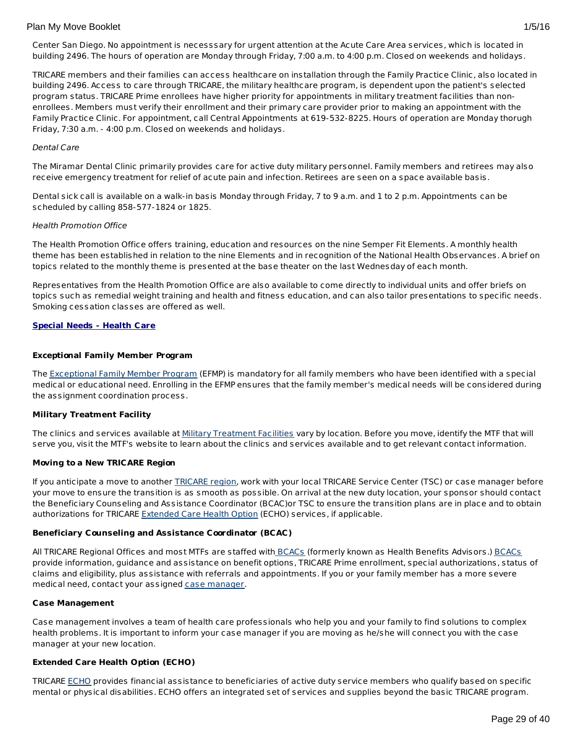Center San Diego. No appointment is necesssary for urgent attention at the Acute Care Area services, which is located in building 2496. The hours of operation are Monday through Friday, 7:00 a.m. to 4:00 p.m. Closed on weekends and holidays.

TRICARE members and their families can access healthcare on installation through the Family Practice Clinic, also located in building 2496. Access to care through TRICARE, the military healthcare program, is dependent upon the patient's selected program status. TRICARE Prime enrollees have higher priority for appointments in military treatment facilities than non-enrollees. Members must verify their enrollment and their primary care provider prior to making an appointment with the Family Practice Clinic. For appointment, call Central Appointments at 619-532-8225. Hours of operation are Monday thorugh Friday, 7:30 a.m. - 4:00 p.m. Closed on weekends and holidays.

*Dental Care*

The Miramar Dental Clinic primarily provides care for active duty military personnel. Family members and retirees may also receive emergency treatment for relief of acute pain and infection. Retirees are seen on a space available basis.

Dental sick call is available on a walk-in basis Monday through Friday, 7 to 9 a.m. and 1 to 2 p.m. Appointments can be scheduled by calling 858-577-1824 or 1825.

*Health Promotion Office*

The Health Promotion Office offers training, education and resources on the nine Semper Fit Elements. A monthly health theme has been established in relation to the nine Elements and in recognition of the National Health Observances. A brief on topics related to the monthly theme is presented at the base theater on the last Wednesday of each month.

Representatives from the Health Promotion Office are also available to come directly to individual units and offer briefs on topics such as remedial weight training and health and fitness education, and can also tailor presentations to specific needs. Smoking cessation classes are offered as well.

## Special Needs - Health Care

**Exceptional Family Member Program**

The Exceptional Family Member Program (EFMP) is mandatory for all family members who have been identified with a special medical or educational need. Enrolling in the EFMP ensures that the family member's medical needs will be considered during the assignment coordination process.

**Military Treatment Facility**

The clinics and services available at Military Treatment Facilities vary by location. Before you move, identify the MTF that will serve you, visit the MTF's website to learn about the clinics and services available and to get relevant contact information.

**Moving to a New TRICARE Region**

If you anticipate a move to another TRICARE region, work with your local TRICARE Service Center (TSC) or case manager before your move to ensure the transition is as smooth as possible. On arrival at the new duty location, your sponsor should contact the Beneficiary Counseling and Assistance Coordinator (BCAC)or TSC to ensure the transition plans are in place and to obtain authorizations for TRICARE Extended Care Health Option (ECHO) services, if applicable.

**Beneficiary Counseling and Assistance Coordinator (BCAC)**

All TRICARE Regional Offices and most MTFs are staffed with BCACs (formerly known as Health Benefits Advisors.) BCACs provide information, guidance and assistance on benefit options, TRICARE Prime enrollment, special authorizations, status of claims and eligibility, plus assistance with referrals and appointments. If you or your family member has a more severe medical need, contact your assigned case manager.

**Case Management**

Case management involves a team of health care professionals who help you and your family to find solutions to complex health problems. It is important to inform your case manager if you are moving as he/she will connect you with the case manager at your new location.

**Extended Care Health Option (ECHO)**

TRICARE ECHO provides financial assistance to beneficiaries of active duty service members who qualify based on specific mental or physical disabilities. ECHO offers an integrated set of services and supplies beyond the basic TRICARE program.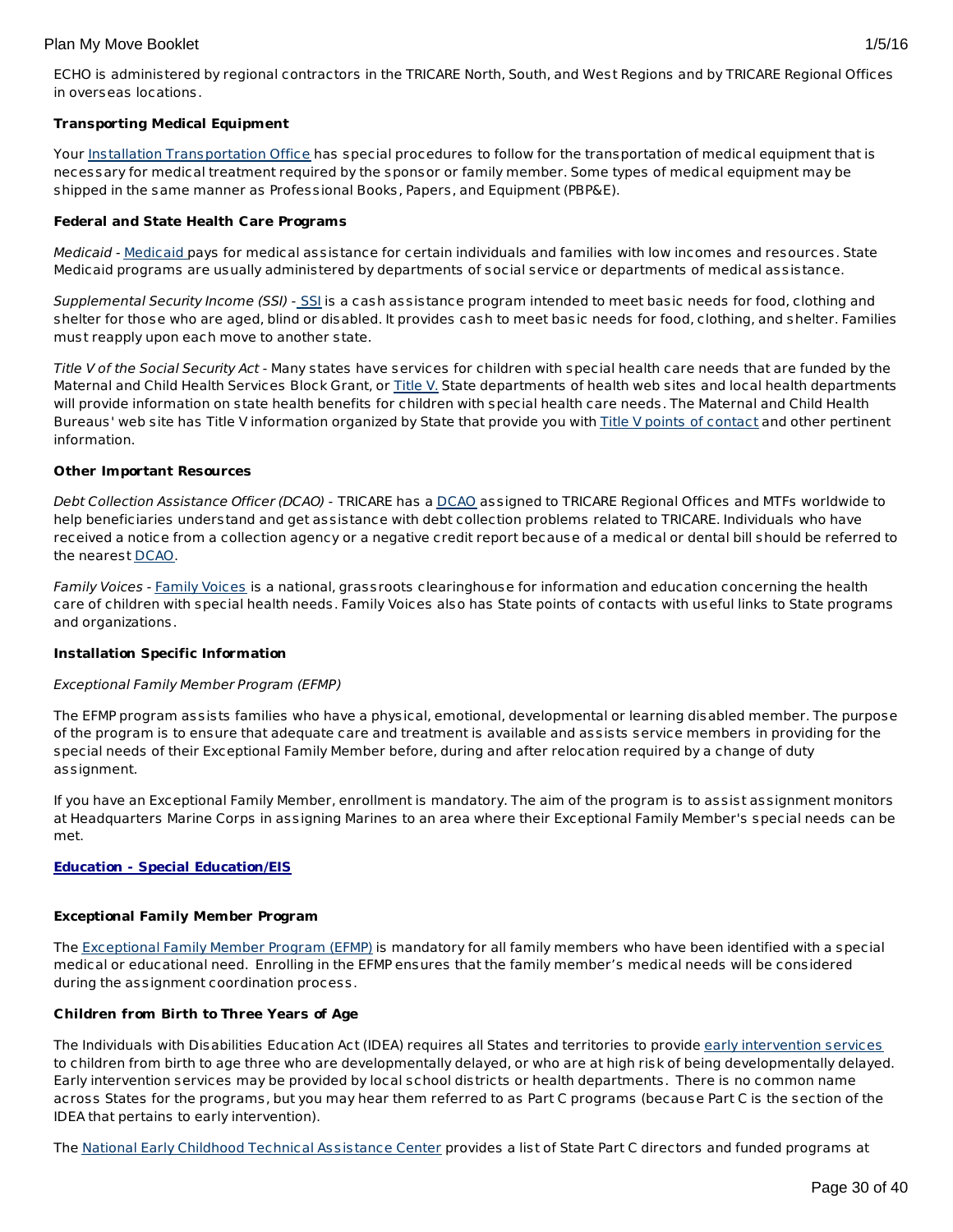ECHO is administered by regional contractors in the TRICARE North, South, and West Regions and by TRICARE Regional Offices in overseas locations.

**Transporting Medical Equipment**

Your Installation Transportation Office has special procedures to follow for the transportation of medical equipment that is necessary for medical treatment required by the sponsor or family member. Some types of medical equipment may be shipped in the same manner as Professional Books, Papers, and Equipment (PBP&E).

**Federal and State Health Care Programs**

*Medicaid* - Medicaid pays for medical assistance for certain individuals and families with low incomes and resources. State Medicaid programs are usually administered by departments of social service or departments of medical assistance.

*Supplemental Security Income (SSI)* - SSI is a cash assistance program intended to meet basic needs for food, clothing and shelter for those who are aged, blind or disabled. It provides cash to meet basic needs for food, clothing, and shelter. Families must reapply upon each move to another state.

*Title V of the Social Security Act* - Many states have services for children with special health care needs that are funded by the Maternal and Child Health Services Block Grant, or Title V. State departments of health web sites and local health departments will provide information on state health benefits for children with special health care needs. The Maternal and Child Health Bureaus' web site has Title V information organized by State that provide you with Title V points of contact and other pertinent information.

**Other Important Resources**

*Debt Collection Assistance Officer (DCAO)* - TRICARE has a DCAO assigned to TRICARE Regional Offices and MTFs worldwide to help beneficiaries understand and get assistance with debt collection problems related to TRICARE. Individuals who have received a notice from a collection agency or a negative credit report because of a medical or dental bill should be referred to the nearest DCAO.

*Family Voices* - Family Voices is a national, grassroots clearinghouse for information and education concerning the health care of children with special health needs. Family Voices also has State points of contacts with useful links to State programs and organizations.

**Installation Specific Information**

*Exceptional Family Member Program (EFMP)*

The EFMP program assists families who have a physical, emotional, developmental or learning disabled member. The purpose of the program is to ensure that adequate care and treatment is available and assists service members in providing for the special needs of their Exceptional Family Member before, during and after relocation required by a change of duty assignment.

If you have an Exceptional Family Member, enrollment is mandatory. The aim of the program is to assist assignment monitors at Headquarters Marine Corps in assigning Marines to an area where their Exceptional Family Member's special needs can be met.

**Education - Special Education/EIS**

**Exceptional Family Member Program**

The Exceptional Family Member Program (EFMP) is mandatory for all family members who have been identified with a special medical or educational need. Enrolling in the EFMP ensures that the family member's medical needs will be considered during the assignment coordination process.

**Children from Birth to Three Years of Age**

The Individuals with Disabilities Education Act (IDEA) requires all States and territories to provide early intervention services to children from birth to age three who are developmentally delayed, or who are at high risk of being developmentally delayed. Early intervention services may be provided by local school districts or health departments. There is no common name across States for the programs, but you may hear them referred to as Part C programs (because Part C is the section of the IDEA that pertains to early intervention).

The National Early Childhood Technical Assistance Center provides a list of State Part C directors and funded programs at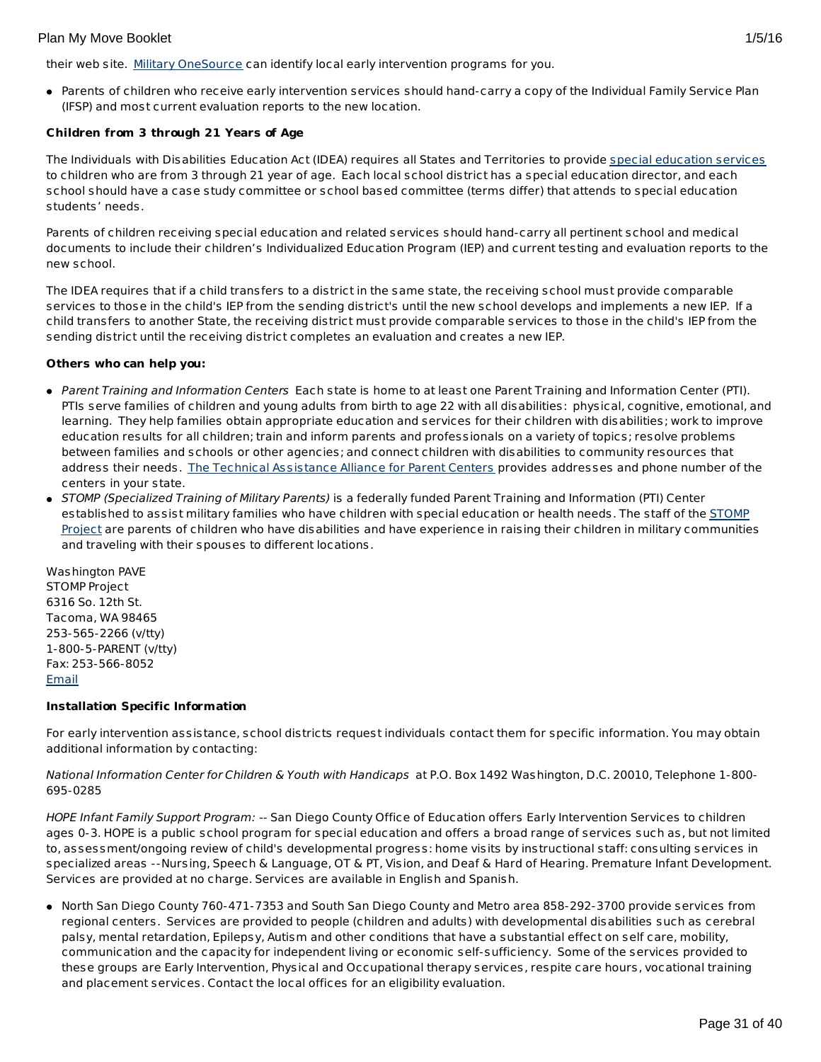their web site. Military OneSource can identify local early intervention programs for you.

- Parents of children who receive early intervention services should hand-carry a copy of the Individual Family Service Plan (IFSP) and most current evaluation reports to the new location.

**Children from 3 through 21 Years of Age**

The Individuals with Disabilities Education Act (IDEA) requires all States and Territories to provide special education services to children who are from 3 through 21 year of age. Each local school district has a special education director, and each school should have a case study committee or school based committee (terms differ) that attends to special education students' needs.

Parents of children receiving special education and related services should hand-carry all pertinent school and medical documents to include their children's Individualized Education Program (IEP) and current testing and evaluation reports to the new school.

The IDEA requires that if a child transfers to a district in the same state, the receiving school must provide comparable services to those in the child's IEP from the sending district's until the new school develops and implements a new IEP. If a child transfers to another State, the receiving district must provide comparable services to those in the child's IEP from the sending district until the receiving district completes an evaluation and creates a new IEP.

**Others who can help you:**

- *Parent Training and Information Centers* Each state is home to at least one Parent Training and Information Center (PTI). PTIs serve families of children and young adults from birth to age 22 with all disabilities: physical, cognitive, emotional, and learning. They help families obtain appropriate education and services for their children with disabilities; work to improve education results for all children; train and inform parents and professionals on a variety of topics; resolve problems between families and schools or other agencies; and connect children with disabilities to community resources that address their needs. The Technical Assistance Alliance for Parent Centers provides addresses and phone number of the centers in your state.
- *STOMP (Specialized Training of Military Parents)* is a federally funded Parent Training and Information (PTI) Center established to assist military families who have children with special education or health needs. The staff of the STOMP Project are parents of children who have disabilities and have experience in raising their children in military communities and traveling with their spouses to different locations.

Washington PAVE
STOMP Project
6316 So. 12th St.
Tacoma, WA 98465
253-565-2266 (v/tty)
1-800-5-PARENT (v/tty)
Fax: 253-566-8052
Email

**Installation Specific Information**

For early intervention assistance, school districts request individuals contact them for specific information. You may obtain additional information by contacting:

*National Information Center for Children & Youth with Handicaps* at P.O. Box 1492 Washington, D.C. 20010, Telephone 1-800-695-0285

*HOPE Infant Family Support Program:* -- San Diego County Office of Education offers Early Intervention Services to children ages 0-3. HOPE is a public school program for special education and offers a broad range of services such as, but not limited to, assessment/ongoing review of child's developmental progress: home visits by instructional staff: consulting services in specialized areas --Nursing, Speech & Language, OT & PT, Vision, and Deaf & Hard of Hearing. Premature Infant Development. Services are provided at no charge. Services are available in English and Spanish.

- North San Diego County 760-471-7353 and South San Diego County and Metro area 858-292-3700 provide services from regional centers. Services are provided to people (children and adults) with developmental disabilities such as cerebral palsy, mental retardation, Epilepsy, Autism and other conditions that have a substantial effect on self care, mobility, communication and the capacity for independent living or economic self-sufficiency. Some of the services provided to these groups are Early Intervention, Physical and Occupational therapy services, respite care hours, vocational training and placement services. Contact the local offices for an eligibility evaluation.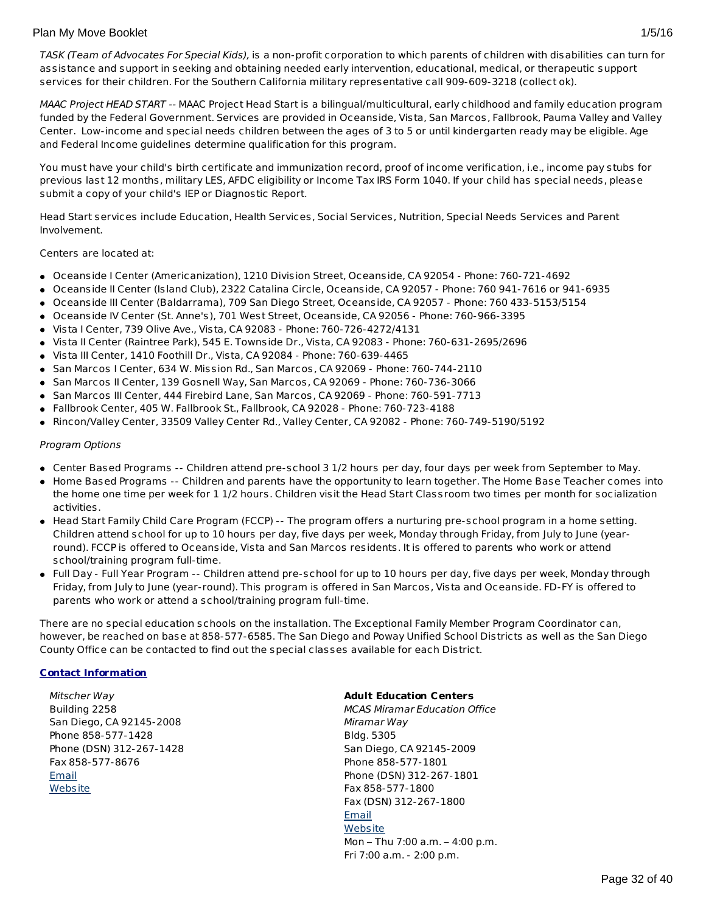*TASK (Team of Advocates For Special Kids),* is a non-profit corporation to which parents of children with disabilities can turn for assistance and support in seeking and obtaining needed early intervention, educational, medical, or therapeutic support services for their children. For the Southern California military representative call 909-609-3218 (collect ok).

*MAAC Project HEAD START* -- MAAC Project Head Start is a bilingual/multicultural, early childhood and family education program funded by the Federal Government. Services are provided in Oceanside, Vista, San Marcos, Fallbrook, Pauma Valley and Valley Center. Low-income and special needs children between the ages of 3 to 5 or until kindergarten ready may be eligible. Age and Federal Income guidelines determine qualification for this program.

You must have your child's birth certificate and immunization record, proof of income verification, i.e., income pay stubs for previous last 12 months, military LES, AFDC eligibility or Income Tax IRS Form 1040. If your child has special needs, please submit a copy of your child's IEP or Diagnostic Report.

Head Start services include Education, Health Services, Social Services, Nutrition, Special Needs Services and Parent Involvement.

Centers are located at:

- Oceanside I Center (Americanization), 1210 Division Street, Oceanside, CA 92054 - Phone: 760-721-4692
- Oceanside II Center (Island Club), 2322 Catalina Circle, Oceanside, CA 92057 - Phone: 760 941-7616 or 941-6935
- Oceanside III Center (Baldarrama), 709 San Diego Street, Oceanside, CA 92057 - Phone: 760 433-5153/5154
- Oceanside IV Center (St. Anne's), 701 West Street, Oceanside, CA 92056 - Phone: 760-966-3395
- Vista I Center, 739 Olive Ave., Vista, CA 92083 - Phone: 760-726-4272/4131
- Vista II Center (Raintree Park), 545 E. Townside Dr., Vista, CA 92083 - Phone: 760-631-2695/2696
- Vista III Center, 1410 Foothill Dr., Vista, CA 92084 - Phone: 760-639-4465
- San Marcos I Center, 634 W. Mission Rd., San Marcos, CA 92069 - Phone: 760-744-2110
- San Marcos II Center, 139 Gosnell Way, San Marcos, CA 92069 - Phone: 760-736-3066
- San Marcos III Center, 444 Firebird Lane, San Marcos, CA 92069 - Phone: 760-591-7713
- Fallbrook Center, 405 W. Fallbrook St., Fallbrook, CA 92028 - Phone: 760-723-4188
- Rincon/Valley Center, 33509 Valley Center Rd., Valley Center, CA 92082 - Phone: 760-749-5190/5192

*Program Options*

- Center Based Programs -- Children attend pre-school 3 1/2 hours per day, four days per week from September to May.
- Home Based Programs -- Children and parents have the opportunity to learn together. The Home Base Teacher comes into the home one time per week for 1 1/2 hours. Children visit the Head Start Classroom two times per month for socialization activities.
- Head Start Family Child Care Program (FCCP) -- The program offers a nurturing pre-school program in a home setting. Children attend school for up to 10 hours per day, five days per week, Monday through Friday, from July to June (year-round). FCCP is offered to Oceanside, Vista and San Marcos residents. It is offered to parents who work or attend school/training program full-time.
- Full Day - Full Year Program -- Children attend pre-school for up to 10 hours per day, five days per week, Monday through Friday, from July to June (year-round). This program is offered in San Marcos, Vista and Oceanside. FD-FY is offered to parents who work or attend a school/training program full-time.

There are no special education schools on the installation. The Exceptional Family Member Program Coordinator can, however, be reached on base at 858-577-6585. The San Diego and Poway Unified School Districts as well as the San Diego County Office can be contacted to find out the special classes available for each District.

**Contact Information**

*Mitscher Way*
Building 2258
San Diego, CA 92145-2008
Phone 858-577-1428
Phone (DSN) 312-267-1428
Fax 858-577-8676
Email
Website

**Adult Education Centers**
*MCAS Miramar Education Office*
*Miramar Way*
Bldg. 5305
San Diego, CA 92145-2009
Phone 858-577-1801
Phone (DSN) 312-267-1801
Fax 858-577-1800
Fax (DSN) 312-267-1800
Email
Website
Mon – Thu 7:00 a.m. – 4:00 p.m.
Fri 7:00 a.m. - 2:00 p.m.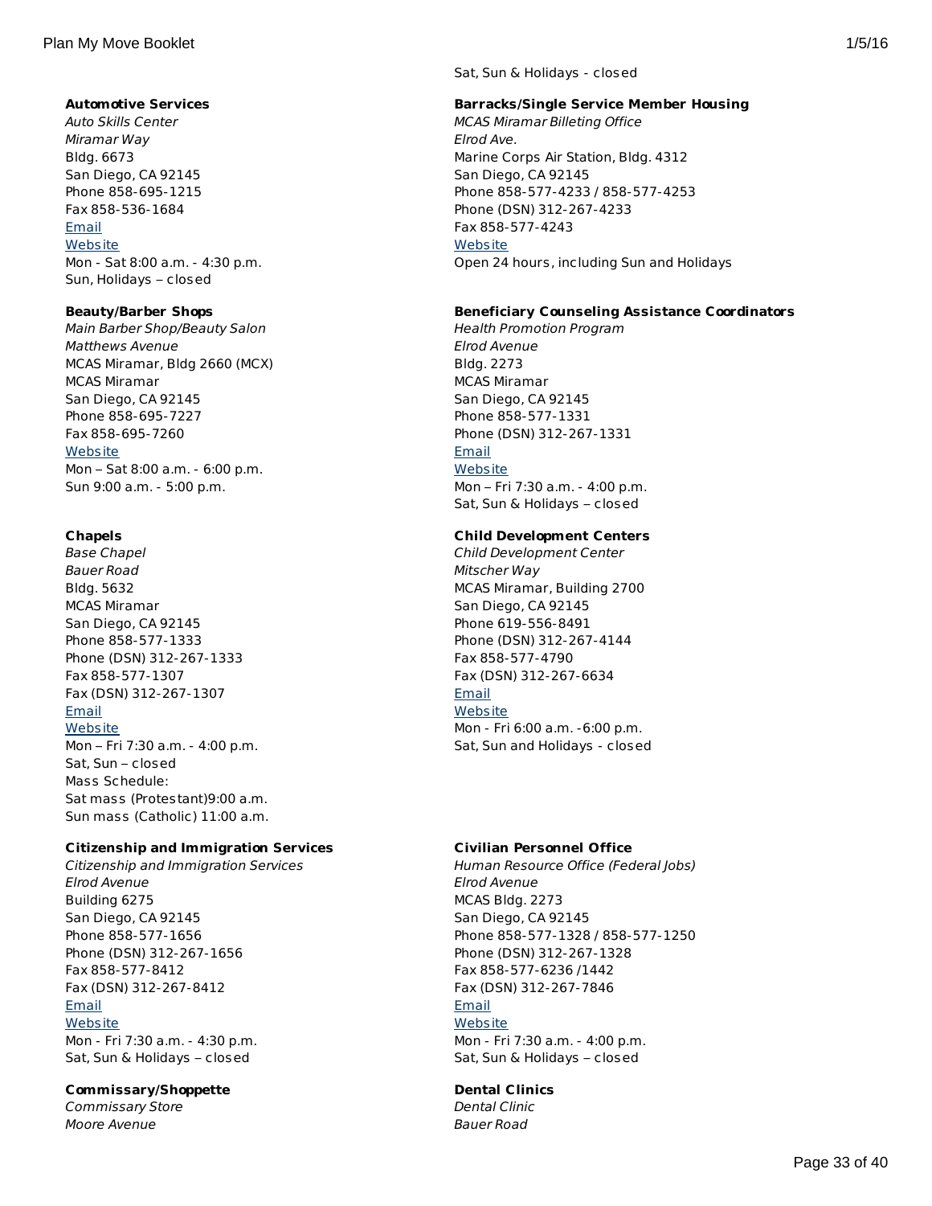Sat, Sun & Holidays - closed

**Automotive Services**
*Auto Skills Center*
*Miramar Way*
Bldg. 6673
San Diego, CA 92145
Phone 858-695-1215
Fax 858-536-1684
Email
Website
Mon - Sat 8:00 a.m. - 4:30 p.m.
Sun, Holidays – closed

**Beauty/Barber Shops**
*Main Barber Shop/Beauty Salon*
*Matthews Avenue*
MCAS Miramar, Bldg 2660 (MCX)
MCAS Miramar
San Diego, CA 92145
Phone 858-695-7227
Fax 858-695-7260
Website
Mon – Sat 8:00 a.m. - 6:00 p.m.
Sun 9:00 a.m. - 5:00 p.m.

**Chapels**
*Base Chapel*
*Bauer Road*
Bldg. 5632
MCAS Miramar
San Diego, CA 92145
Phone 858-577-1333
Phone (DSN) 312-267-1333
Fax 858-577-1307
Fax (DSN) 312-267-1307
Email
Website
Mon – Fri 7:30 a.m. - 4:00 p.m.
Sat, Sun – closed
Mass Schedule:
Sat mass (Protestant)9:00 a.m.
Sun mass (Catholic) 11:00 a.m.

**Citizenship and Immigration Services**
*Citizenship and Immigration Services*
*Elrod Avenue*
Building 6275
San Diego, CA 92145
Phone 858-577-1656
Phone (DSN) 312-267-1656
Fax 858-577-8412
Fax (DSN) 312-267-8412
Email
Website
Mon - Fri 7:30 a.m. - 4:30 p.m.
Sat, Sun & Holidays – closed

**Commissary/Shoppette**
*Commissary Store*
*Moore Avenue*

**Barracks/Single Service Member Housing**
*MCAS Miramar Billeting Office*
*Elrod Ave.*
Marine Corps Air Station, Bldg. 4312
San Diego, CA 92145
Phone 858-577-4233 / 858-577-4253
Phone (DSN) 312-267-4233
Fax 858-577-4243
Website
Open 24 hours, including Sun and Holidays

**Beneficiary Counseling Assistance Coordinators**
*Health Promotion Program*
*Elrod Avenue*
Bldg. 2273
MCAS Miramar
San Diego, CA 92145
Phone 858-577-1331
Phone (DSN) 312-267-1331
Email
Website
Mon – Fri 7:30 a.m. - 4:00 p.m.
Sat, Sun & Holidays – closed

**Child Development Centers**
*Child Development Center*
*Mitscher Way*
MCAS Miramar, Building 2700
San Diego, CA 92145
Phone 619-556-8491
Phone (DSN) 312-267-4144
Fax 858-577-4790
Fax (DSN) 312-267-6634
Email
Website
Mon - Fri 6:00 a.m. -6:00 p.m.
Sat, Sun and Holidays - closed

**Civilian Personnel Office**
*Human Resource Office (Federal Jobs)*
*Elrod Avenue*
MCAS Bldg. 2273
San Diego, CA 92145
Phone 858-577-1328 / 858-577-1250
Phone (DSN) 312-267-1328
Fax 858-577-6236 /1442
Fax (DSN) 312-267-7846
Email
Website
Mon - Fri 7:30 a.m. - 4:00 p.m.
Sat, Sun & Holidays – closed

**Dental Clinics**
*Dental Clinic*
*Bauer Road*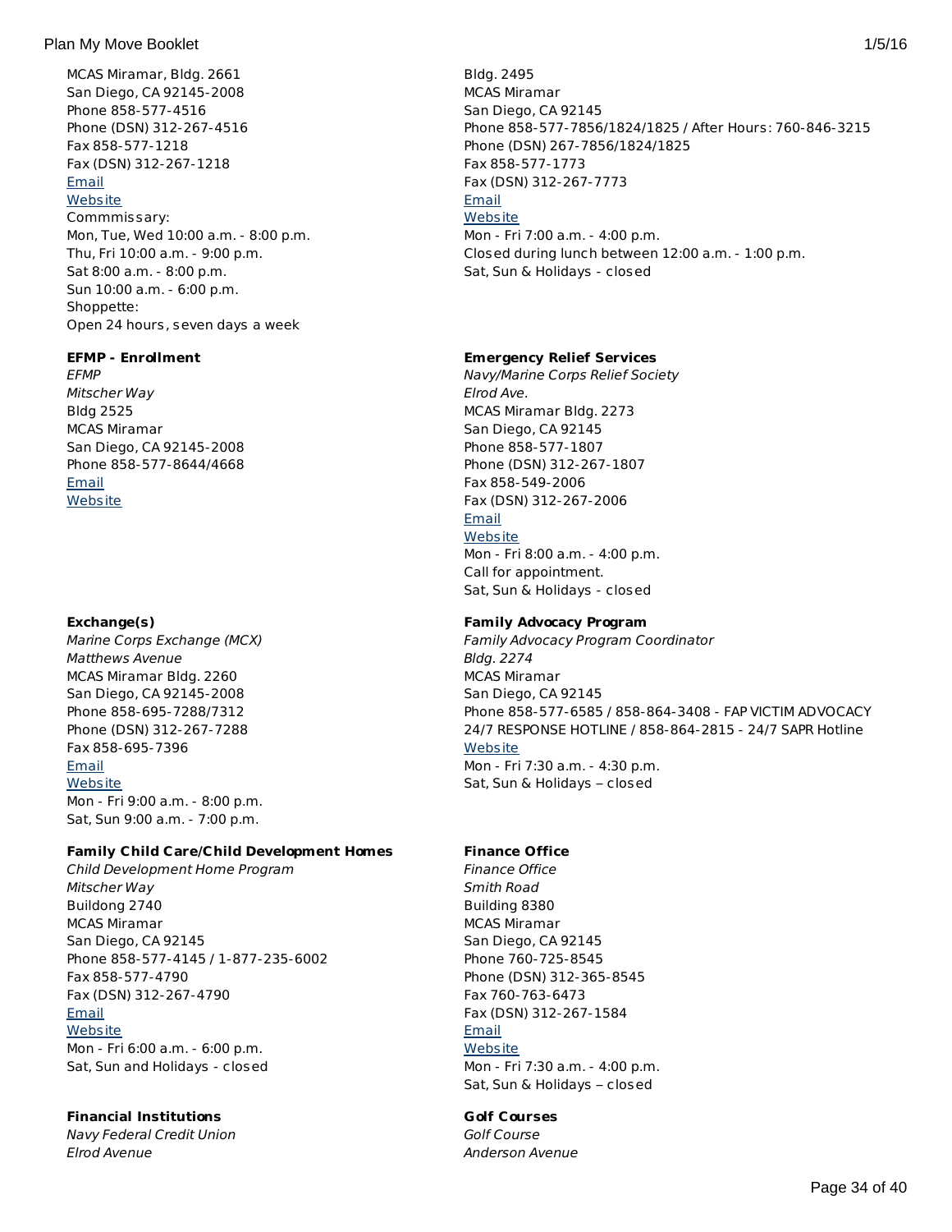MCAS Miramar, Bldg. 2661
San Diego, CA 92145-2008
Phone 858-577-4516
Phone (DSN) 312-267-4516
Fax 858-577-1218
Fax (DSN) 312-267-1218
Email
Website
Commmissary:
Mon, Tue, Wed 10:00 a.m. - 8:00 p.m.
Thu, Fri 10:00 a.m. - 9:00 p.m.
Sat 8:00 a.m. - 8:00 p.m.
Sun 10:00 a.m. - 6:00 p.m.
Shoppette:
Open 24 hours, seven days a week

**EFMP - Enrollment**
*EFMP*
*Mitscher Way*
Bldg 2525
MCAS Miramar
San Diego, CA 92145-2008
Phone 858-577-8644/4668
Email
Website

**Exchange(s)**
*Marine Corps Exchange (MCX)*
*Matthews Avenue*
MCAS Miramar Bldg. 2260
San Diego, CA 92145-2008
Phone 858-695-7288/7312
Phone (DSN) 312-267-7288
Fax 858-695-7396
Email
Website
Mon - Fri 9:00 a.m. - 8:00 p.m.
Sat, Sun 9:00 a.m. - 7:00 p.m.

**Family Child Care/Child Development Homes**
*Child Development Home Program*
*Mitscher Way*
Buildong 2740
MCAS Miramar
San Diego, CA 92145
Phone 858-577-4145 / 1-877-235-6002
Fax 858-577-4790
Fax (DSN) 312-267-4790
Email
Website
Mon - Fri 6:00 a.m. - 6:00 p.m.
Sat, Sun and Holidays - closed

**Financial Institutions**
*Navy Federal Credit Union*
*Elrod Avenue*

Bldg. 2495
MCAS Miramar
San Diego, CA 92145
Phone 858-577-7856/1824/1825 / After Hours: 760-846-3215
Phone (DSN) 267-7856/1824/1825
Fax 858-577-1773
Fax (DSN) 312-267-7773
Email
Website
Mon - Fri 7:00 a.m. - 4:00 p.m.
Closed during lunch between 12:00 a.m. - 1:00 p.m.
Sat, Sun & Holidays - closed

**Emergency Relief Services**
*Navy/Marine Corps Relief Society*
*Elrod Ave.*
MCAS Miramar Bldg. 2273
San Diego, CA 92145
Phone 858-577-1807
Phone (DSN) 312-267-1807
Fax 858-549-2006
Fax (DSN) 312-267-2006
Email
Website
Mon - Fri 8:00 a.m. - 4:00 p.m.
Call for appointment.
Sat, Sun & Holidays - closed

**Family Advocacy Program**
*Family Advocacy Program Coordinator*
*Bldg. 2274*
MCAS Miramar
San Diego, CA 92145
Phone 858-577-6585 / 858-864-3408 - FAP VICTIM ADVOCACY 24/7 RESPONSE HOTLINE / 858-864-2815 - 24/7 SAPR Hotline
Website
Mon - Fri 7:30 a.m. - 4:30 p.m.
Sat, Sun & Holidays – closed

**Finance Office**
*Finance Office*
*Smith Road*
Building 8380
MCAS Miramar
San Diego, CA 92145
Phone 760-725-8545
Phone (DSN) 312-365-8545
Fax 760-763-6473
Fax (DSN) 312-267-1584
Email
Website
Mon - Fri 7:30 a.m. - 4:00 p.m.
Sat, Sun & Holidays – closed

**Golf Courses**
*Golf Course*
*Anderson Avenue*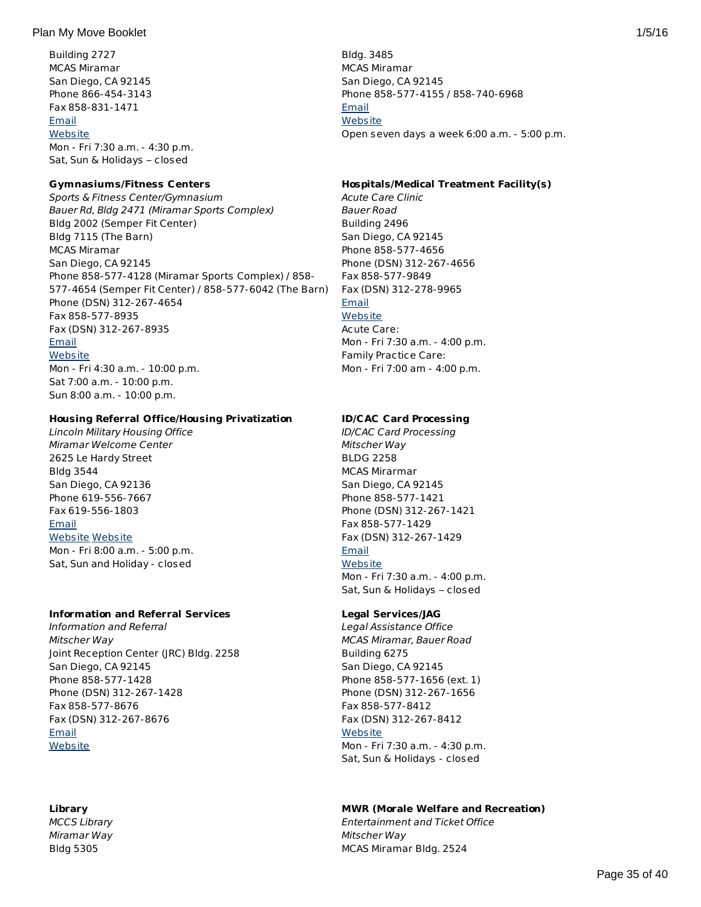Building 2727
MCAS Miramar
San Diego, CA 92145
Phone 866-454-3143
Fax 858-831-1471
Email
Website
Mon - Fri 7:30 a.m. - 4:30 p.m.
Sat, Sun & Holidays – closed

Bldg. 3485
MCAS Miramar
San Diego, CA 92145
Phone 858-577-4155 / 858-740-6968
Email
Website
Open seven days a week 6:00 a.m. - 5:00 p.m.

**Gymnasiums/Fitness Centers**
*Sports & Fitness Center/Gymnasium*
*Bauer Rd, Bldg 2471 (Miramar Sports Complex)*
Bldg 2002 (Semper Fit Center)
Bldg 7115 (The Barn)
MCAS Miramar
San Diego, CA 92145
Phone 858-577-4128 (Miramar Sports Complex) / 858-577-4654 (Semper Fit Center) / 858-577-6042 (The Barn)
Phone (DSN) 312-267-4654
Fax 858-577-8935
Fax (DSN) 312-267-8935
Email
Website
Mon - Fri 4:30 a.m. - 10:00 p.m.
Sat 7:00 a.m. - 10:00 p.m.
Sun 8:00 a.m. - 10:00 p.m.

**Hospitals/Medical Treatment Facility(s)**
*Acute Care Clinic*
*Bauer Road*
Building 2496
San Diego, CA 92145
Phone 858-577-4656
Phone (DSN) 312-267-4656
Fax 858-577-9849
Fax (DSN) 312-278-9965
Email
Website
Acute Care:
Mon - Fri 7:30 a.m. - 4:00 p.m.
Family Practice Care:
Mon - Fri 7:00 am - 4:00 p.m.

**Housing Referral Office/Housing Privatization**
*Lincoln Military Housing Office*
*Miramar Welcome Center*
2625 Le Hardy Street
Bldg 3544
San Diego, CA 92136
Phone 619-556-7667
Fax 619-556-1803
Email
Website Website
Mon - Fri 8:00 a.m. - 5:00 p.m.
Sat, Sun and Holiday - closed

**ID/CAC Card Processing**
*ID/CAC Card Processing*
*Mitscher Way*
BLDG 2258
MCAS Mirarmar
San Diego, CA 92145
Phone 858-577-1421
Phone (DSN) 312-267-1421
Fax 858-577-1429
Fax (DSN) 312-267-1429
Email
Website
Mon - Fri 7:30 a.m. - 4:00 p.m.
Sat, Sun & Holidays – closed

**Information and Referral Services**
*Information and Referral*
*Mitscher Way*
Joint Reception Center (JRC) Bldg. 2258
San Diego, CA 92145
Phone 858-577-1428
Phone (DSN) 312-267-1428
Fax 858-577-8676
Fax (DSN) 312-267-8676
Email
Website

**Legal Services/JAG**
*Legal Assistance Office*
*MCAS Miramar, Bauer Road*
Building 6275
San Diego, CA 92145
Phone 858-577-1656 (ext. 1)
Phone (DSN) 312-267-1656
Fax 858-577-8412
Fax (DSN) 312-267-8412
Website
Mon - Fri 7:30 a.m. - 4:30 p.m.
Sat, Sun & Holidays - closed

**Library**
*MCCS Library*
*Miramar Way*
Bldg 5305

**MWR (Morale Welfare and Recreation)**
*Entertainment and Ticket Office*
*Mitscher Way*
MCAS Miramar Bldg. 2524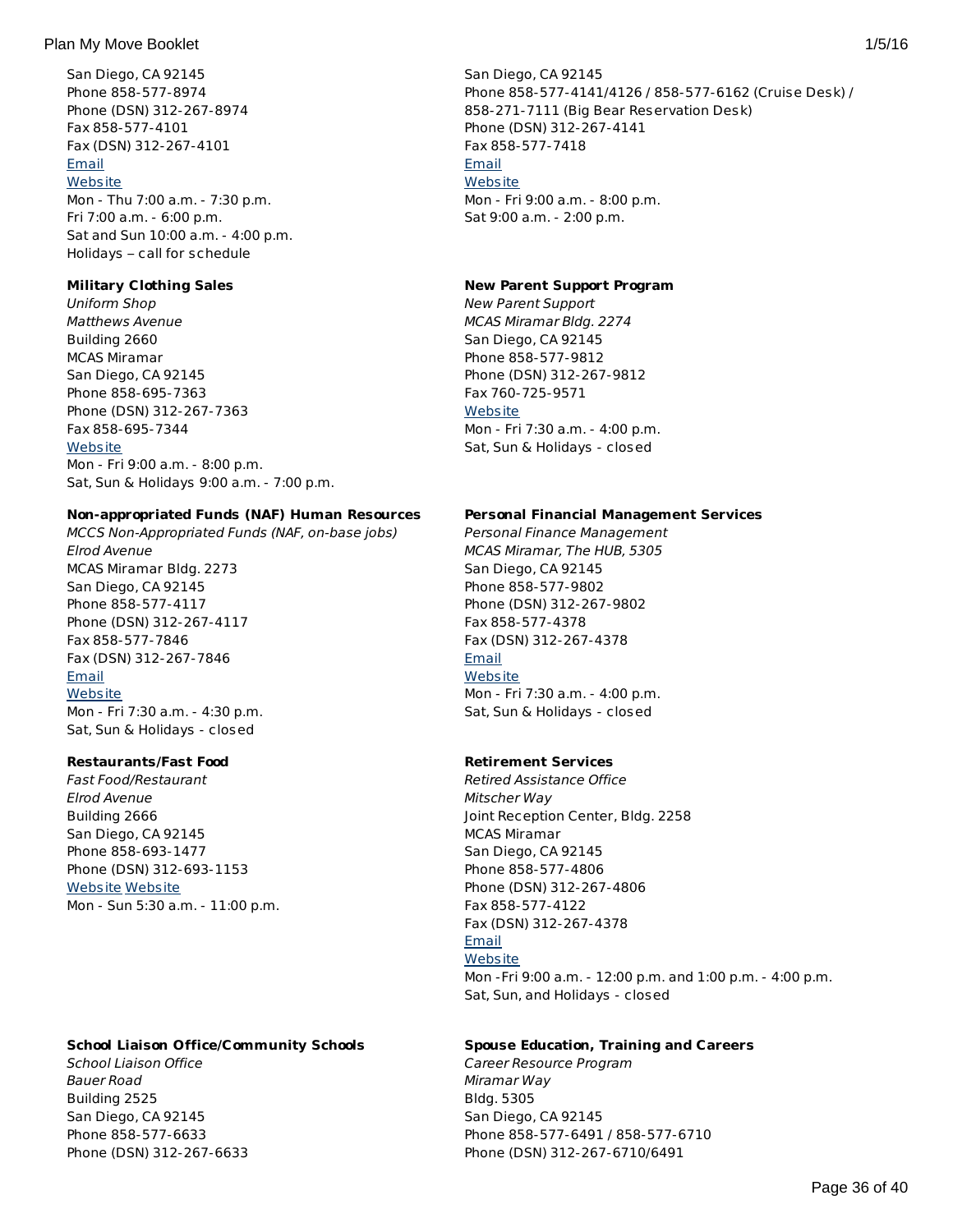San Diego, CA 92145
Phone 858-577-8974
Phone (DSN) 312-267-8974
Fax 858-577-4101
Fax (DSN) 312-267-4101
Email
Website
Mon - Thu 7:00 a.m. - 7:30 p.m.
Fri 7:00 a.m. - 6:00 p.m.
Sat and Sun 10:00 a.m. - 4:00 p.m.
Holidays – call for schedule

**Military Clothing Sales**
*Uniform Shop*
*Matthews Avenue*
Building 2660
MCAS Miramar
San Diego, CA 92145
Phone 858-695-7363
Phone (DSN) 312-267-7363
Fax 858-695-7344
Website
Mon - Fri 9:00 a.m. - 8:00 p.m.
Sat, Sun & Holidays 9:00 a.m. - 7:00 p.m.

**Non-appropriated Funds (NAF) Human Resources**
*MCCS Non-Appropriated Funds (NAF, on-base jobs)*
*Elrod Avenue*
MCAS Miramar Bldg. 2273
San Diego, CA 92145
Phone 858-577-4117
Phone (DSN) 312-267-4117
Fax 858-577-7846
Fax (DSN) 312-267-7846
Email
Website
Mon - Fri 7:30 a.m. - 4:30 p.m.
Sat, Sun & Holidays - closed

**Restaurants/Fast Food**
*Fast Food/Restaurant*
*Elrod Avenue*
Building 2666
San Diego, CA 92145
Phone 858-693-1477
Phone (DSN) 312-693-1153
Website Website
Mon - Sun 5:30 a.m. - 11:00 p.m.

**School Liaison Office/Community Schools**
*School Liaison Office*
*Bauer Road*
Building 2525
San Diego, CA 92145
Phone 858-577-6633
Phone (DSN) 312-267-6633

San Diego, CA 92145
Phone 858-577-4141/4126 / 858-577-6162 (Cruise Desk) / 858-271-7111 (Big Bear Reservation Desk)
Phone (DSN) 312-267-4141
Fax 858-577-7418
Email
Website
Mon - Fri 9:00 a.m. - 8:00 p.m.
Sat 9:00 a.m. - 2:00 p.m.

**New Parent Support Program**
*New Parent Support*
*MCAS Miramar Bldg. 2274*
San Diego, CA 92145
Phone 858-577-9812
Phone (DSN) 312-267-9812
Fax 760-725-9571
Website
Mon - Fri 7:30 a.m. - 4:00 p.m.
Sat, Sun & Holidays - closed

**Personal Financial Management Services**
*Personal Finance Management*
*MCAS Miramar, The HUB, 5305*
San Diego, CA 92145
Phone 858-577-9802
Phone (DSN) 312-267-9802
Fax 858-577-4378
Fax (DSN) 312-267-4378
Email
Website
Mon - Fri 7:30 a.m. - 4:00 p.m.
Sat, Sun & Holidays - closed

**Retirement Services**
*Retired Assistance Office*
*Mitscher Way*
Joint Reception Center, Bldg. 2258
MCAS Miramar
San Diego, CA 92145
Phone 858-577-4806
Phone (DSN) 312-267-4806
Fax 858-577-4122
Fax (DSN) 312-267-4378
Email
Website
Mon -Fri 9:00 a.m. - 12:00 p.m. and 1:00 p.m. - 4:00 p.m.
Sat, Sun, and Holidays - closed

**Spouse Education, Training and Careers**
*Career Resource Program*
*Miramar Way*
Bldg. 5305
San Diego, CA 92145
Phone 858-577-6491 / 858-577-6710
Phone (DSN) 312-267-6710/6491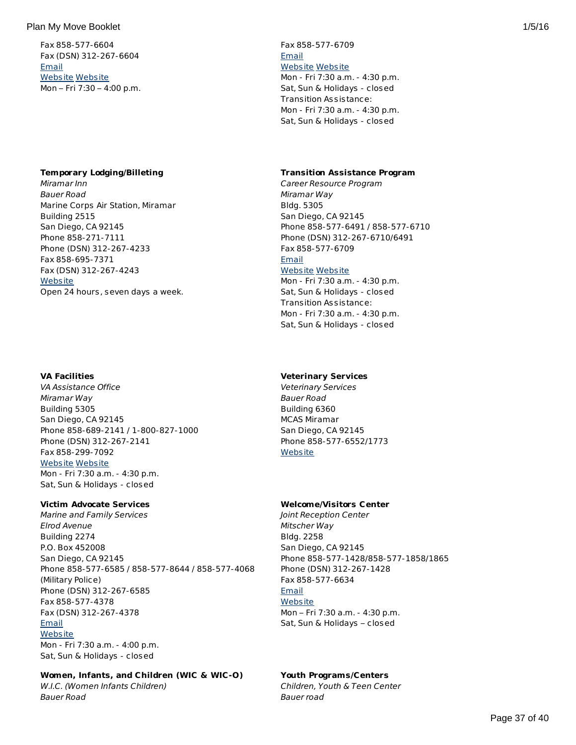Fax 858-577-6604
Fax (DSN) 312-267-6604
Email
Website Website
Mon – Fri 7:30 – 4:00 p.m.

Fax 858-577-6709
Email
Website Website
Mon - Fri 7:30 a.m. - 4:30 p.m.
Sat, Sun & Holidays - closed
Transition Assistance:
Mon - Fri 7:30 a.m. - 4:30 p.m.
Sat, Sun & Holidays - closed

**Temporary Lodging/Billeting**
*Miramar Inn*
*Bauer Road*
Marine Corps Air Station, Miramar
Building 2515
San Diego, CA 92145
Phone 858-271-7111
Phone (DSN) 312-267-4233
Fax 858-695-7371
Fax (DSN) 312-267-4243
Website
Open 24 hours, seven days a week.

**Transition Assistance Program**
*Career Resource Program*
*Miramar Way*
Bldg. 5305
San Diego, CA 92145
Phone 858-577-6491 / 858-577-6710
Phone (DSN) 312-267-6710/6491
Fax 858-577-6709
Email
Website Website
Mon - Fri 7:30 a.m. - 4:30 p.m.
Sat, Sun & Holidays - closed
Transition Assistance:
Mon - Fri 7:30 a.m. - 4:30 p.m.
Sat, Sun & Holidays - closed

**VA Facilities**
*VA Assistance Office*
*Miramar Way*
Building 5305
San Diego, CA 92145
Phone 858-689-2141 / 1-800-827-1000
Phone (DSN) 312-267-2141
Fax 858-299-7092
Website Website
Mon - Fri 7:30 a.m. - 4:30 p.m.
Sat, Sun & Holidays - closed

**Veterinary Services**
*Veterinary Services*
*Bauer Road*
Building 6360
MCAS Miramar
San Diego, CA 92145
Phone 858-577-6552/1773
Website

**Victim Advocate Services**
*Marine and Family Services*
*Elrod Avenue*
Building 2274
P.O. Box 452008
San Diego, CA 92145
Phone 858-577-6585 / 858-577-8644 / 858-577-4068 (Military Police)
Phone (DSN) 312-267-6585
Fax 858-577-4378
Fax (DSN) 312-267-4378
Email
Website
Mon - Fri 7:30 a.m. - 4:00 p.m.
Sat, Sun & Holidays - closed

**Welcome/Visitors Center**
*Joint Reception Center*
*Mitscher Way*
Bldg. 2258
San Diego, CA 92145
Phone 858-577-1428/858-577-1858/1865
Phone (DSN) 312-267-1428
Fax 858-577-6634
Email
Website
Mon – Fri 7:30 a.m. - 4:30 p.m.
Sat, Sun & Holidays – closed

**Women, Infants, and Children (WIC & WIC-O)**
*W.I.C. (Women Infants Children)*
*Bauer Road*

**Youth Programs/Centers**
*Children, Youth & Teen Center*
*Bauer road*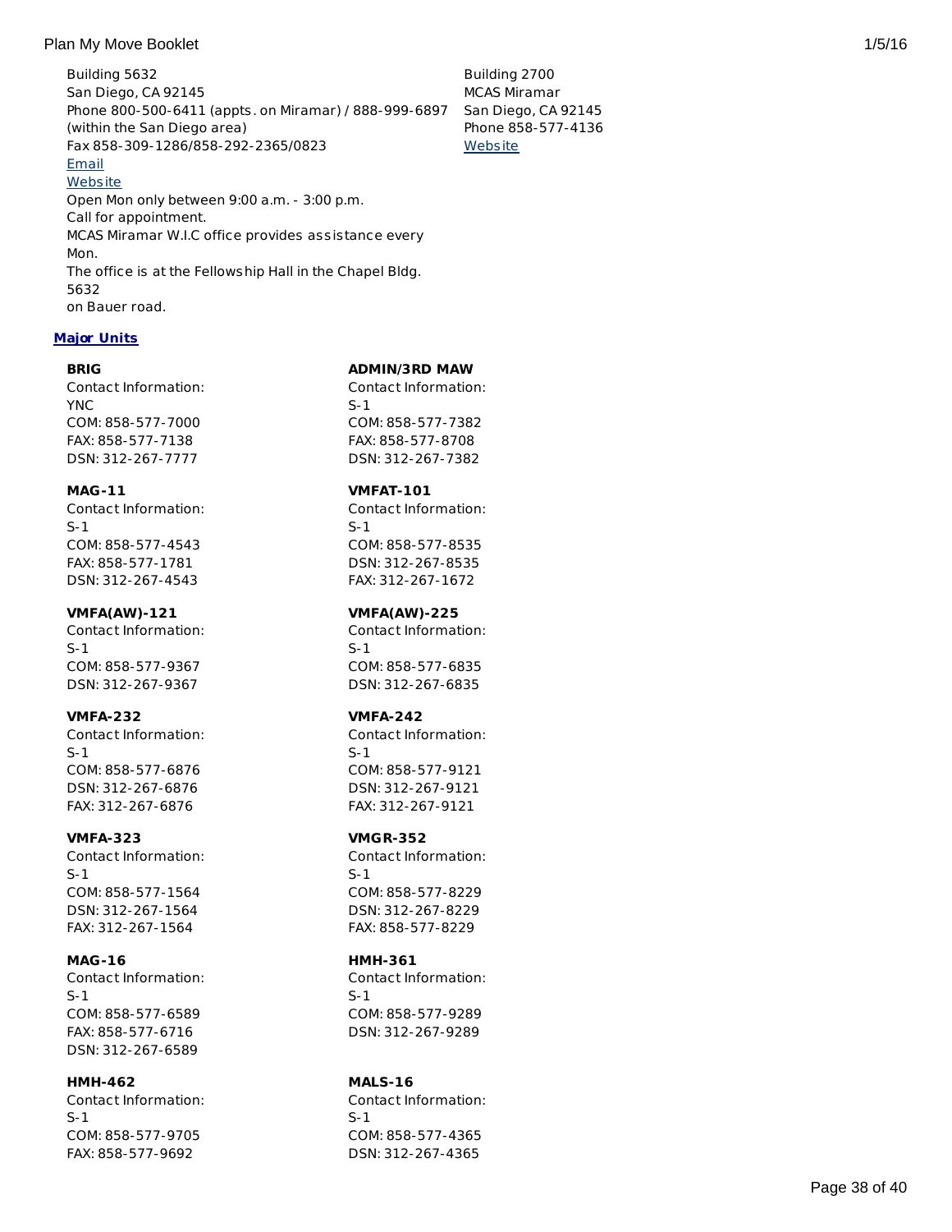Building 5632
San Diego, CA 92145
Phone 800-500-6411 (appts. on Miramar) / 888-999-6897 (within the San Diego area)
Fax 858-309-1286/858-292-2365/0823
[Email]
[Website]
Open Mon only between 9:00 a.m. - 3:00 p.m.
Call for appointment.
MCAS Miramar W.I.C office provides assistance every Mon.
The office is at the Fellowship Hall in the Chapel Bldg. 5632
on Bauer road.

Building 2700
MCAS Miramar
San Diego, CA 92145
Phone 858-577-4136
[Website]

### Major Units

**BRIG**
Contact Information:
YNC
COM: 858-577-7000
FAX: 858-577-7138
DSN: 312-267-7777

**ADMIN/3RD MAW**
Contact Information:
S-1
COM: 858-577-7382
FAX: 858-577-8708
DSN: 312-267-7382

**MAG-11**
Contact Information:
S-1
COM: 858-577-4543
FAX: 858-577-1781
DSN: 312-267-4543

**VMFAT-101**
Contact Information:
S-1
COM: 858-577-8535
DSN: 312-267-8535
FAX: 312-267-1672

**VMFA(AW)-121**
Contact Information:
S-1
COM: 858-577-9367
DSN: 312-267-9367

**VMFA(AW)-225**
Contact Information:
S-1
COM: 858-577-6835
DSN: 312-267-6835

**VMFA-232**
Contact Information:
S-1
COM: 858-577-6876
DSN: 312-267-6876
FAX: 312-267-6876

**VMFA-242**
Contact Information:
S-1
COM: 858-577-9121
DSN: 312-267-9121
FAX: 312-267-9121

**VMFA-323**
Contact Information:
S-1
COM: 858-577-1564
DSN: 312-267-1564
FAX: 312-267-1564

**VMGR-352**
Contact Information:
S-1
COM: 858-577-8229
DSN: 312-267-8229
FAX: 858-577-8229

**MAG-16**
Contact Information:
S-1
COM: 858-577-6589
FAX: 858-577-6716
DSN: 312-267-6589

**HMH-361**
Contact Information:
S-1
COM: 858-577-9289
DSN: 312-267-9289

**HMH-462**
Contact Information:
S-1
COM: 858-577-9705
FAX: 858-577-9692

**MALS-16**
Contact Information:
S-1
COM: 858-577-4365
DSN: 312-267-4365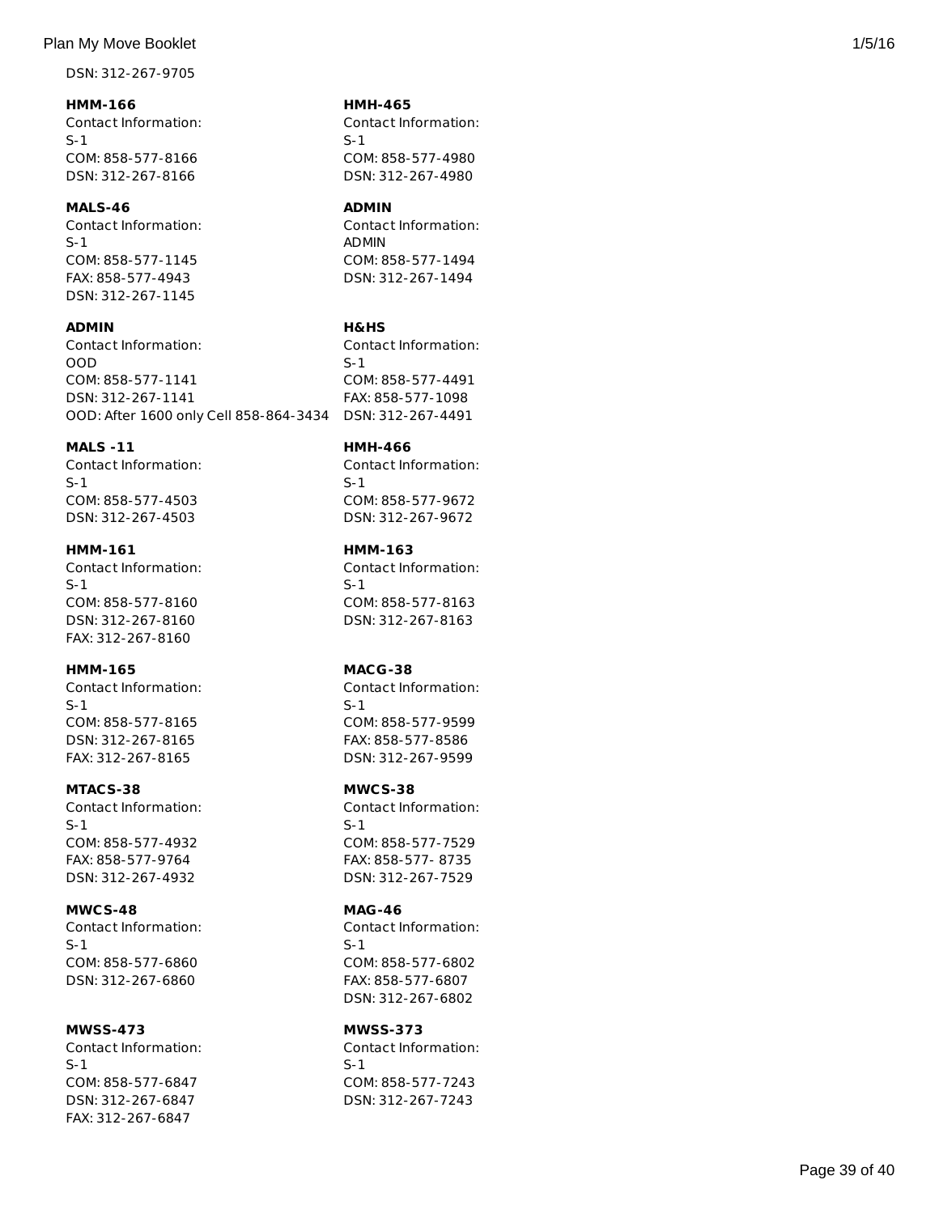DSN: 312-267-9705

**HMM-166**
Contact Information:
S-1
COM: 858-577-8166
DSN: 312-267-8166

**MALS-46**
Contact Information:
S-1
COM: 858-577-1145
FAX: 858-577-4943
DSN: 312-267-1145

**ADMIN**
Contact Information:
OOD
COM: 858-577-1141
DSN: 312-267-1141
OOD: After 1600 only Cell 858-864-3434

**MALS -11**
Contact Information:
S-1
COM: 858-577-4503
DSN: 312-267-4503

**HMM-161**
Contact Information:
S-1
COM: 858-577-8160
DSN: 312-267-8160
FAX: 312-267-8160

**HMM-165**
Contact Information:
S-1
COM: 858-577-8165
DSN: 312-267-8165
FAX: 312-267-8165

**MTACS-38**
Contact Information:
S-1
COM: 858-577-4932
FAX: 858-577-9764
DSN: 312-267-4932

**MWCS-48**
Contact Information:
S-1
COM: 858-577-6860
DSN: 312-267-6860

**MWSS-473**
Contact Information:
S-1
COM: 858-577-6847
DSN: 312-267-6847
FAX: 312-267-6847

**HMH-465**
Contact Information:
S-1
COM: 858-577-4980
DSN: 312-267-4980

**ADMIN**
Contact Information:
ADMIN
COM: 858-577-1494
DSN: 312-267-1494

**H&HS**
Contact Information:
S-1
COM: 858-577-4491
FAX: 858-577-1098
DSN: 312-267-4491

**HMH-466**
Contact Information:
S-1
COM: 858-577-9672
DSN: 312-267-9672

**HMM-163**
Contact Information:
S-1
COM: 858-577-8163
DSN: 312-267-8163

**MACG-38**
Contact Information:
S-1
COM: 858-577-9599
FAX: 858-577-8586
DSN: 312-267-9599

**MWCS-38**
Contact Information:
S-1
COM: 858-577-7529
FAX: 858-577- 8735
DSN: 312-267-7529

**MAG-46**
Contact Information:
S-1
COM: 858-577-6802
FAX: 858-577-6807
DSN: 312-267-6802

**MWSS-373**
Contact Information:
S-1
COM: 858-577-7243
DSN: 312-267-7243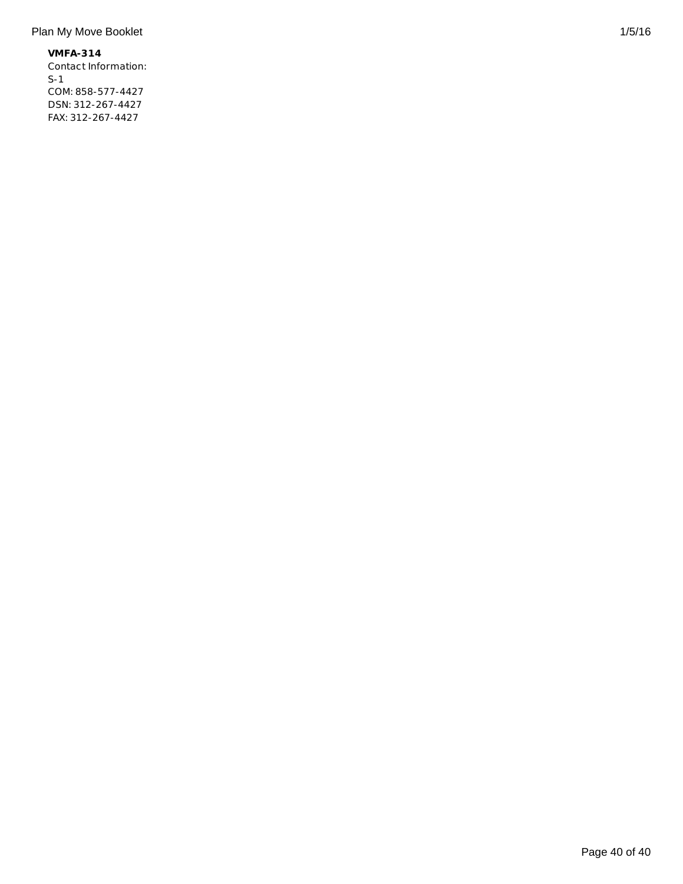**VMFA-314**

Contact Information:
S-1
COM: 858-577-4427
DSN: 312-267-4427
FAX: 312-267-4427